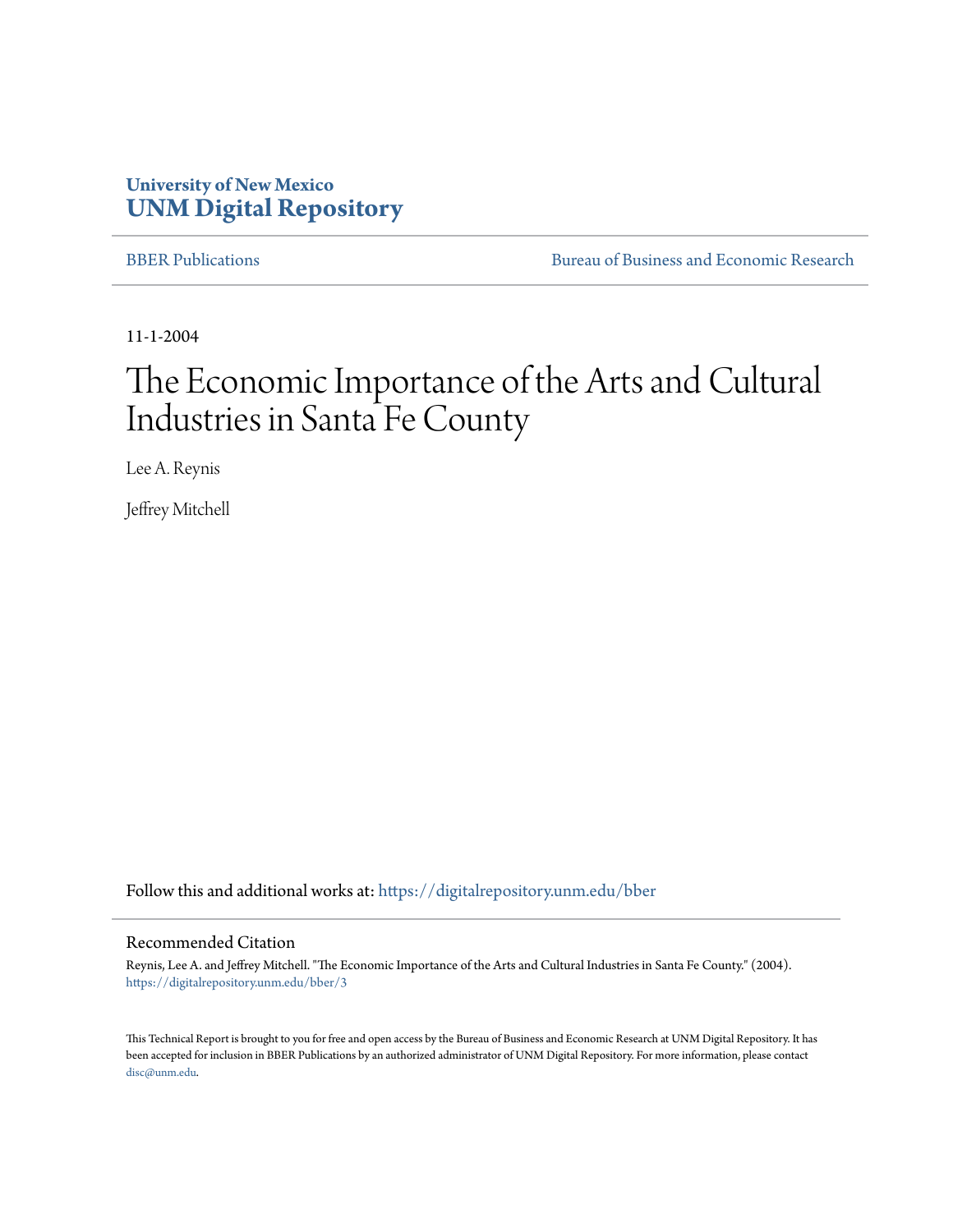**University of New Mexico**
**UNM Digital Repository**

BBER Publications | Bureau of Business and Economic Research

11-1-2004

# The Economic Importance of the Arts and Cultural Industries in Santa Fe County

Lee A. Reynis

Jeffrey Mitchell

Follow this and additional works at: https://digitalrepository.unm.edu/bber

## Recommended Citation

Reynis, Lee A. and Jeffrey Mitchell. "The Economic Importance of the Arts and Cultural Industries in Santa Fe County." (2004). https://digitalrepository.unm.edu/bber/3

This Technical Report is brought to you for free and open access by the Bureau of Business and Economic Research at UNM Digital Repository. It has been accepted for inclusion in BBER Publications by an authorized administrator of UNM Digital Repository. For more information, please contact disc@unm.edu.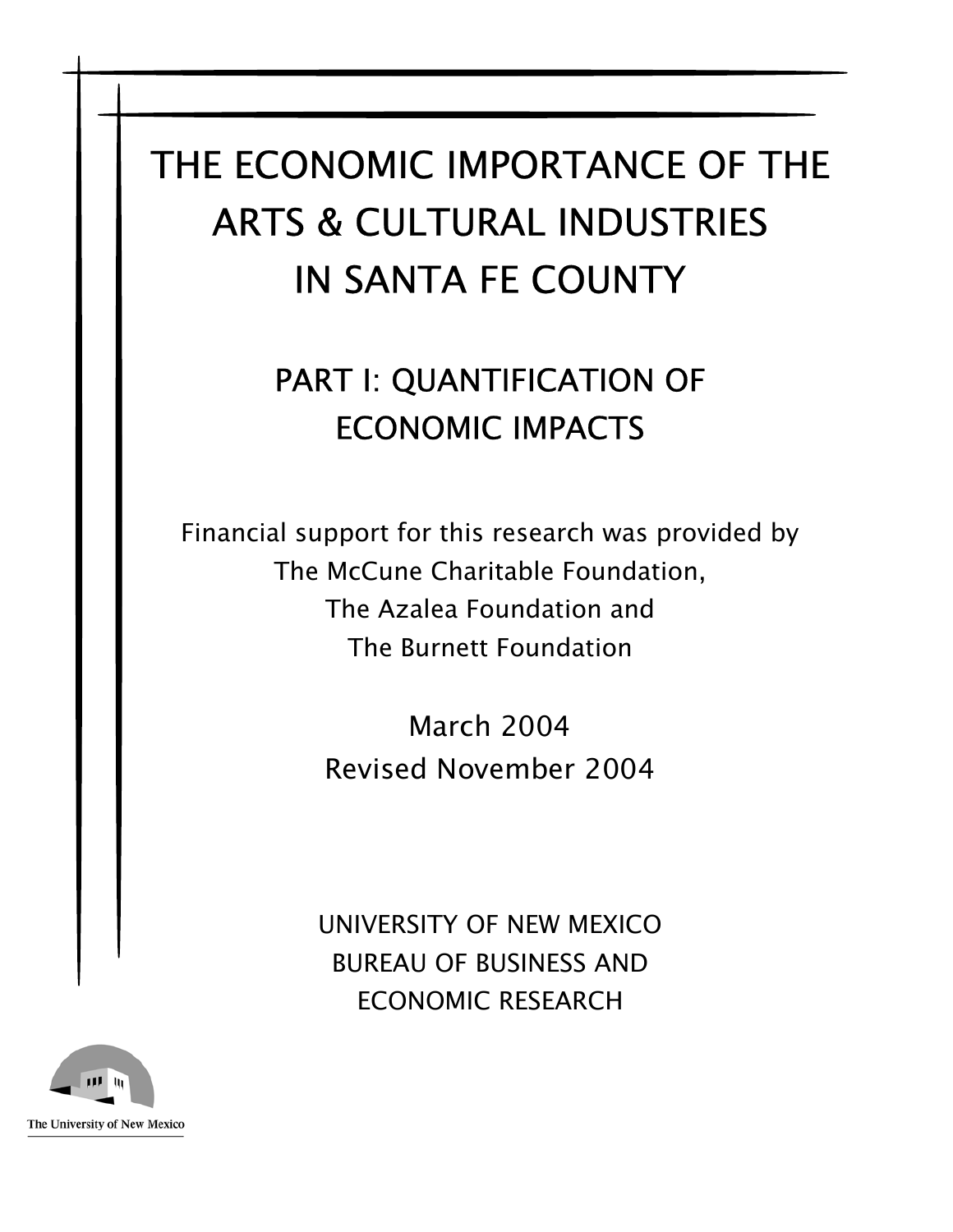# THE ECONOMIC IMPORTANCE OF THE ARTS & CULTURAL INDUSTRIES IN SANTA FE COUNTY

## PART I: QUANTIFICATION OF ECONOMIC IMPACTS

Financial support for this research was provided by
The McCune Charitable Foundation,
The Azalea Foundation and
The Burnett Foundation

March 2004
Revised November 2004

UNIVERSITY OF NEW MEXICO
BUREAU OF BUSINESS AND
ECONOMIC RESEARCH

The University of New Mexico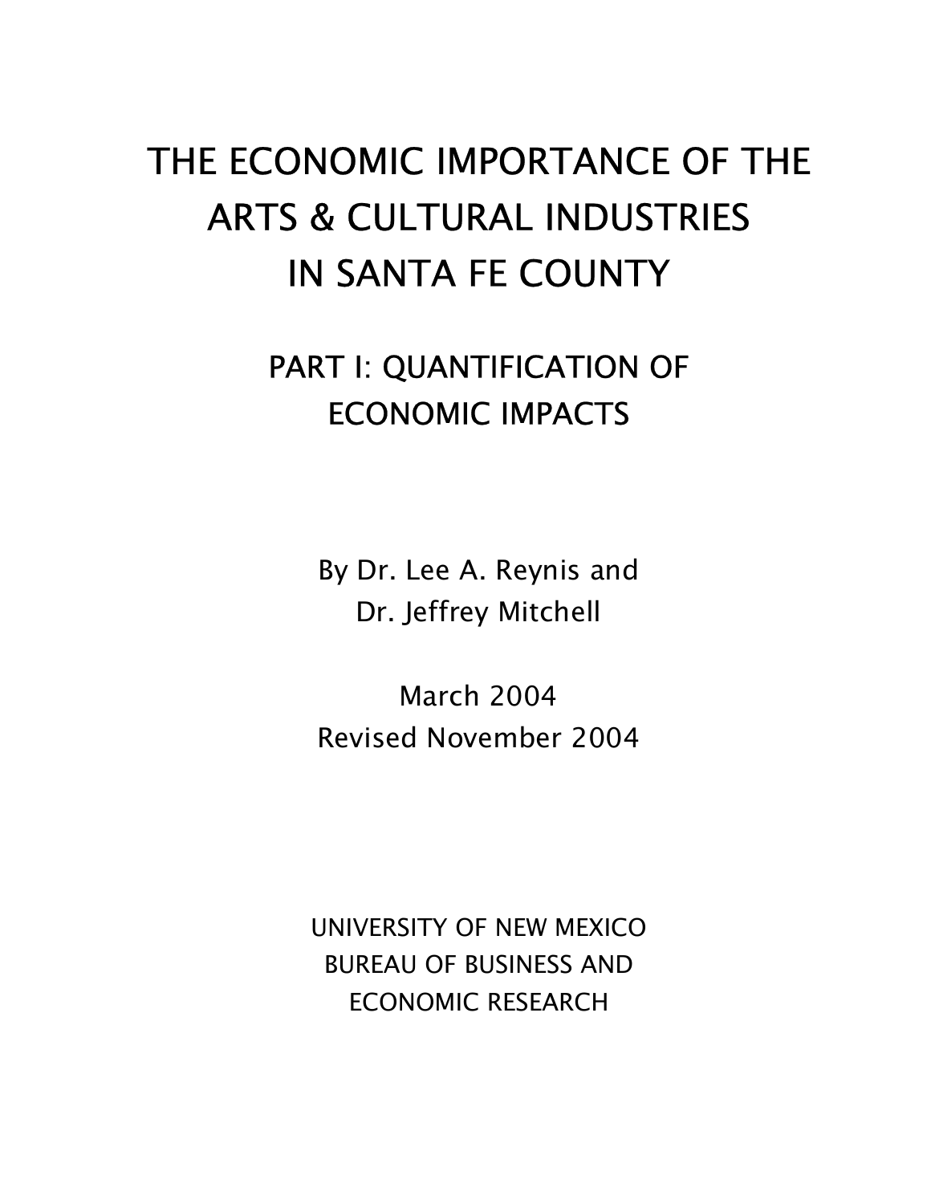# THE ECONOMIC IMPORTANCE OF THE ARTS & CULTURAL INDUSTRIES IN SANTA FE COUNTY

## PART I: QUANTIFICATION OF ECONOMIC IMPACTS

By Dr. Lee A. Reynis and
Dr. Jeffrey Mitchell

March 2004
Revised November 2004

UNIVERSITY OF NEW MEXICO
BUREAU OF BUSINESS AND
ECONOMIC RESEARCH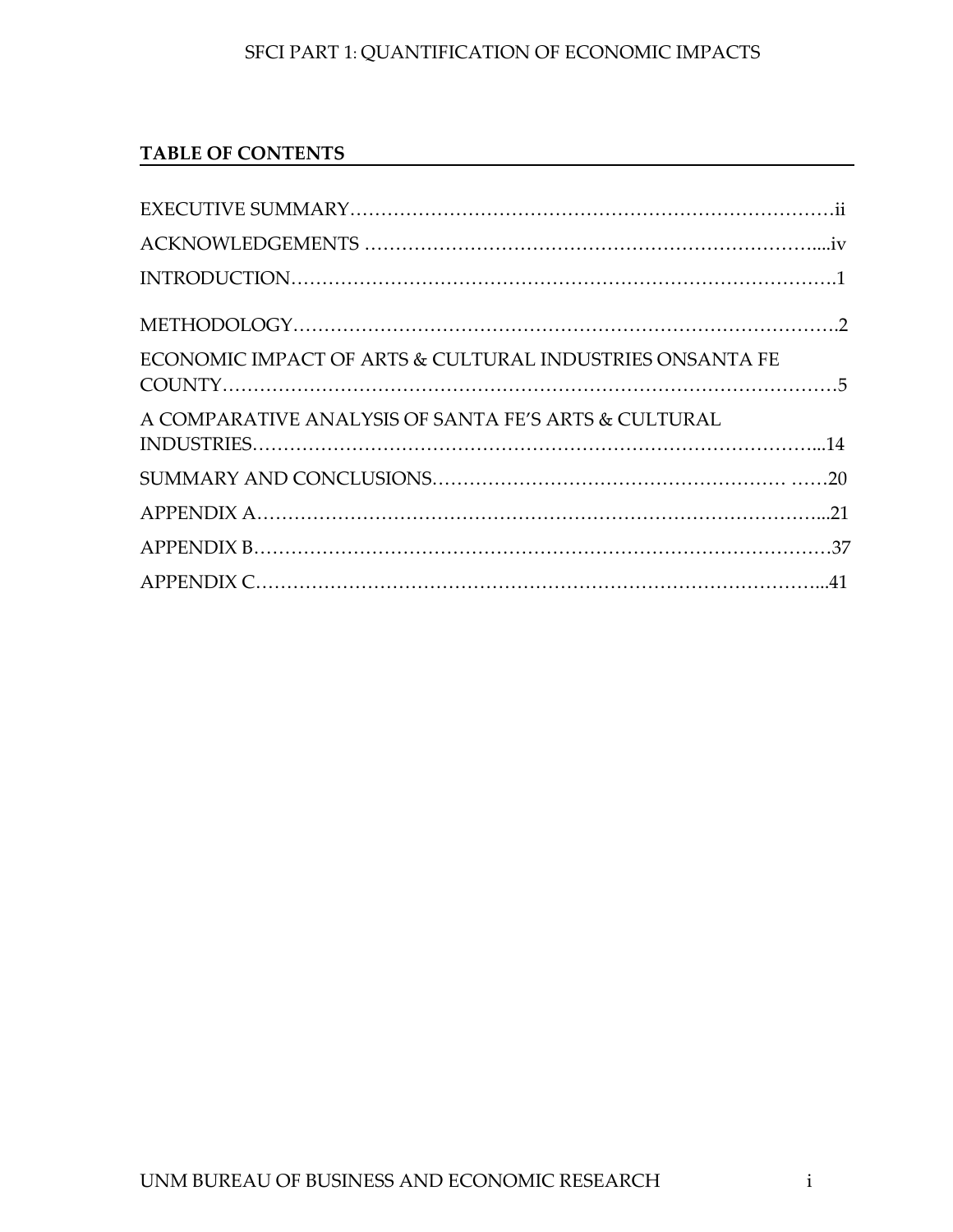## TABLE OF CONTENTS

EXECUTIVE SUMMARY…………………………………………………………………ii

ACKNOWLEDGEMENTS …………………………………………………………....iv

INTRODUCTION……………………………………………………………………….1

METHODOLOGY……………………………………………………………………….2

ECONOMIC IMPACT OF ARTS & CULTURAL INDUSTRIES ONSANTA FE COUNTY………………………………………………………………………………5

A COMPARATIVE ANALYSIS OF SANTA FE'S ARTS & CULTURAL INDUSTRIES…………………………………………………………………………...14

SUMMARY AND CONCLUSIONS………………………………………… ……20

APPENDIX A……………………………………………………………………………...21

APPENDIX B……………………………………………………………………………37

APPENDIX C……………………………………………………………………………...41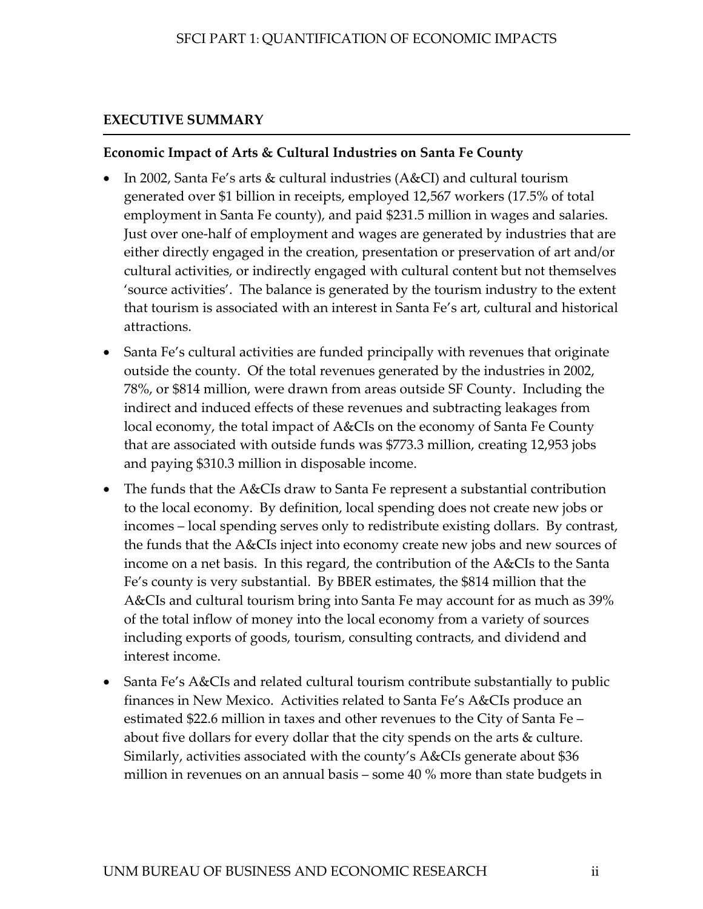## EXECUTIVE SUMMARY

### Economic Impact of Arts & Cultural Industries on Santa Fe County

- In 2002, Santa Fe's arts & cultural industries (A&CI) and cultural tourism generated over $1 billion in receipts, employed 12,567 workers (17.5% of total employment in Santa Fe county), and paid $231.5 million in wages and salaries. Just over one-half of employment and wages are generated by industries that are either directly engaged in the creation, presentation or preservation of art and/or cultural activities, or indirectly engaged with cultural content but not themselves 'source activities'. The balance is generated by the tourism industry to the extent that tourism is associated with an interest in Santa Fe's art, cultural and historical attractions.
- Santa Fe's cultural activities are funded principally with revenues that originate outside the county. Of the total revenues generated by the industries in 2002, 78%, or $814 million, were drawn from areas outside SF County. Including the indirect and induced effects of these revenues and subtracting leakages from local economy, the total impact of A&CIs on the economy of Santa Fe County that are associated with outside funds was $773.3 million, creating 12,953 jobs and paying $310.3 million in disposable income.
- The funds that the A&CIs draw to Santa Fe represent a substantial contribution to the local economy. By definition, local spending does not create new jobs or incomes – local spending serves only to redistribute existing dollars. By contrast, the funds that the A&CIs inject into economy create new jobs and new sources of income on a net basis. In this regard, the contribution of the A&CIs to the Santa Fe's county is very substantial. By BBER estimates, the $814 million that the A&CIs and cultural tourism bring into Santa Fe may account for as much as 39% of the total inflow of money into the local economy from a variety of sources including exports of goods, tourism, consulting contracts, and dividend and interest income.
- Santa Fe's A&CIs and related cultural tourism contribute substantially to public finances in New Mexico. Activities related to Santa Fe's A&CIs produce an estimated $22.6 million in taxes and other revenues to the City of Santa Fe – about five dollars for every dollar that the city spends on the arts & culture. Similarly, activities associated with the county's A&CIs generate about $36 million in revenues on an annual basis – some 40 % more than state budgets in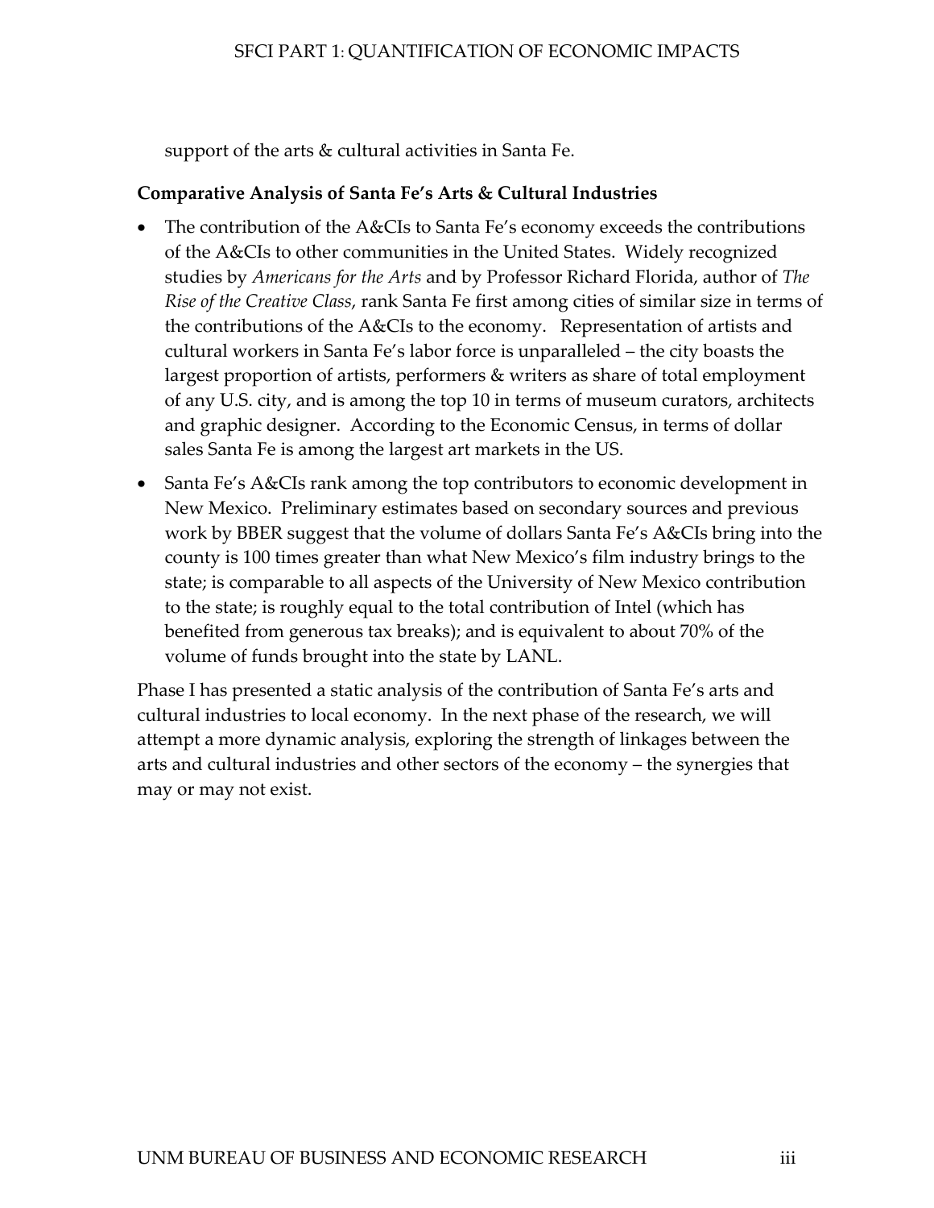support of the arts & cultural activities in Santa Fe.

**Comparative Analysis of Santa Fe's Arts & Cultural Industries**

- The contribution of the A&CIs to Santa Fe's economy exceeds the contributions of the A&CIs to other communities in the United States. Widely recognized studies by *Americans for the Arts* and by Professor Richard Florida, author of *The Rise of the Creative Class*, rank Santa Fe first among cities of similar size in terms of the contributions of the A&CIs to the economy. Representation of artists and cultural workers in Santa Fe's labor force is unparalleled – the city boasts the largest proportion of artists, performers & writers as share of total employment of any U.S. city, and is among the top 10 in terms of museum curators, architects and graphic designer. According to the Economic Census, in terms of dollar sales Santa Fe is among the largest art markets in the US.
- Santa Fe's A&CIs rank among the top contributors to economic development in New Mexico. Preliminary estimates based on secondary sources and previous work by BBER suggest that the volume of dollars Santa Fe's A&CIs bring into the county is 100 times greater than what New Mexico's film industry brings to the state; is comparable to all aspects of the University of New Mexico contribution to the state; is roughly equal to the total contribution of Intel (which has benefited from generous tax breaks); and is equivalent to about 70% of the volume of funds brought into the state by LANL.

Phase I has presented a static analysis of the contribution of Santa Fe's arts and cultural industries to local economy. In the next phase of the research, we will attempt a more dynamic analysis, exploring the strength of linkages between the arts and cultural industries and other sectors of the economy – the synergies that may or may not exist.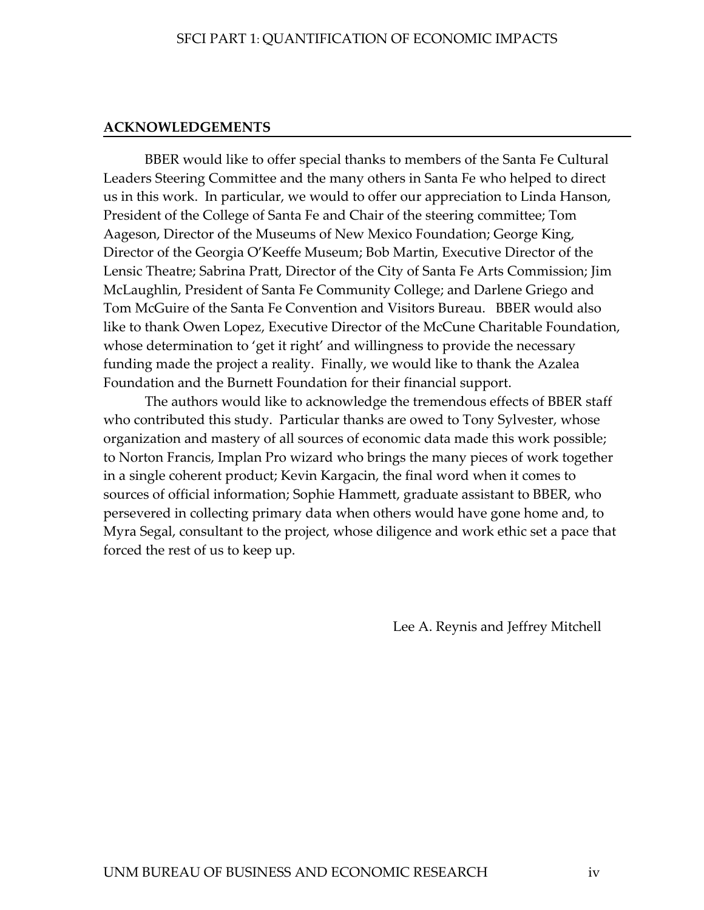## ACKNOWLEDGEMENTS

BBER would like to offer special thanks to members of the Santa Fe Cultural Leaders Steering Committee and the many others in Santa Fe who helped to direct us in this work. In particular, we would to offer our appreciation to Linda Hanson, President of the College of Santa Fe and Chair of the steering committee; Tom Aageson, Director of the Museums of New Mexico Foundation; George King, Director of the Georgia O'Keeffe Museum; Bob Martin, Executive Director of the Lensic Theatre; Sabrina Pratt, Director of the City of Santa Fe Arts Commission; Jim McLaughlin, President of Santa Fe Community College; and Darlene Griego and Tom McGuire of the Santa Fe Convention and Visitors Bureau. BBER would also like to thank Owen Lopez, Executive Director of the McCune Charitable Foundation, whose determination to 'get it right' and willingness to provide the necessary funding made the project a reality. Finally, we would like to thank the Azalea Foundation and the Burnett Foundation for their financial support.

The authors would like to acknowledge the tremendous effects of BBER staff who contributed this study. Particular thanks are owed to Tony Sylvester, whose organization and mastery of all sources of economic data made this work possible; to Norton Francis, Implan Pro wizard who brings the many pieces of work together in a single coherent product; Kevin Kargacin, the final word when it comes to sources of official information; Sophie Hammett, graduate assistant to BBER, who persevered in collecting primary data when others would have gone home and, to Myra Segal, consultant to the project, whose diligence and work ethic set a pace that forced the rest of us to keep up.

Lee A. Reynis and Jeffrey Mitchell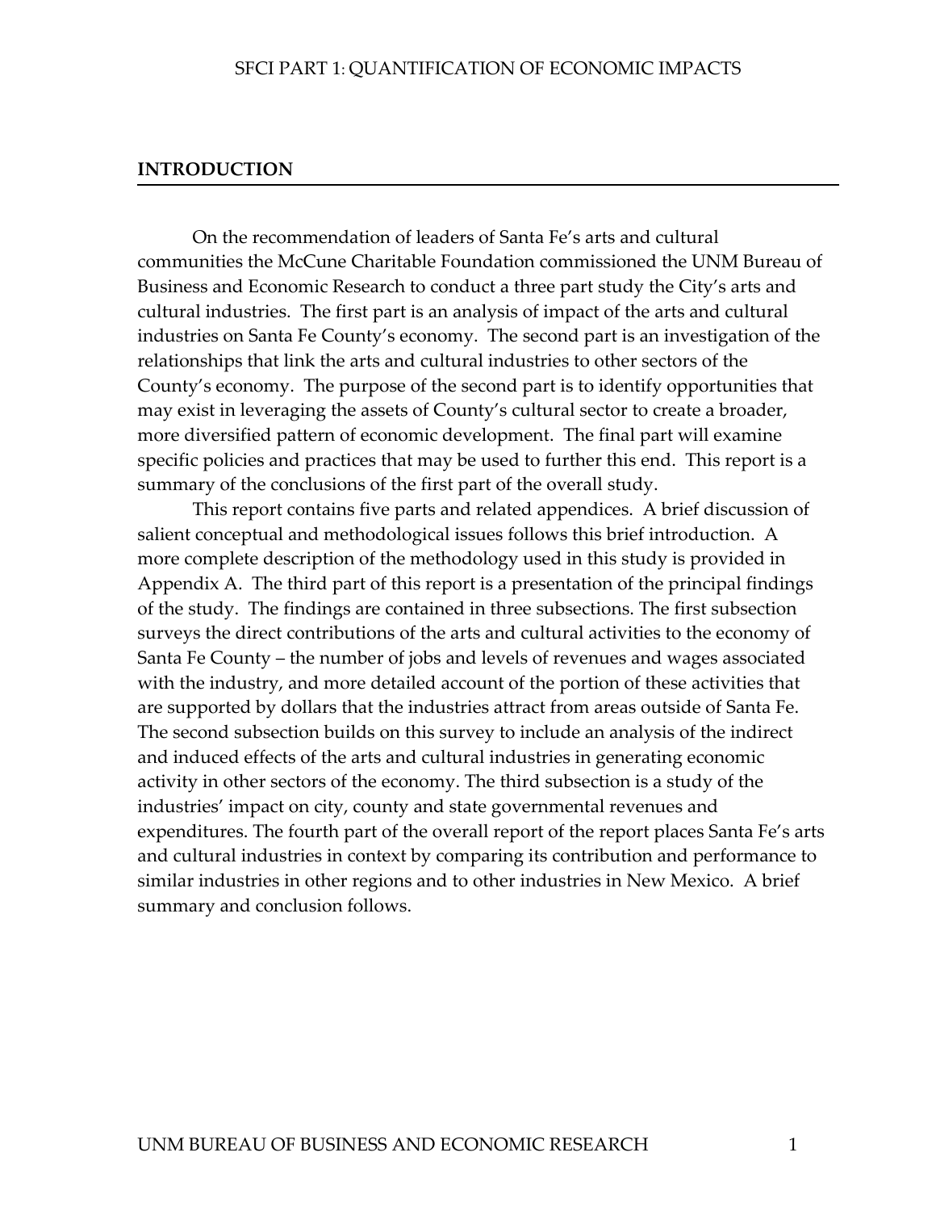## INTRODUCTION

On the recommendation of leaders of Santa Fe's arts and cultural communities the McCune Charitable Foundation commissioned the UNM Bureau of Business and Economic Research to conduct a three part study the City's arts and cultural industries. The first part is an analysis of impact of the arts and cultural industries on Santa Fe County's economy. The second part is an investigation of the relationships that link the arts and cultural industries to other sectors of the County's economy. The purpose of the second part is to identify opportunities that may exist in leveraging the assets of County's cultural sector to create a broader, more diversified pattern of economic development. The final part will examine specific policies and practices that may be used to further this end. This report is a summary of the conclusions of the first part of the overall study.

This report contains five parts and related appendices. A brief discussion of salient conceptual and methodological issues follows this brief introduction. A more complete description of the methodology used in this study is provided in Appendix A. The third part of this report is a presentation of the principal findings of the study. The findings are contained in three subsections. The first subsection surveys the direct contributions of the arts and cultural activities to the economy of Santa Fe County – the number of jobs and levels of revenues and wages associated with the industry, and more detailed account of the portion of these activities that are supported by dollars that the industries attract from areas outside of Santa Fe. The second subsection builds on this survey to include an analysis of the indirect and induced effects of the arts and cultural industries in generating economic activity in other sectors of the economy. The third subsection is a study of the industries' impact on city, county and state governmental revenues and expenditures. The fourth part of the overall report of the report places Santa Fe's arts and cultural industries in context by comparing its contribution and performance to similar industries in other regions and to other industries in New Mexico. A brief summary and conclusion follows.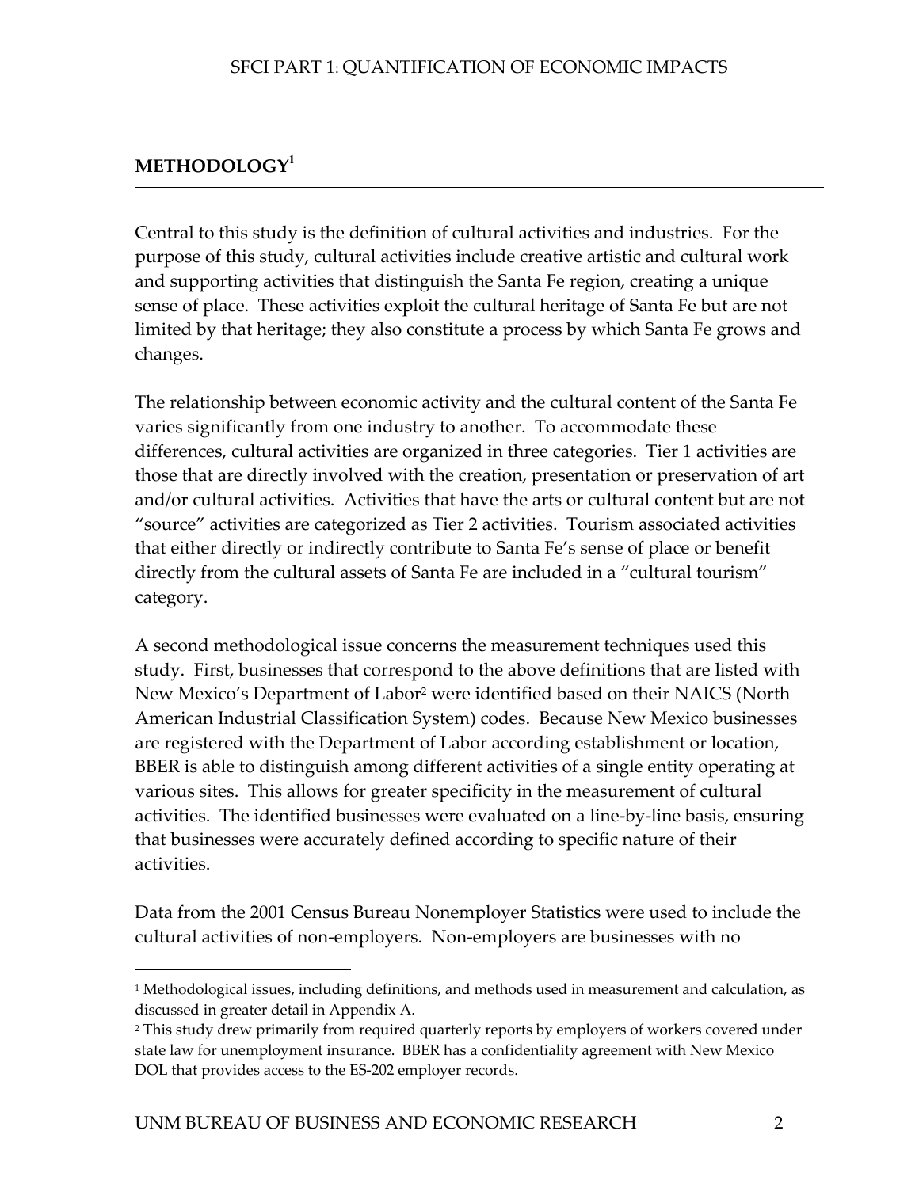## METHODOLOGY[1]

Central to this study is the definition of cultural activities and industries. For the purpose of this study, cultural activities include creative artistic and cultural work and supporting activities that distinguish the Santa Fe region, creating a unique sense of place. These activities exploit the cultural heritage of Santa Fe but are not limited by that heritage; they also constitute a process by which Santa Fe grows and changes.

The relationship between economic activity and the cultural content of the Santa Fe varies significantly from one industry to another. To accommodate these differences, cultural activities are organized in three categories. Tier 1 activities are those that are directly involved with the creation, presentation or preservation of art and/or cultural activities. Activities that have the arts or cultural content but are not "source" activities are categorized as Tier 2 activities. Tourism associated activities that either directly or indirectly contribute to Santa Fe's sense of place or benefit directly from the cultural assets of Santa Fe are included in a "cultural tourism" category.

A second methodological issue concerns the measurement techniques used this study. First, businesses that correspond to the above definitions that are listed with New Mexico's Department of Labor[2] were identified based on their NAICS (North American Industrial Classification System) codes. Because New Mexico businesses are registered with the Department of Labor according establishment or location, BBER is able to distinguish among different activities of a single entity operating at various sites. This allows for greater specificity in the measurement of cultural activities. The identified businesses were evaluated on a line-by-line basis, ensuring that businesses were accurately defined according to specific nature of their activities.

Data from the 2001 Census Bureau Nonemployer Statistics were used to include the cultural activities of non-employers. Non-employers are businesses with no

---

[1] Methodological issues, including definitions, and methods used in measurement and calculation, as discussed in greater detail in Appendix A.

[2] This study drew primarily from required quarterly reports by employers of workers covered under state law for unemployment insurance. BBER has a confidentiality agreement with New Mexico DOL that provides access to the ES-202 employer records.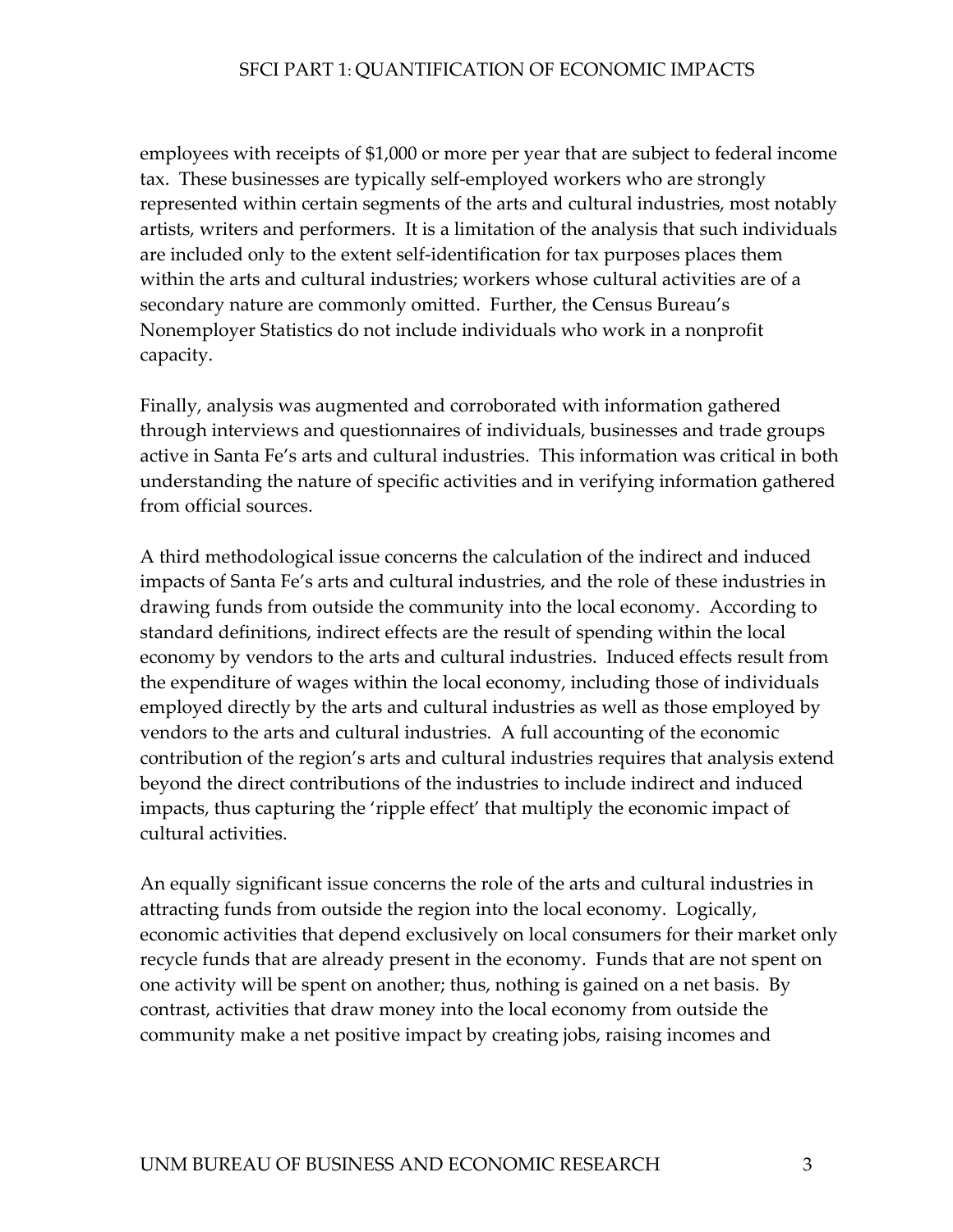employees with receipts of $1,000 or more per year that are subject to federal income tax. These businesses are typically self-employed workers who are strongly represented within certain segments of the arts and cultural industries, most notably artists, writers and performers. It is a limitation of the analysis that such individuals are included only to the extent self-identification for tax purposes places them within the arts and cultural industries; workers whose cultural activities are of a secondary nature are commonly omitted. Further, the Census Bureau's Nonemployer Statistics do not include individuals who work in a nonprofit capacity.

Finally, analysis was augmented and corroborated with information gathered through interviews and questionnaires of individuals, businesses and trade groups active in Santa Fe's arts and cultural industries. This information was critical in both understanding the nature of specific activities and in verifying information gathered from official sources.

A third methodological issue concerns the calculation of the indirect and induced impacts of Santa Fe's arts and cultural industries, and the role of these industries in drawing funds from outside the community into the local economy. According to standard definitions, indirect effects are the result of spending within the local economy by vendors to the arts and cultural industries. Induced effects result from the expenditure of wages within the local economy, including those of individuals employed directly by the arts and cultural industries as well as those employed by vendors to the arts and cultural industries. A full accounting of the economic contribution of the region's arts and cultural industries requires that analysis extend beyond the direct contributions of the industries to include indirect and induced impacts, thus capturing the 'ripple effect' that multiply the economic impact of cultural activities.

An equally significant issue concerns the role of the arts and cultural industries in attracting funds from outside the region into the local economy. Logically, economic activities that depend exclusively on local consumers for their market only recycle funds that are already present in the economy. Funds that are not spent on one activity will be spent on another; thus, nothing is gained on a net basis. By contrast, activities that draw money into the local economy from outside the community make a net positive impact by creating jobs, raising incomes and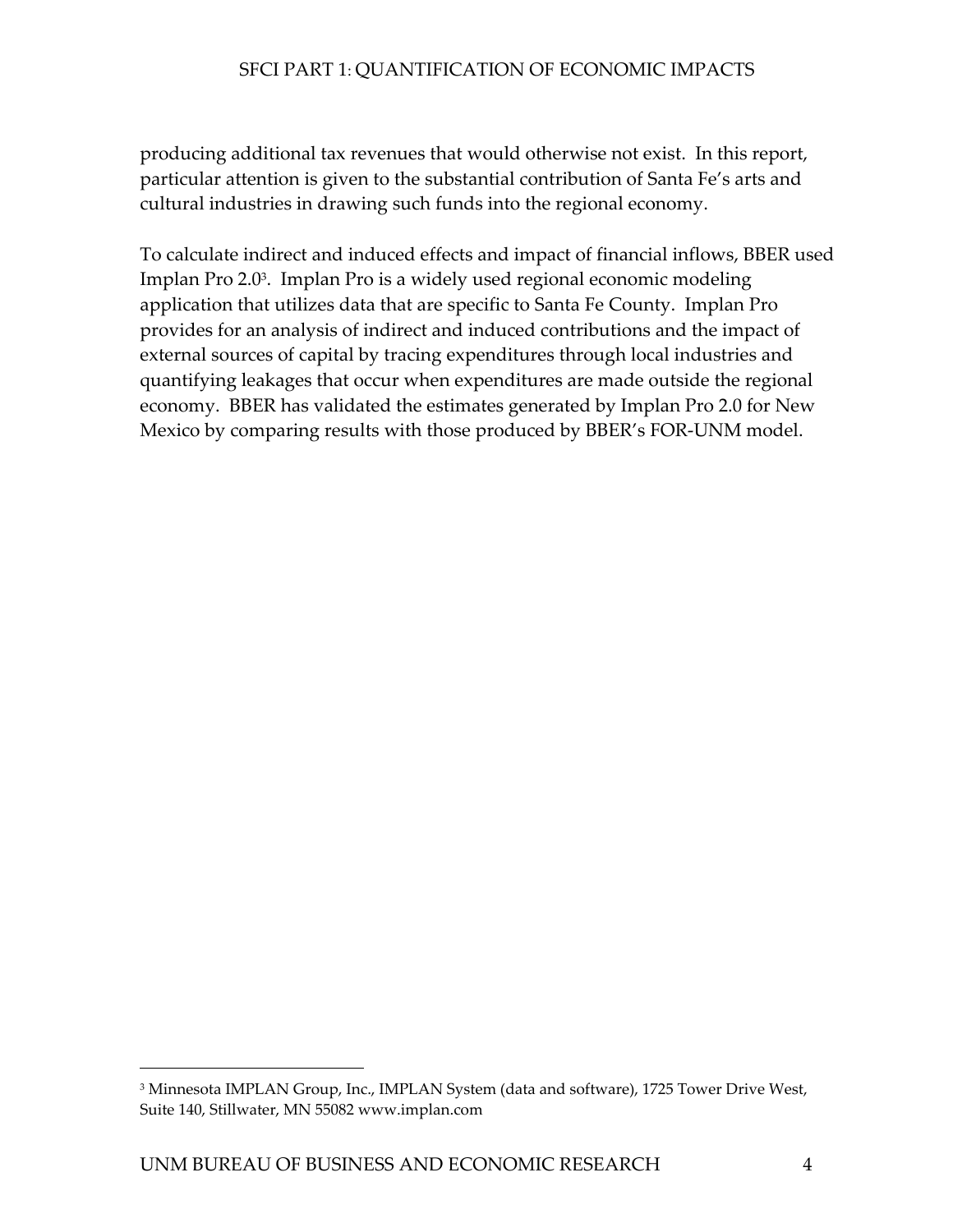producing additional tax revenues that would otherwise not exist. In this report, particular attention is given to the substantial contribution of Santa Fe's arts and cultural industries in drawing such funds into the regional economy.

To calculate indirect and induced effects and impact of financial inflows, BBER used Implan Pro 2.0[3]. Implan Pro is a widely used regional economic modeling application that utilizes data that are specific to Santa Fe County. Implan Pro provides for an analysis of indirect and induced contributions and the impact of external sources of capital by tracing expenditures through local industries and quantifying leakages that occur when expenditures are made outside the regional economy. BBER has validated the estimates generated by Implan Pro 2.0 for New Mexico by comparing results with those produced by BBER's FOR-UNM model.

---

[3] Minnesota IMPLAN Group, Inc., IMPLAN System (data and software), 1725 Tower Drive West, Suite 140, Stillwater, MN 55082 www.implan.com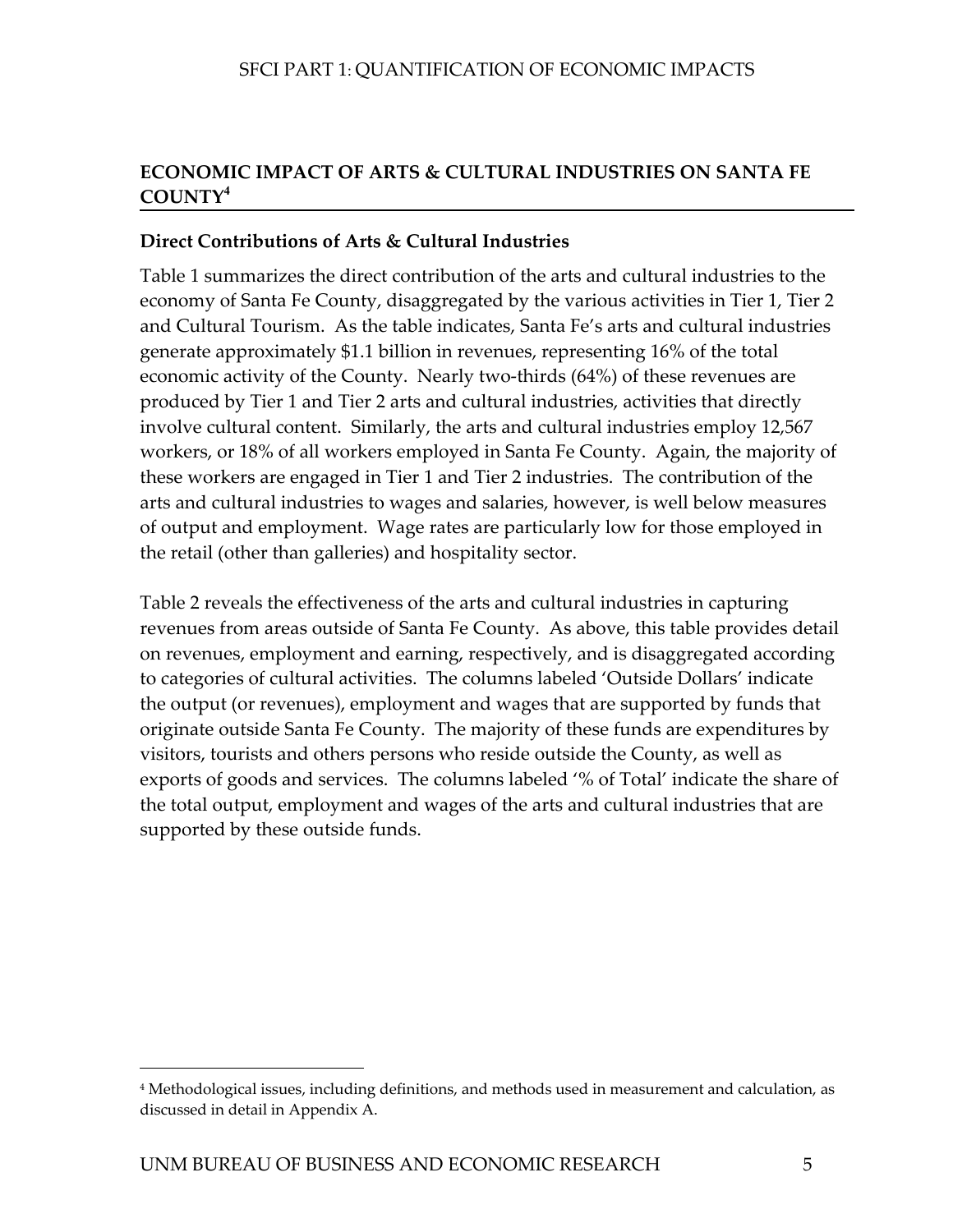## ECONOMIC IMPACT OF ARTS & CULTURAL INDUSTRIES ON SANTA FE COUNTY[4]

### Direct Contributions of Arts & Cultural Industries

Table 1 summarizes the direct contribution of the arts and cultural industries to the economy of Santa Fe County, disaggregated by the various activities in Tier 1, Tier 2 and Cultural Tourism. As the table indicates, Santa Fe's arts and cultural industries generate approximately $1.1 billion in revenues, representing 16% of the total economic activity of the County. Nearly two-thirds (64%) of these revenues are produced by Tier 1 and Tier 2 arts and cultural industries, activities that directly involve cultural content. Similarly, the arts and cultural industries employ 12,567 workers, or 18% of all workers employed in Santa Fe County. Again, the majority of these workers are engaged in Tier 1 and Tier 2 industries. The contribution of the arts and cultural industries to wages and salaries, however, is well below measures of output and employment. Wage rates are particularly low for those employed in the retail (other than galleries) and hospitality sector.

Table 2 reveals the effectiveness of the arts and cultural industries in capturing revenues from areas outside of Santa Fe County. As above, this table provides detail on revenues, employment and earning, respectively, and is disaggregated according to categories of cultural activities. The columns labeled 'Outside Dollars' indicate the output (or revenues), employment and wages that are supported by funds that originate outside Santa Fe County. The majority of these funds are expenditures by visitors, tourists and others persons who reside outside the County, as well as exports of goods and services. The columns labeled '% of Total' indicate the share of the total output, employment and wages of the arts and cultural industries that are supported by these outside funds.

[4] Methodological issues, including definitions, and methods used in measurement and calculation, as discussed in detail in Appendix A.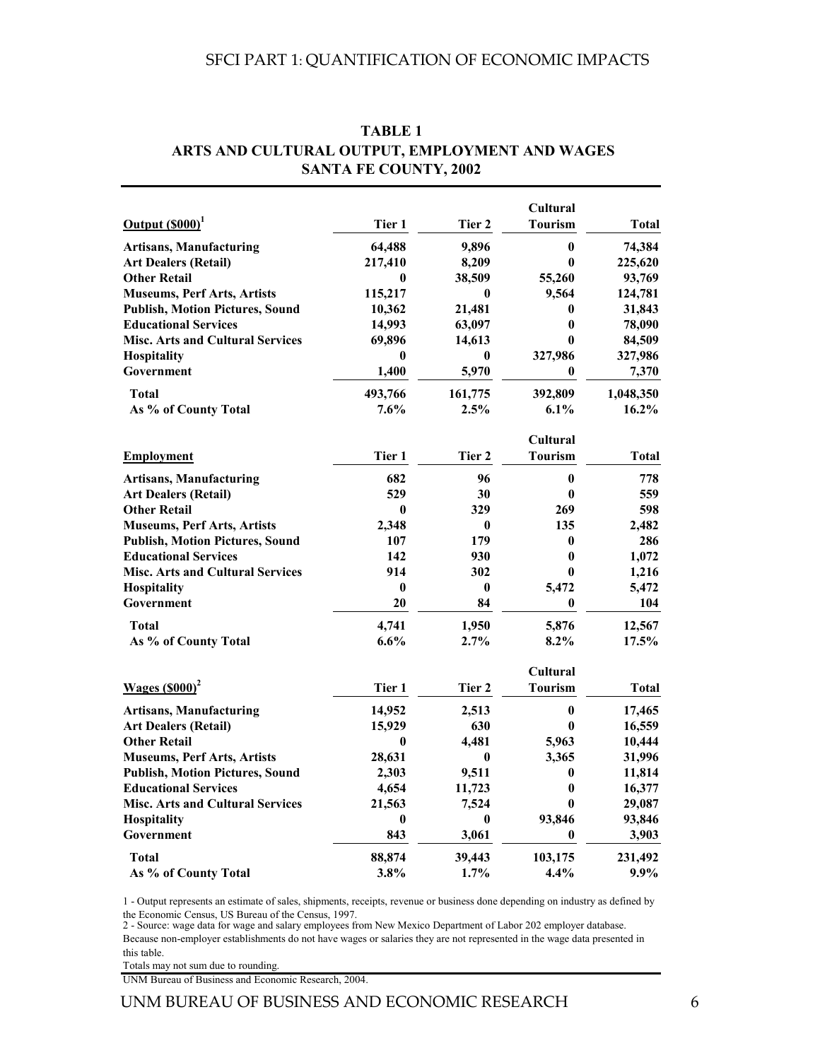**TABLE 1**
**ARTS AND CULTURAL OUTPUT, EMPLOYMENT AND WAGES**
**SANTA FE COUNTY, 2002**

| Output ($000)[1] | Tier 1 | Tier 2 | Cultural Tourism | Total |
|---|---|---|---|---|
| Artisans, Manufacturing | 64,488 | 9,896 | 0 | 74,384 |
| Art Dealers (Retail) | 217,410 | 8,209 | 0 | 225,620 |
| Other Retail | 0 | 38,509 | 55,260 | 93,769 |
| Museums, Perf Arts, Artists | 115,217 | 0 | 9,564 | 124,781 |
| Publish, Motion Pictures, Sound | 10,362 | 21,481 | 0 | 31,843 |
| Educational Services | 14,993 | 63,097 | 0 | 78,090 |
| Misc. Arts and Cultural Services | 69,896 | 14,613 | 0 | 84,509 |
| Hospitality | 0 | 0 | 327,986 | 327,986 |
| Government | 1,400 | 5,970 | 0 | 7,370 |
| **Total** | 493,766 | 161,775 | 392,809 | 1,048,350 |
| **As % of County Total** | 7.6% | 2.5% | 6.1% | 16.2% |

| Employment | Tier 1 | Tier 2 | Cultural Tourism | Total |
|---|---|---|---|---|
| Artisans, Manufacturing | 682 | 96 | 0 | 778 |
| Art Dealers (Retail) | 529 | 30 | 0 | 559 |
| Other Retail | 0 | 329 | 269 | 598 |
| Museums, Perf Arts, Artists | 2,348 | 0 | 135 | 2,482 |
| Publish, Motion Pictures, Sound | 107 | 179 | 0 | 286 |
| Educational Services | 142 | 930 | 0 | 1,072 |
| Misc. Arts and Cultural Services | 914 | 302 | 0 | 1,216 |
| Hospitality | 0 | 0 | 5,472 | 5,472 |
| Government | 20 | 84 | 0 | 104 |
| **Total** | 4,741 | 1,950 | 5,876 | 12,567 |
| **As % of County Total** | 6.6% | 2.7% | 8.2% | 17.5% |

| Wages ($000)[2] | Tier 1 | Tier 2 | Cultural Tourism | Total |
|---|---|---|---|---|
| Artisans, Manufacturing | 14,952 | 2,513 | 0 | 17,465 |
| Art Dealers (Retail) | 15,929 | 630 | 0 | 16,559 |
| Other Retail | 0 | 4,481 | 5,963 | 10,444 |
| Museums, Perf Arts, Artists | 28,631 | 0 | 3,365 | 31,996 |
| Publish, Motion Pictures, Sound | 2,303 | 9,511 | 0 | 11,814 |
| Educational Services | 4,654 | 11,723 | 0 | 16,377 |
| Misc. Arts and Cultural Services | 21,563 | 7,524 | 0 | 29,087 |
| Hospitality | 0 | 0 | 93,846 | 93,846 |
| Government | 843 | 3,061 | 0 | 3,903 |
| **Total** | 88,874 | 39,443 | 103,175 | 231,492 |
| **As % of County Total** | 3.8% | 1.7% | 4.4% | 9.9% |

1 - Output represents an estimate of sales, shipments, receipts, revenue or business done depending on industry as defined by the Economic Census, US Bureau of the Census, 1997.
2 - Source: wage data for wage and salary employees from New Mexico Department of Labor 202 employer database. Because non-employer establishments do not have wages or salaries they are not represented in the wage data presented in this table.
Totals may not sum due to rounding.
UNM Bureau of Business and Economic Research, 2004.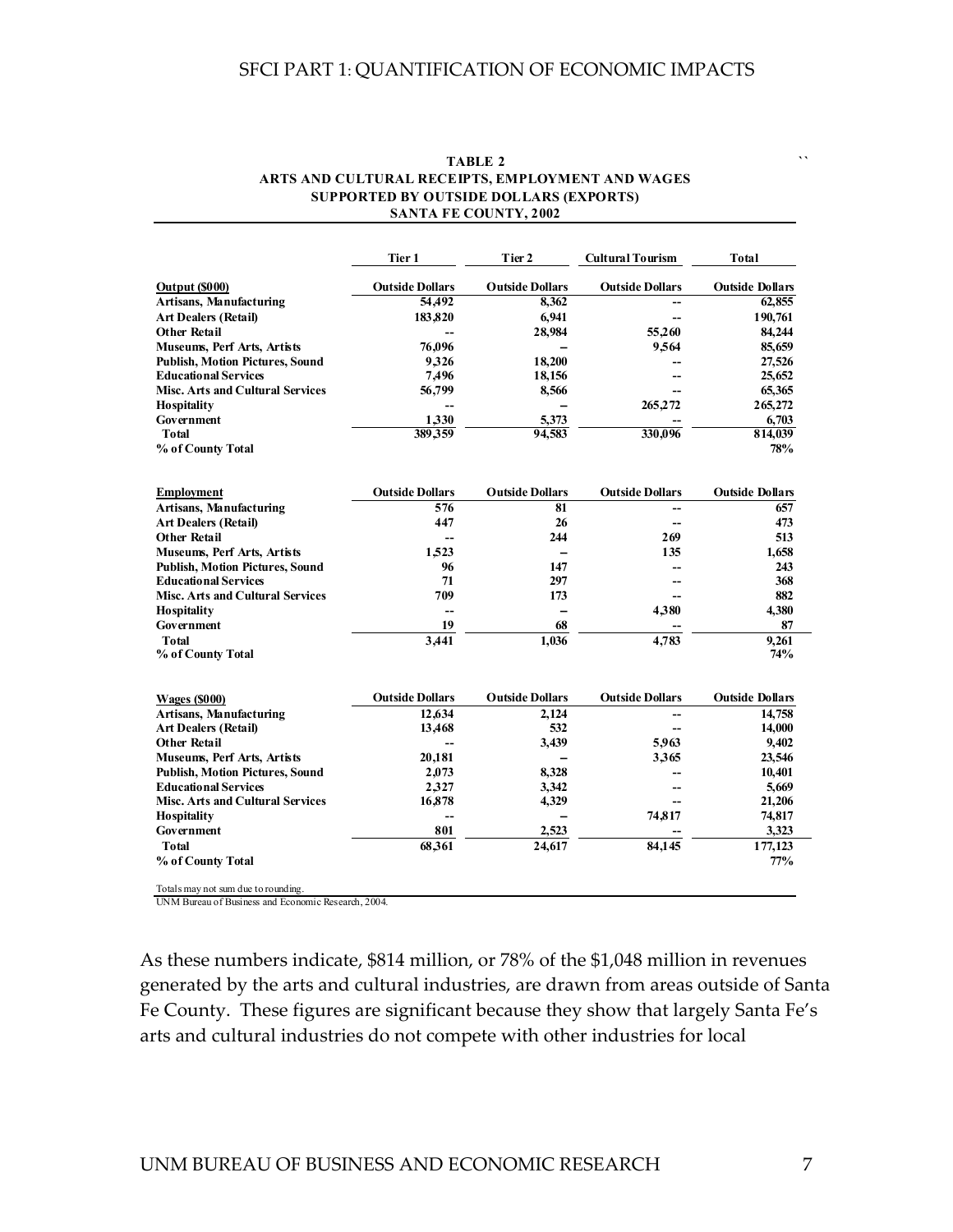**TABLE 2**
**ARTS AND CULTURAL RECEIPTS, EMPLOYMENT AND WAGES SUPPORTED BY OUTSIDE DOLLARS (EXPORTS)**
**SANTA FE COUNTY, 2002**

| | Tier 1 | Tier 2 | Cultural Tourism | Total |
|---|---|---|---|---|
| **Output ($000)** | **Outside Dollars** | **Outside Dollars** | **Outside Dollars** | **Outside Dollars** |
| Artisans, Manufacturing | 54,492 | 8,362 | -- | 62,855 |
| Art Dealers (Retail) | 183,820 | 6,941 | -- | 190,761 |
| Other Retail | -- | 28,984 | 55,260 | 84,244 |
| Museums, Perf Arts, Artists | 76,096 | -- | 9,564 | 85,659 |
| Publish, Motion Pictures, Sound | 9,326 | 18,200 | -- | 27,526 |
| Educational Services | 7,496 | 18,156 | -- | 25,652 |
| Misc. Arts and Cultural Services | 56,799 | 8,566 | -- | 65,365 |
| Hospitality | -- | -- | 265,272 | 265,272 |
| Government | 1,330 | 5,373 | -- | 6,703 |
| Total | 389,359 | 94,583 | 330,096 | 814,039 |
| % of County Total | | | | 78% |
| **Employment** | **Outside Dollars** | **Outside Dollars** | **Outside Dollars** | **Outside Dollars** |
| Artisans, Manufacturing | 576 | 81 | -- | 657 |
| Art Dealers (Retail) | 447 | 26 | -- | 473 |
| Other Retail | -- | 244 | 269 | 513 |
| Museums, Perf Arts, Artists | 1,523 | -- | 135 | 1,658 |
| Publish, Motion Pictures, Sound | 96 | 147 | -- | 243 |
| Educational Services | 71 | 297 | -- | 368 |
| Misc. Arts and Cultural Services | 709 | 173 | -- | 882 |
| Hospitality | -- | -- | 4,380 | 4,380 |
| Government | 19 | 68 | -- | 87 |
| Total | 3,441 | 1,036 | 4,783 | 9,261 |
| % of County Total | | | | 74% |
| **Wages ($000)** | **Outside Dollars** | **Outside Dollars** | **Outside Dollars** | **Outside Dollars** |
| Artisans, Manufacturing | 12,634 | 2,124 | -- | 14,758 |
| Art Dealers (Retail) | 13,468 | 532 | -- | 14,000 |
| Other Retail | -- | 3,439 | 5,963 | 9,402 |
| Museums, Perf Arts, Artists | 20,181 | -- | 3,365 | 23,546 |
| Publish, Motion Pictures, Sound | 2,073 | 8,328 | -- | 10,401 |
| Educational Services | 2,327 | 3,342 | -- | 5,669 |
| Misc. Arts and Cultural Services | 16,878 | 4,329 | -- | 21,206 |
| Hospitality | -- | -- | 74,817 | 74,817 |
| Government | 801 | 2,523 | -- | 3,323 |
| Total | 68,361 | 24,617 | 84,145 | 177,123 |
| % of County Total | | | | 77% |

Totals may not sum due to rounding.
UNM Bureau of Business and Economic Research, 2004.

As these numbers indicate, $814 million, or 78% of the $1,048 million in revenues generated by the arts and cultural industries, are drawn from areas outside of Santa Fe County. These figures are significant because they show that largely Santa Fe's arts and cultural industries do not compete with other industries for local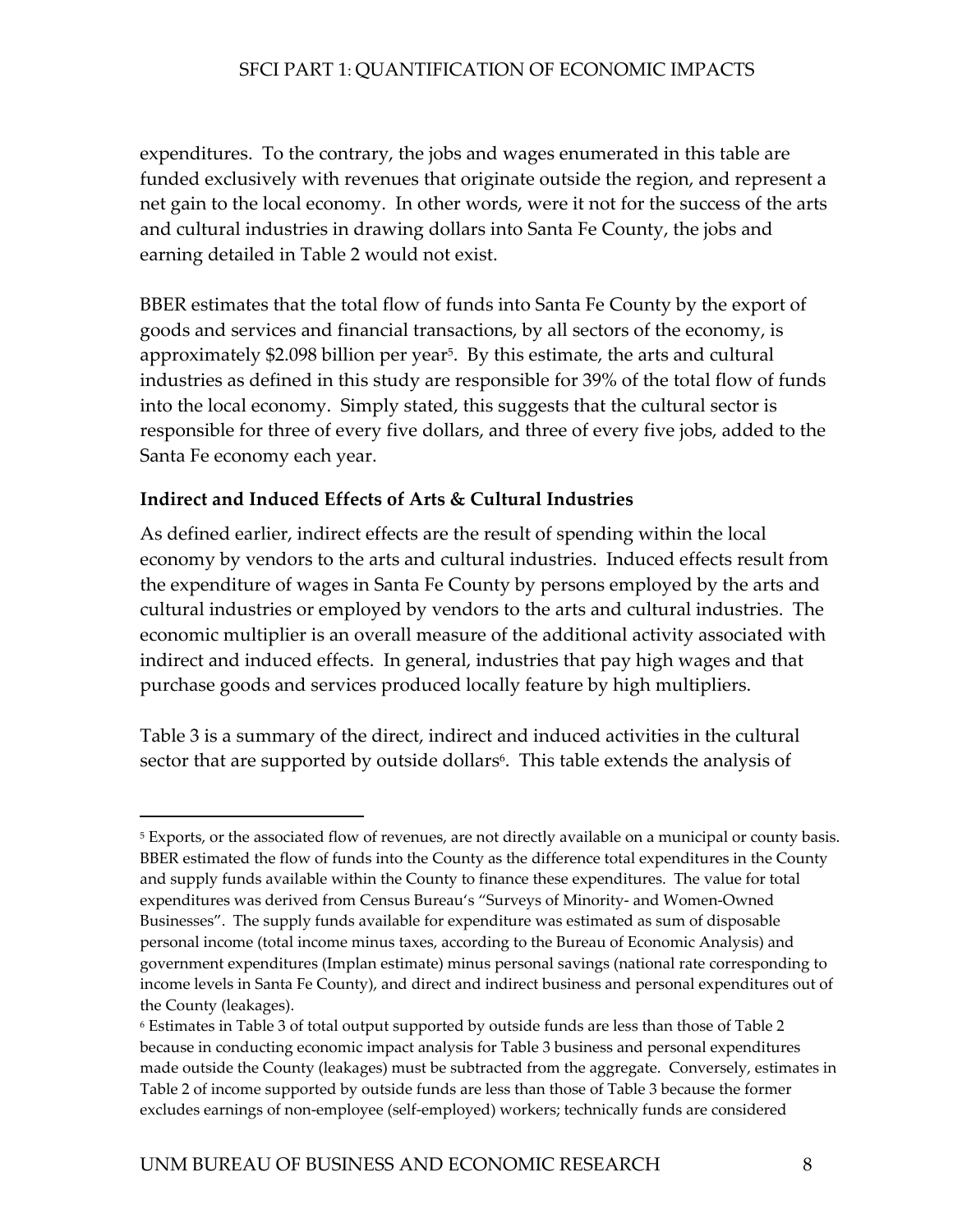expenditures. To the contrary, the jobs and wages enumerated in this table are funded exclusively with revenues that originate outside the region, and represent a net gain to the local economy. In other words, were it not for the success of the arts and cultural industries in drawing dollars into Santa Fe County, the jobs and earning detailed in Table 2 would not exist.

BBER estimates that the total flow of funds into Santa Fe County by the export of goods and services and financial transactions, by all sectors of the economy, is approximately $2.098 billion per year[5]. By this estimate, the arts and cultural industries as defined in this study are responsible for 39% of the total flow of funds into the local economy. Simply stated, this suggests that the cultural sector is responsible for three of every five dollars, and three of every five jobs, added to the Santa Fe economy each year.

### Indirect and Induced Effects of Arts & Cultural Industries

As defined earlier, indirect effects are the result of spending within the local economy by vendors to the arts and cultural industries. Induced effects result from the expenditure of wages in Santa Fe County by persons employed by the arts and cultural industries or employed by vendors to the arts and cultural industries. The economic multiplier is an overall measure of the additional activity associated with indirect and induced effects. In general, industries that pay high wages and that purchase goods and services produced locally feature by high multipliers.

Table 3 is a summary of the direct, indirect and induced activities in the cultural sector that are supported by outside dollars[6]. This table extends the analysis of

---

[5] Exports, or the associated flow of revenues, are not directly available on a municipal or county basis. BBER estimated the flow of funds into the County as the difference total expenditures in the County and supply funds available within the County to finance these expenditures. The value for total expenditures was derived from Census Bureau's "Surveys of Minority- and Women-Owned Businesses". The supply funds available for expenditure was estimated as sum of disposable personal income (total income minus taxes, according to the Bureau of Economic Analysis) and government expenditures (Implan estimate) minus personal savings (national rate corresponding to income levels in Santa Fe County), and direct and indirect business and personal expenditures out of the County (leakages).

[6] Estimates in Table 3 of total output supported by outside funds are less than those of Table 2 because in conducting economic impact analysis for Table 3 business and personal expenditures made outside the County (leakages) must be subtracted from the aggregate. Conversely, estimates in Table 2 of income supported by outside funds are less than those of Table 3 because the former excludes earnings of non-employee (self-employed) workers; technically funds are considered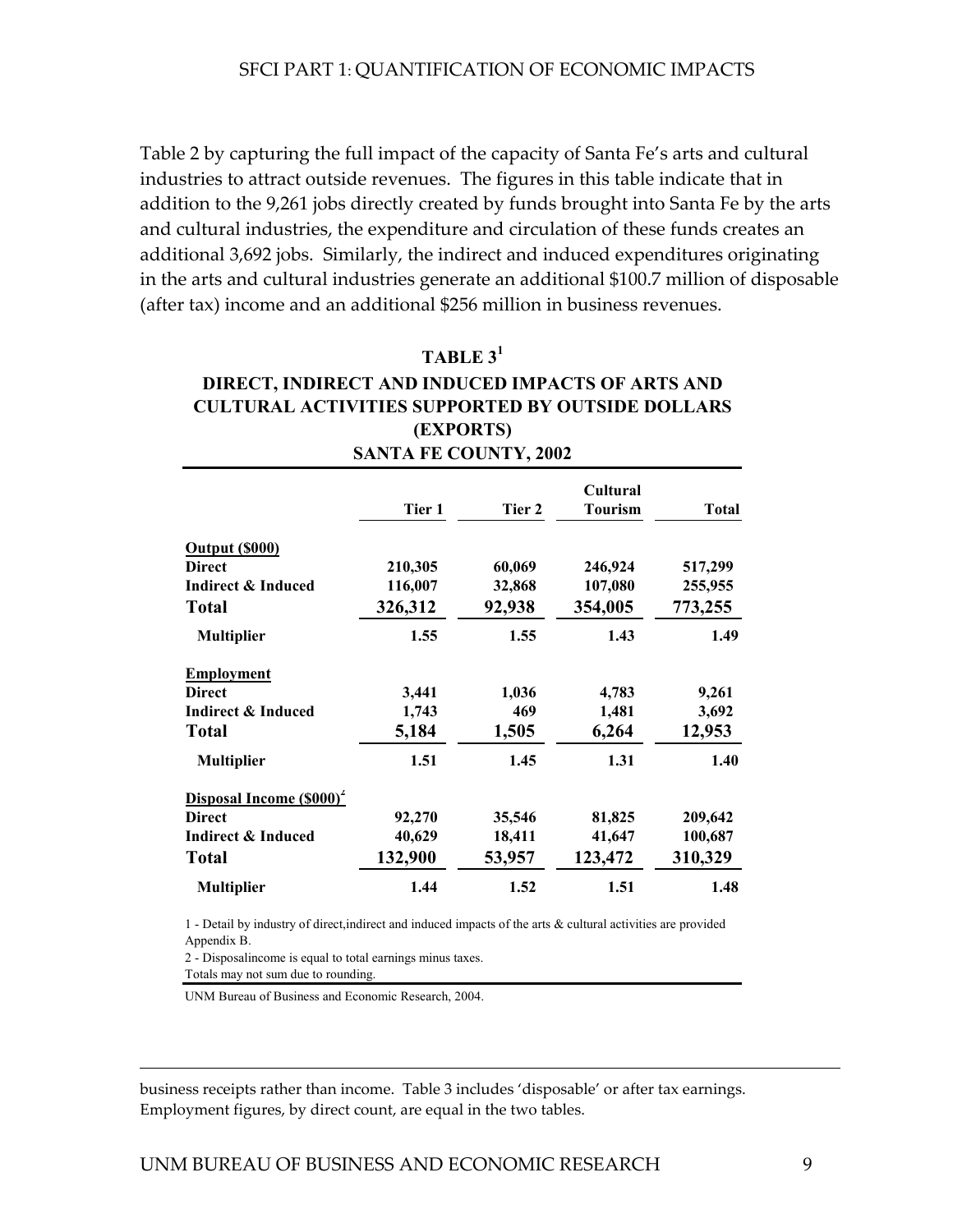Table 2 by capturing the full impact of the capacity of Santa Fe's arts and cultural industries to attract outside revenues. The figures in this table indicate that in addition to the 9,261 jobs directly created by funds brought into Santa Fe by the arts and cultural industries, the expenditure and circulation of these funds creates an additional 3,692 jobs. Similarly, the indirect and induced expenditures originating in the arts and cultural industries generate an additional $100.7 million of disposable (after tax) income and an additional $256 million in business revenues.

**TABLE 3[1]**

**DIRECT, INDIRECT AND INDUCED IMPACTS OF ARTS AND CULTURAL ACTIVITIES SUPPORTED BY OUTSIDE DOLLARS (EXPORTS)**

**SANTA FE COUNTY, 2002**

| | Tier 1 | Tier 2 | Cultural Tourism | Total |
|---|---|---|---|---|
| **Output ($000)** | | | | |
| **Direct** | 210,305 | 60,069 | 246,924 | 517,299 |
| **Indirect & Induced** | 116,007 | 32,868 | 107,080 | 255,955 |
| **Total** | 326,312 | 92,938 | 354,005 | 773,255 |
| **Multiplier** | 1.55 | 1.55 | 1.43 | 1.49 |
| **Employment** | | | | |
| **Direct** | 3,441 | 1,036 | 4,783 | 9,261 |
| **Indirect & Induced** | 1,743 | 469 | 1,481 | 3,692 |
| **Total** | 5,184 | 1,505 | 6,264 | 12,953 |
| **Multiplier** | 1.51 | 1.45 | 1.31 | 1.40 |
| **Disposal Income ($000)[2]** | | | | |
| **Direct** | 92,270 | 35,546 | 81,825 | 209,642 |
| **Indirect & Induced** | 40,629 | 18,411 | 41,647 | 100,687 |
| **Total** | 132,900 | 53,957 | 123,472 | 310,329 |
| **Multiplier** | 1.44 | 1.52 | 1.51 | 1.48 |

1 - Detail by industry of direct,indirect and induced impacts of the arts & cultural activities are provided Appendix B.

2 - Disposalincome is equal to total earnings minus taxes.

Totals may not sum due to rounding.

UNM Bureau of Business and Economic Research, 2004.

business receipts rather than income. Table 3 includes 'disposable' or after tax earnings. Employment figures, by direct count, are equal in the two tables.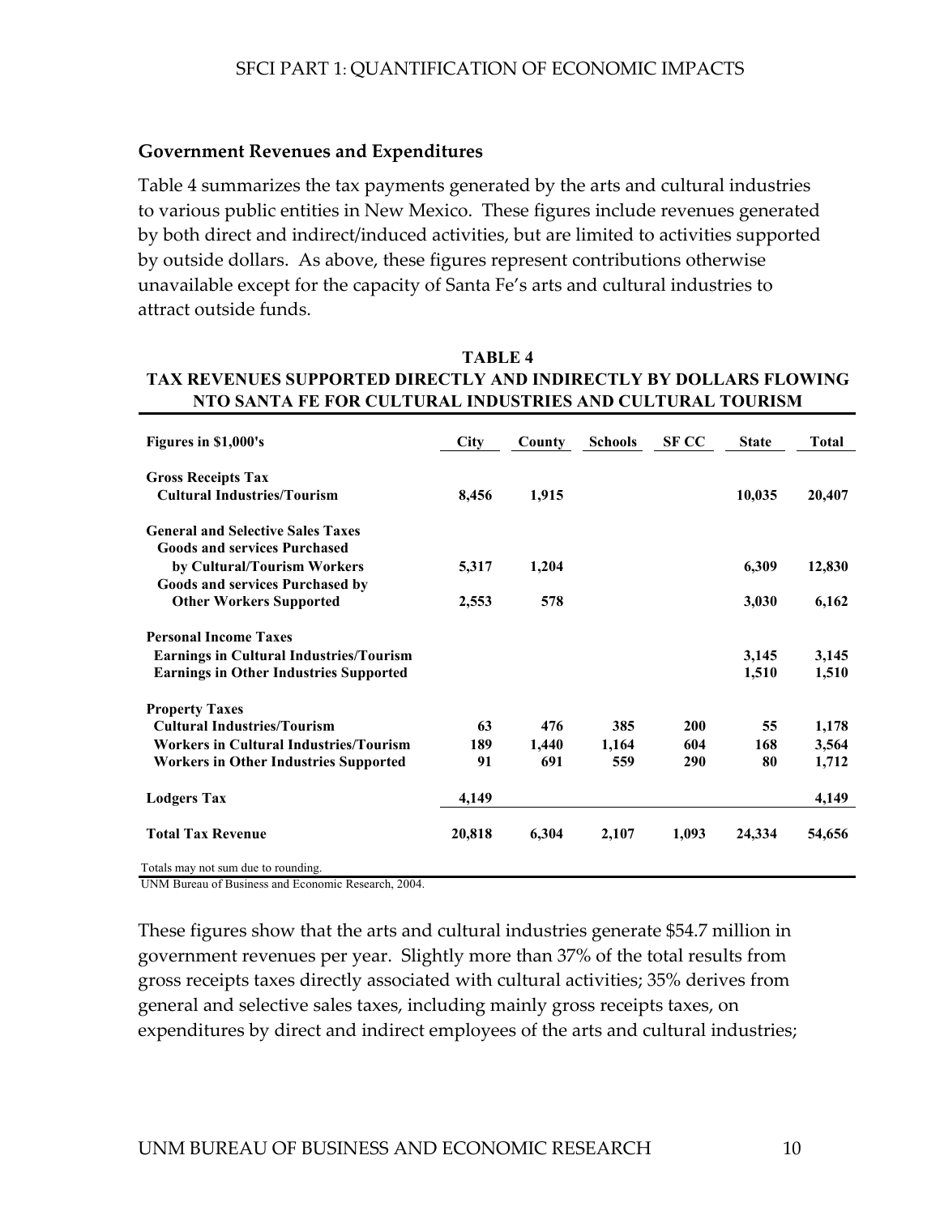### Government Revenues and Expenditures

Table 4 summarizes the tax payments generated by the arts and cultural industries to various public entities in New Mexico. These figures include revenues generated by both direct and indirect/induced activities, but are limited to activities supported by outside dollars. As above, these figures represent contributions otherwise unavailable except for the capacity of Santa Fe's arts and cultural industries to attract outside funds.

**TABLE 4**
**TAX REVENUES SUPPORTED DIRECTLY AND INDIRECTLY BY DOLLARS FLOWING NTO SANTA FE FOR CULTURAL INDUSTRIES AND CULTURAL TOURISM**

| Figures in $1,000's | City | County | Schools | SF CC | State | Total |
|---|---|---|---|---|---|---|
| **Gross Receipts Tax** | | | | | | |
| Cultural Industries/Tourism | 8,456 | 1,915 | | | 10,035 | 20,407 |
| **General and Selective Sales Taxes** | | | | | | |
| Goods and services Purchased by Cultural/Tourism Workers | 5,317 | 1,204 | | | 6,309 | 12,830 |
| Goods and services Purchased by Other Workers Supported | 2,553 | 578 | | | 3,030 | 6,162 |
| **Personal Income Taxes** | | | | | | |
| Earnings in Cultural Industries/Tourism | | | | | 3,145 | 3,145 |
| Earnings in Other Industries Supported | | | | | 1,510 | 1,510 |
| **Property Taxes** | | | | | | |
| Cultural Industries/Tourism | 63 | 476 | 385 | 200 | 55 | 1,178 |
| Workers in Cultural Industries/Tourism | 189 | 1,440 | 1,164 | 604 | 168 | 3,564 |
| Workers in Other Industries Supported | 91 | 691 | 559 | 290 | 80 | 1,712 |
| **Lodgers Tax** | 4,149 | | | | | 4,149 |
| **Total Tax Revenue** | 20,818 | 6,304 | 2,107 | 1,093 | 24,334 | 54,656 |

Totals may not sum due to rounding.
UNM Bureau of Business and Economic Research, 2004.

These figures show that the arts and cultural industries generate $54.7 million in government revenues per year. Slightly more than 37% of the total results from gross receipts taxes directly associated with cultural activities; 35% derives from general and selective sales taxes, including mainly gross receipts taxes, on expenditures by direct and indirect employees of the arts and cultural industries;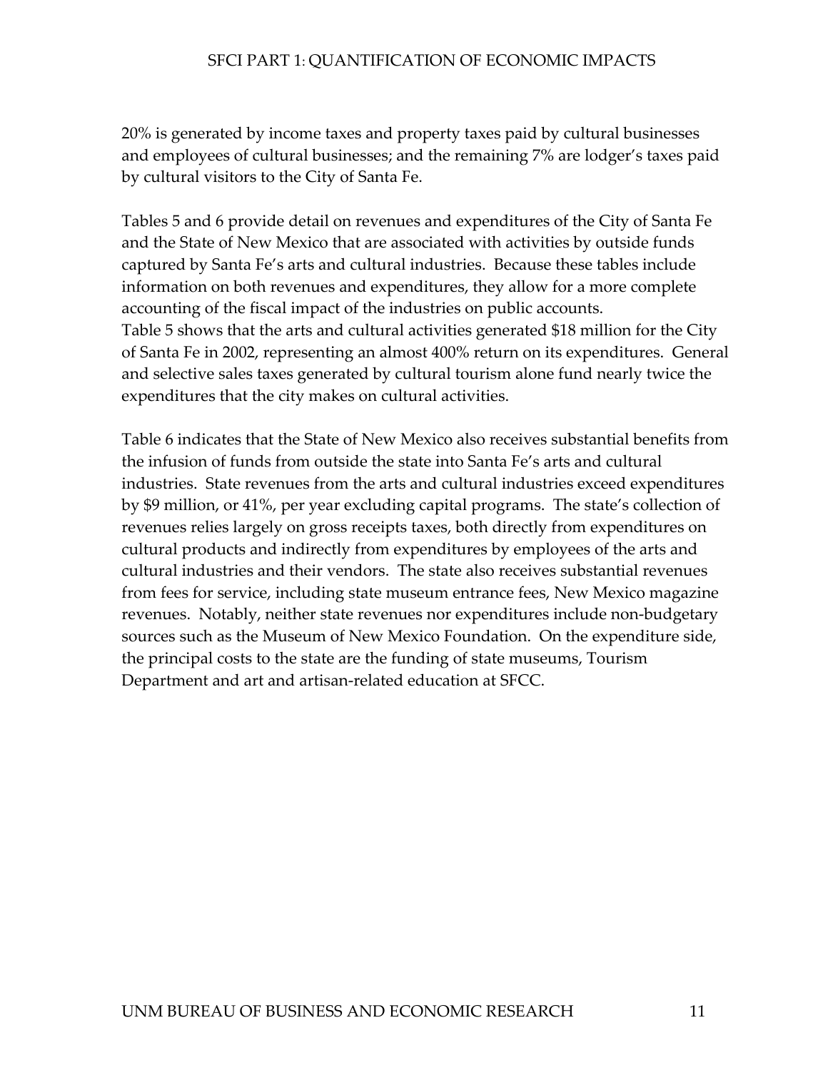20% is generated by income taxes and property taxes paid by cultural businesses and employees of cultural businesses; and the remaining 7% are lodger's taxes paid by cultural visitors to the City of Santa Fe.

Tables 5 and 6 provide detail on revenues and expenditures of the City of Santa Fe and the State of New Mexico that are associated with activities by outside funds captured by Santa Fe's arts and cultural industries. Because these tables include information on both revenues and expenditures, they allow for a more complete accounting of the fiscal impact of the industries on public accounts.
Table 5 shows that the arts and cultural activities generated $18 million for the City of Santa Fe in 2002, representing an almost 400% return on its expenditures. General and selective sales taxes generated by cultural tourism alone fund nearly twice the expenditures that the city makes on cultural activities.

Table 6 indicates that the State of New Mexico also receives substantial benefits from the infusion of funds from outside the state into Santa Fe's arts and cultural industries. State revenues from the arts and cultural industries exceed expenditures by $9 million, or 41%, per year excluding capital programs. The state's collection of revenues relies largely on gross receipts taxes, both directly from expenditures on cultural products and indirectly from expenditures by employees of the arts and cultural industries and their vendors. The state also receives substantial revenues from fees for service, including state museum entrance fees, New Mexico magazine revenues. Notably, neither state revenues nor expenditures include non-budgetary sources such as the Museum of New Mexico Foundation. On the expenditure side, the principal costs to the state are the funding of state museums, Tourism Department and art and artisan-related education at SFCC.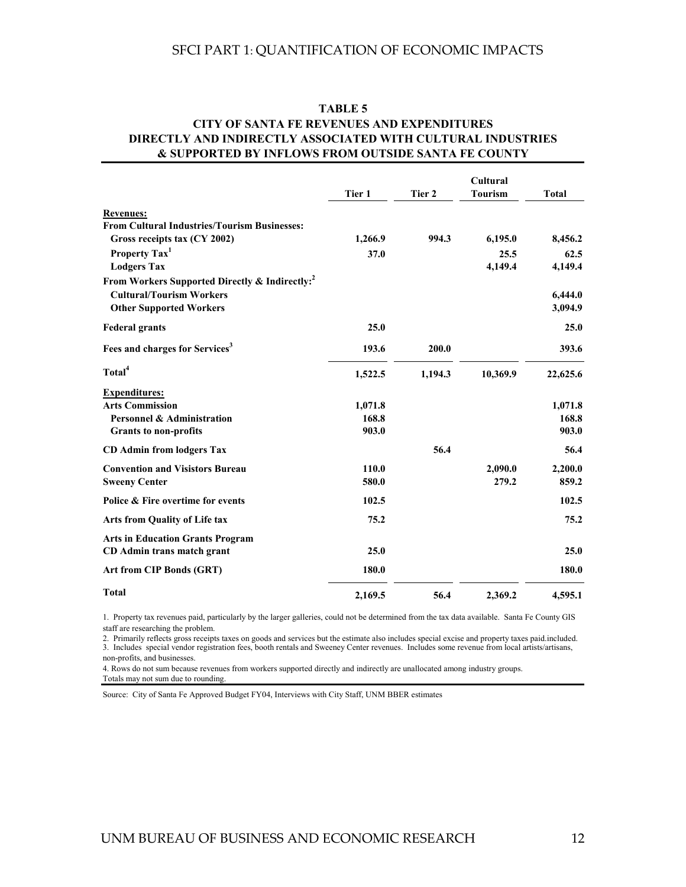**TABLE 5**
**CITY OF SANTA FE REVENUES AND EXPENDITURES DIRECTLY AND INDIRECTLY ASSOCIATED WITH CULTURAL INDUSTRIES & SUPPORTED BY INFLOWS FROM OUTSIDE SANTA FE COUNTY**

| | Tier 1 | Tier 2 | Cultural Tourism | Total |
|---|---|---|---|---|
| **Revenues:** | | | | |
| **From Cultural Industries/Tourism Businesses:** | | | | |
| Gross receipts tax (CY 2002) | 1,266.9 | 994.3 | 6,195.0 | 8,456.2 |
| Property Tax[1] | 37.0 | | 25.5 | 62.5 |
| Lodgers Tax | | | 4,149.4 | 4,149.4 |
| **From Workers Supported Directly & Indirectly:**[2] | | | | |
| Cultural/Tourism Workers | | | | 6,444.0 |
| Other Supported Workers | | | | 3,094.9 |
| Federal grants | 25.0 | | | 25.0 |
| Fees and charges for Services[3] | 193.6 | 200.0 | | 393.6 |
| Total[4] | 1,522.5 | 1,194.3 | 10,369.9 | 22,625.6 |
| **Expenditures:** | | | | |
| Arts Commission | 1,071.8 | | | 1,071.8 |
| Personnel & Administration | 168.8 | | | 168.8 |
| Grants to non-profits | 903.0 | | | 903.0 |
| CD Admin from lodgers Tax | | 56.4 | | 56.4 |
| Convention and Visistors Bureau | 110.0 | | 2,090.0 | 2,200.0 |
| Sweeny Center | 580.0 | | 279.2 | 859.2 |
| Police & Fire overtime for events | 102.5 | | | 102.5 |
| Arts from Quality of Life tax | 75.2 | | | 75.2 |
| Arts in Education Grants Program | | | | |
| CD Admin trans match grant | 25.0 | | | 25.0 |
| Art from CIP Bonds (GRT) | 180.0 | | | 180.0 |
| Total | 2,169.5 | 56.4 | 2,369.2 | 4,595.1 |

1. Property tax revenues paid, particularly by the larger galleries, could not be determined from the tax data available. Santa Fe County GIS staff are researching the problem.
2. Primarily reflects gross receipts taxes on goods and services but the estimate also includes special excise and property taxes paid.included.
3. Includes special vendor registration fees, booth rentals and Sweeney Center revenues. Includes some revenue from local artists/artisans, non-profits, and businesses.
4. Rows do not sum because revenues from workers supported directly and indirectly are unallocated among industry groups.
Totals may not sum due to rounding.

Source: City of Santa Fe Approved Budget FY04, Interviews with City Staff, UNM BBER estimates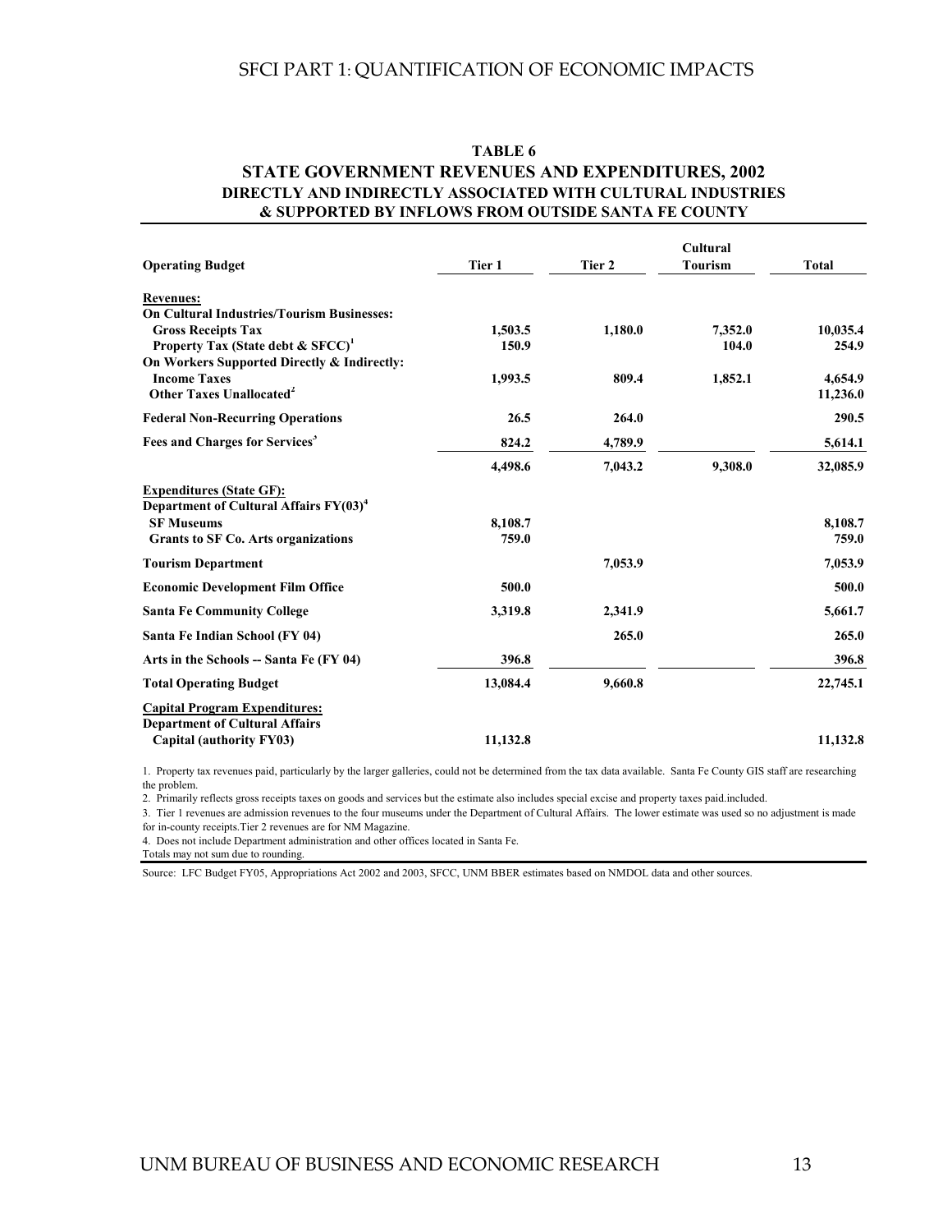## TABLE 6

## STATE GOVERNMENT REVENUES AND EXPENDITURES, 2002

### DIRECTLY AND INDIRECTLY ASSOCIATED WITH CULTURAL INDUSTRIES & SUPPORTED BY INFLOWS FROM OUTSIDE SANTA FE COUNTY

| Operating Budget | Tier 1 | Tier 2 | Cultural Tourism | Total |
|---|---|---|---|---|
| **Revenues:** | | | | |
| **On Cultural Industries/Tourism Businesses:** | | | | |
| Gross Receipts Tax | 1,503.5 | 1,180.0 | 7,352.0 | 10,035.4 |
| Property Tax (State debt & SFCC)[1] | 150.9 | | 104.0 | 254.9 |
| **On Workers Supported Directly & Indirectly:** | | | | |
| Income Taxes | 1,993.5 | 809.4 | 1,852.1 | 4,654.9 |
| Other Taxes Unallocated[2] | | | | 11,236.0 |
| Federal Non-Recurring Operations | 26.5 | 264.0 | | 290.5 |
| Fees and Charges for Services[3] | 824.2 | 4,789.9 | | 5,614.1 |
| | 4,498.6 | 7,043.2 | 9,308.0 | 32,085.9 |
| **Expenditures (State GF):** | | | | |
| Department of Cultural Affairs FY(03)[4] | | | | |
| SF Museums | 8,108.7 | | | 8,108.7 |
| Grants to SF Co. Arts organizations | 759.0 | | | 759.0 |
| Tourism Department | | 7,053.9 | | 7,053.9 |
| Economic Development Film Office | 500.0 | | | 500.0 |
| Santa Fe Community College | 3,319.8 | 2,341.9 | | 5,661.7 |
| Santa Fe Indian School (FY 04) | | 265.0 | | 265.0 |
| Arts in the Schools -- Santa Fe (FY 04) | 396.8 | | | 396.8 |
| Total Operating Budget | 13,084.4 | 9,660.8 | | 22,745.1 |
| **Capital Program Expenditures:** | | | | |
| Department of Cultural Affairs | | | | |
| Capital (authority FY03) | 11,132.8 | | | 11,132.8 |

1. Property tax revenues paid, particularly by the larger galleries, could not be determined from the tax data available. Santa Fe County GIS staff are researching the problem.

2. Primarily reflects gross receipts taxes on goods and services but the estimate also includes special excise and property taxes paid.included.

3. Tier 1 revenues are admission revenues to the four museums under the Department of Cultural Affairs. The lower estimate was used so no adjustment is made for in-county receipts.Tier 2 revenues are for NM Magazine.

4. Does not include Department administration and other offices located in Santa Fe.

Totals may not sum due to rounding.

Source: LFC Budget FY05, Appropriations Act 2002 and 2003, SFCC, UNM BBER estimates based on NMDOL data and other sources.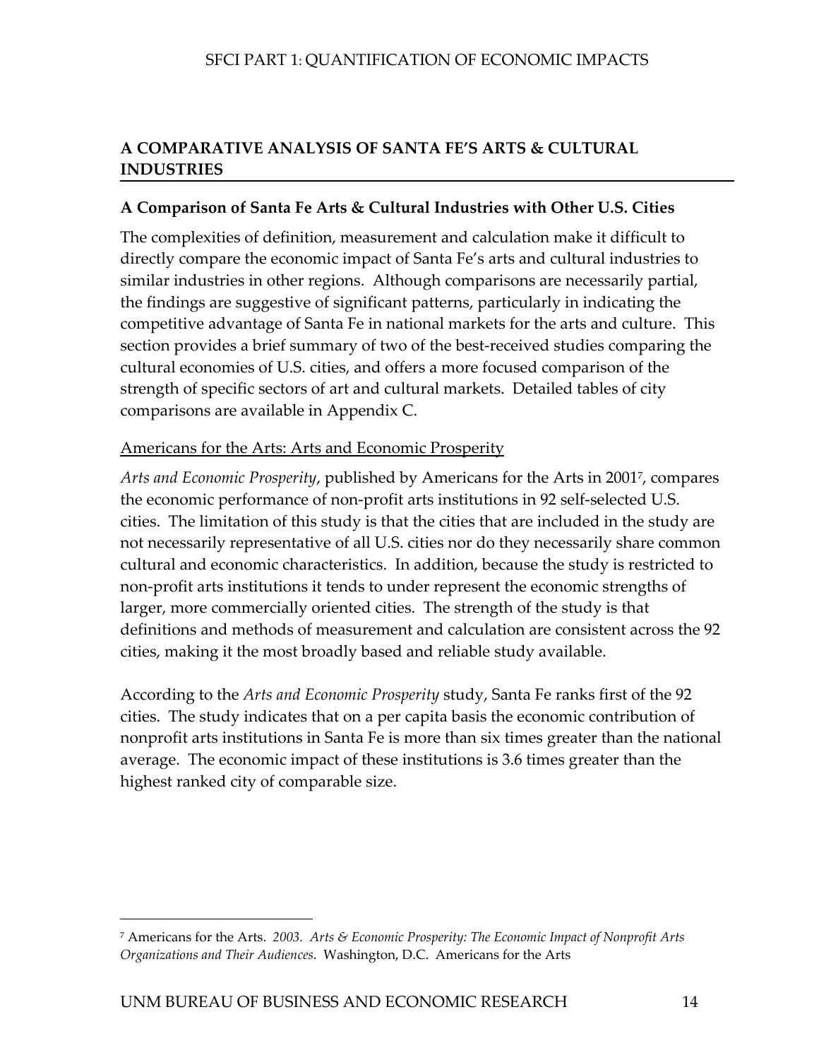## A COMPARATIVE ANALYSIS OF SANTA FE'S ARTS & CULTURAL INDUSTRIES

### A Comparison of Santa Fe Arts & Cultural Industries with Other U.S. Cities

The complexities of definition, measurement and calculation make it difficult to directly compare the economic impact of Santa Fe's arts and cultural industries to similar industries in other regions. Although comparisons are necessarily partial, the findings are suggestive of significant patterns, particularly in indicating the competitive advantage of Santa Fe in national markets for the arts and culture. This section provides a brief summary of two of the best-received studies comparing the cultural economies of U.S. cities, and offers a more focused comparison of the strength of specific sectors of art and cultural markets. Detailed tables of city comparisons are available in Appendix C.

Americans for the Arts: Arts and Economic Prosperity

*Arts and Economic Prosperity*, published by Americans for the Arts in 2001[7], compares the economic performance of non-profit arts institutions in 92 self-selected U.S. cities. The limitation of this study is that the cities that are included in the study are not necessarily representative of all U.S. cities nor do they necessarily share common cultural and economic characteristics. In addition, because the study is restricted to non-profit arts institutions it tends to under represent the economic strengths of larger, more commercially oriented cities. The strength of the study is that definitions and methods of measurement and calculation are consistent across the 92 cities, making it the most broadly based and reliable study available.

According to the *Arts and Economic Prosperity* study, Santa Fe ranks first of the 92 cities. The study indicates that on a per capita basis the economic contribution of nonprofit arts institutions in Santa Fe is more than six times greater than the national average. The economic impact of these institutions is 3.6 times greater than the highest ranked city of comparable size.

---

[7] Americans for the Arts. *2003. Arts & Economic Prosperity: The Economic Impact of Nonprofit Arts Organizations and Their Audiences.* Washington, D.C. Americans for the Arts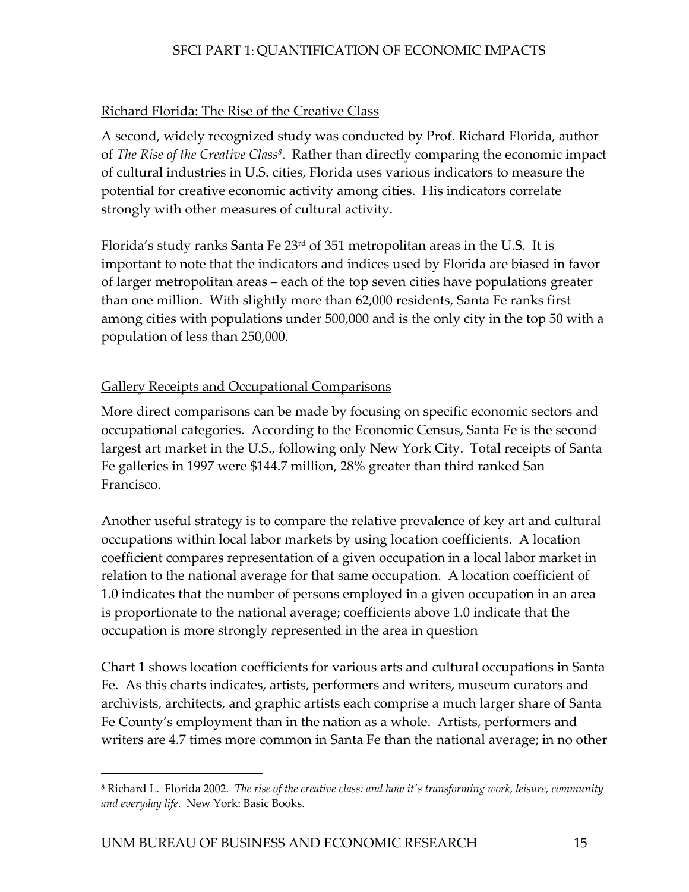## Richard Florida: The Rise of the Creative Class

A second, widely recognized study was conducted by Prof. Richard Florida, author of *The Rise of the Creative Class*[8]. Rather than directly comparing the economic impact of cultural industries in U.S. cities, Florida uses various indicators to measure the potential for creative economic activity among cities. His indicators correlate strongly with other measures of cultural activity.

Florida's study ranks Santa Fe 23rd of 351 metropolitan areas in the U.S. It is important to note that the indicators and indices used by Florida are biased in favor of larger metropolitan areas – each of the top seven cities have populations greater than one million. With slightly more than 62,000 residents, Santa Fe ranks first among cities with populations under 500,000 and is the only city in the top 50 with a population of less than 250,000.

## Gallery Receipts and Occupational Comparisons

More direct comparisons can be made by focusing on specific economic sectors and occupational categories. According to the Economic Census, Santa Fe is the second largest art market in the U.S., following only New York City. Total receipts of Santa Fe galleries in 1997 were $144.7 million, 28% greater than third ranked San Francisco.

Another useful strategy is to compare the relative prevalence of key art and cultural occupations within local labor markets by using location coefficients. A location coefficient compares representation of a given occupation in a local labor market in relation to the national average for that same occupation. A location coefficient of 1.0 indicates that the number of persons employed in a given occupation in an area is proportionate to the national average; coefficients above 1.0 indicate that the occupation is more strongly represented in the area in question

Chart 1 shows location coefficients for various arts and cultural occupations in Santa Fe. As this charts indicates, artists, performers and writers, museum curators and archivists, architects, and graphic artists each comprise a much larger share of Santa Fe County's employment than in the nation as a whole. Artists, performers and writers are 4.7 times more common in Santa Fe than the national average; in no other

---

[8] Richard L. Florida 2002. *The rise of the creative class: and how it's transforming work, leisure, community and everyday life*. New York: Basic Books.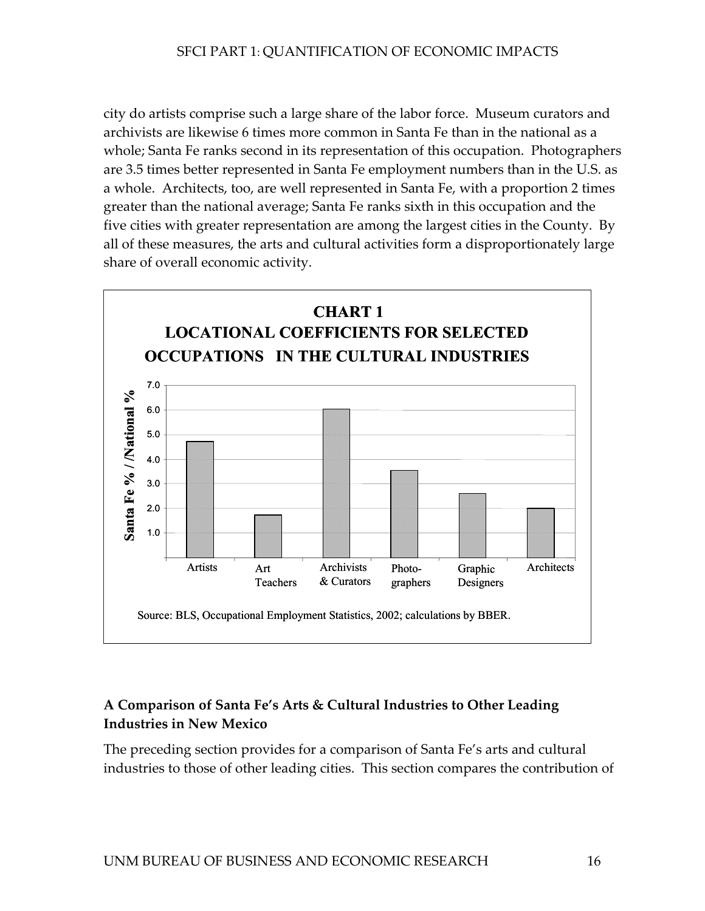city do artists comprise such a large share of the labor force. Museum curators and archivists are likewise 6 times more common in Santa Fe than in the national as a whole; Santa Fe ranks second in its representation of this occupation. Photographers are 3.5 times better represented in Santa Fe employment numbers than in the U.S. as a whole. Architects, too, are well represented in Santa Fe, with a proportion 2 times greater than the national average; Santa Fe ranks sixth in this occupation and the five cities with greater representation are among the largest cities in the County. By all of these measures, the arts and cultural activities form a disproportionately large share of overall economic activity.

**CHART 1**
**LOCATIONAL COEFFICIENTS FOR SELECTED OCCUPATIONS IN THE CULTURAL INDUSTRIES**

| Occupation | Santa Fe % / /National % |
|---|---|
| Artists | 4.7 |
| Art Teachers | 1.7 |
| Archivists & Curators | 6.0 |
| Photo-graphers | 3.5 |
| Graphic Designers | 2.6 |
| Architects | 2.0 |

Source: BLS, Occupational Employment Statistics, 2002; calculations by BBER.

### A Comparison of Santa Fe's Arts & Cultural Industries to Other Leading Industries in New Mexico

The preceding section provides for a comparison of Santa Fe's arts and cultural industries to those of other leading cities. This section compares the contribution of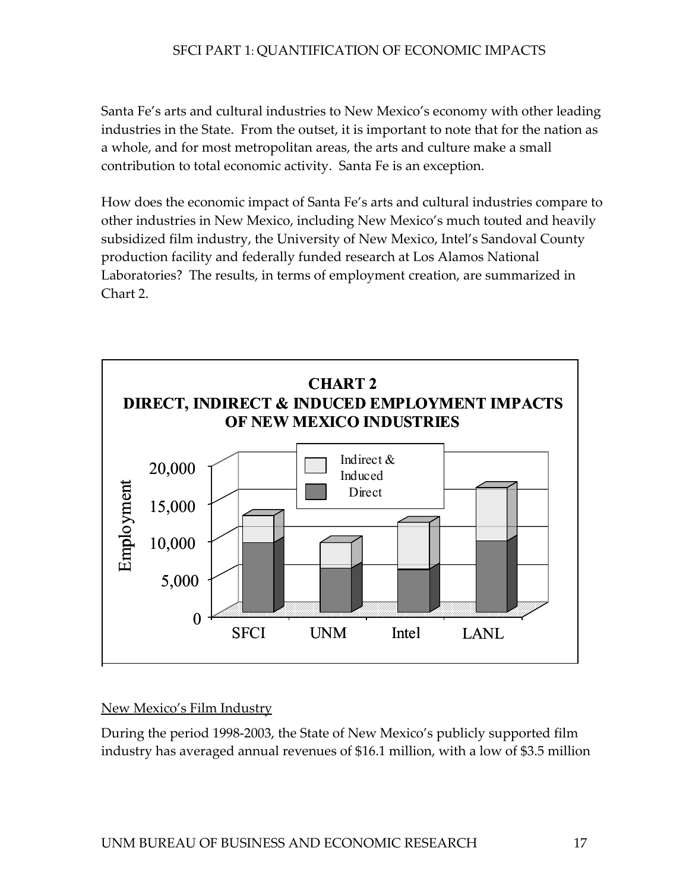Santa Fe's arts and cultural industries to New Mexico's economy with other leading industries in the State. From the outset, it is important to note that for the nation as a whole, and for most metropolitan areas, the arts and culture make a small contribution to total economic activity. Santa Fe is an exception.

How does the economic impact of Santa Fe's arts and cultural industries compare to other industries in New Mexico, including New Mexico's much touted and heavily subsidized film industry, the University of New Mexico, Intel's Sandoval County production facility and federally funded research at Los Alamos National Laboratories? The results, in terms of employment creation, are summarized in Chart 2.

**CHART 2**
**DIRECT, INDIRECT & INDUCED EMPLOYMENT IMPACTS OF NEW MEXICO INDUSTRIES**

<u>New Mexico's Film Industry</u>

During the period 1998-2003, the State of New Mexico's publicly supported film industry has averaged annual revenues of $16.1 million, with a low of $3.5 million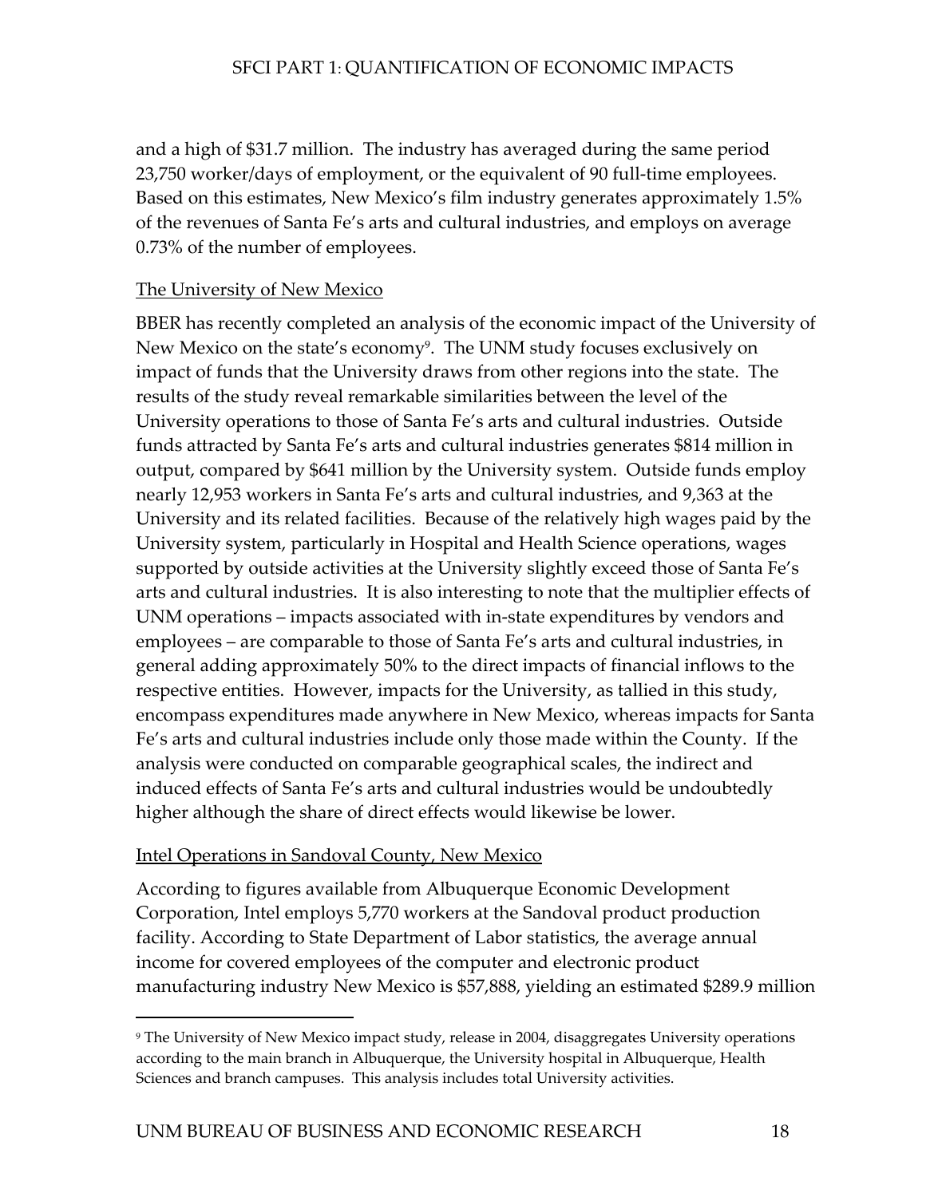and a high of $31.7 million. The industry has averaged during the same period 23,750 worker/days of employment, or the equivalent of 90 full-time employees. Based on this estimates, New Mexico's film industry generates approximately 1.5% of the revenues of Santa Fe's arts and cultural industries, and employs on average 0.73% of the number of employees.

## The University of New Mexico

BBER has recently completed an analysis of the economic impact of the University of New Mexico on the state's economy[9]. The UNM study focuses exclusively on impact of funds that the University draws from other regions into the state. The results of the study reveal remarkable similarities between the level of the University operations to those of Santa Fe's arts and cultural industries. Outside funds attracted by Santa Fe's arts and cultural industries generates $814 million in output, compared by $641 million by the University system. Outside funds employ nearly 12,953 workers in Santa Fe's arts and cultural industries, and 9,363 at the University and its related facilities. Because of the relatively high wages paid by the University system, particularly in Hospital and Health Science operations, wages supported by outside activities at the University slightly exceed those of Santa Fe's arts and cultural industries. It is also interesting to note that the multiplier effects of UNM operations – impacts associated with in-state expenditures by vendors and employees – are comparable to those of Santa Fe's arts and cultural industries, in general adding approximately 50% to the direct impacts of financial inflows to the respective entities. However, impacts for the University, as tallied in this study, encompass expenditures made anywhere in New Mexico, whereas impacts for Santa Fe's arts and cultural industries include only those made within the County. If the analysis were conducted on comparable geographical scales, the indirect and induced effects of Santa Fe's arts and cultural industries would be undoubtedly higher although the share of direct effects would likewise be lower.

## Intel Operations in Sandoval County, New Mexico

According to figures available from Albuquerque Economic Development Corporation, Intel employs 5,770 workers at the Sandoval product production facility. According to State Department of Labor statistics, the average annual income for covered employees of the computer and electronic product manufacturing industry New Mexico is $57,888, yielding an estimated $289.9 million

---

[9] The University of New Mexico impact study, release in 2004, disaggregates University operations according to the main branch in Albuquerque, the University hospital in Albuquerque, Health Sciences and branch campuses. This analysis includes total University activities.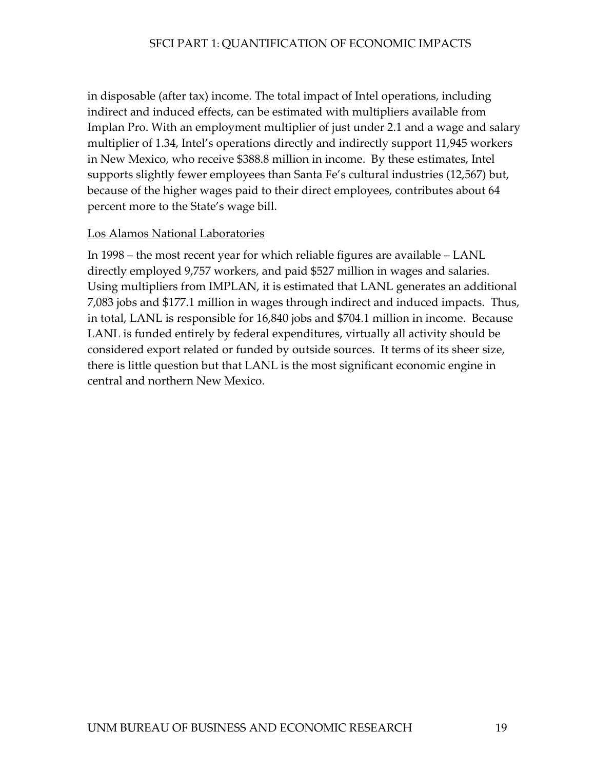in disposable (after tax) income. The total impact of Intel operations, including indirect and induced effects, can be estimated with multipliers available from Implan Pro. With an employment multiplier of just under 2.1 and a wage and salary multiplier of 1.34, Intel's operations directly and indirectly support 11,945 workers in New Mexico, who receive $388.8 million in income. By these estimates, Intel supports slightly fewer employees than Santa Fe's cultural industries (12,567) but, because of the higher wages paid to their direct employees, contributes about 64 percent more to the State's wage bill.

<u>Los Alamos National Laboratories</u>

In 1998 – the most recent year for which reliable figures are available – LANL directly employed 9,757 workers, and paid $527 million in wages and salaries. Using multipliers from IMPLAN, it is estimated that LANL generates an additional 7,083 jobs and $177.1 million in wages through indirect and induced impacts. Thus, in total, LANL is responsible for 16,840 jobs and $704.1 million in income. Because LANL is funded entirely by federal expenditures, virtually all activity should be considered export related or funded by outside sources. It terms of its sheer size, there is little question but that LANL is the most significant economic engine in central and northern New Mexico.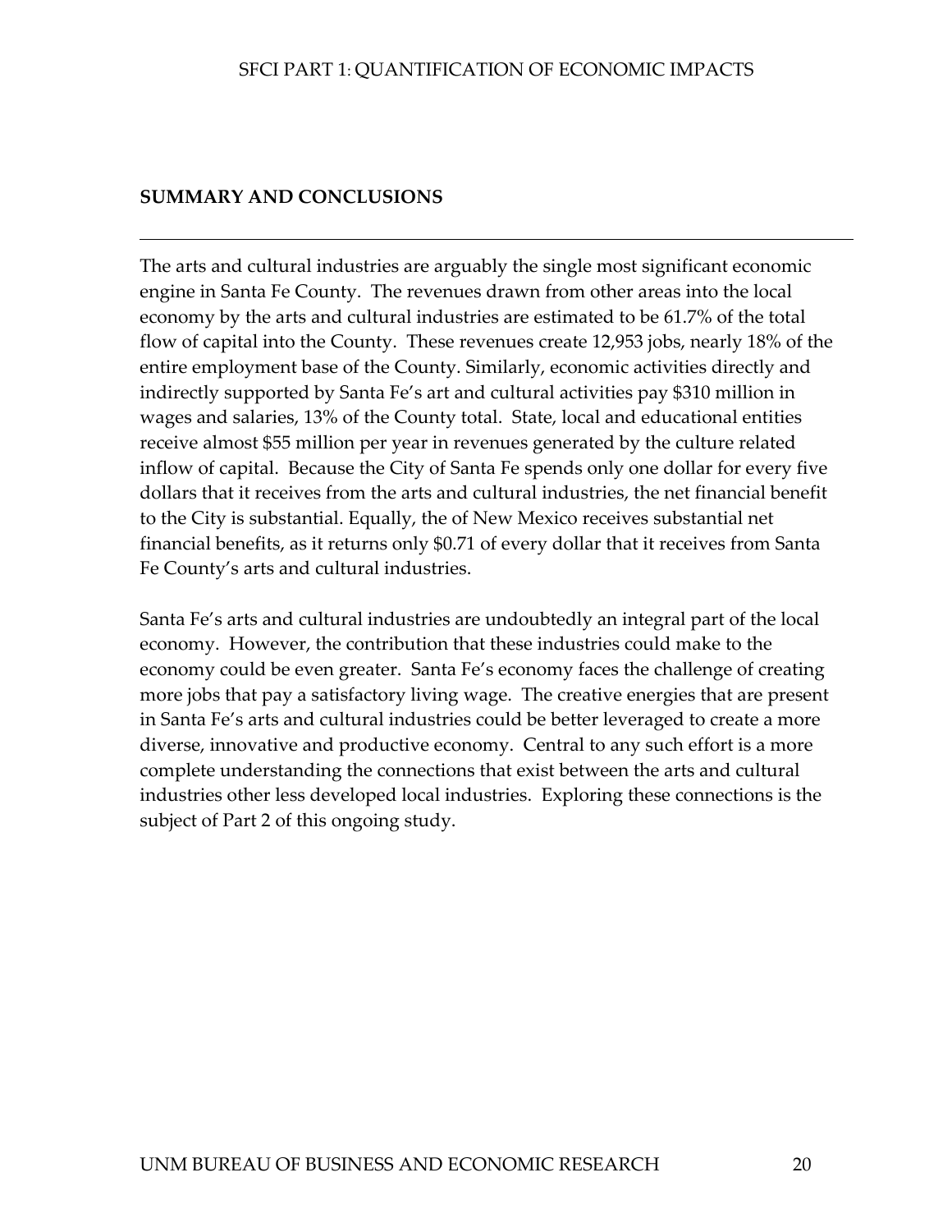## SUMMARY AND CONCLUSIONS

The arts and cultural industries are arguably the single most significant economic engine in Santa Fe County. The revenues drawn from other areas into the local economy by the arts and cultural industries are estimated to be 61.7% of the total flow of capital into the County. These revenues create 12,953 jobs, nearly 18% of the entire employment base of the County. Similarly, economic activities directly and indirectly supported by Santa Fe's art and cultural activities pay $310 million in wages and salaries, 13% of the County total. State, local and educational entities receive almost $55 million per year in revenues generated by the culture related inflow of capital. Because the City of Santa Fe spends only one dollar for every five dollars that it receives from the arts and cultural industries, the net financial benefit to the City is substantial. Equally, the of New Mexico receives substantial net financial benefits, as it returns only $0.71 of every dollar that it receives from Santa Fe County's arts and cultural industries.

Santa Fe's arts and cultural industries are undoubtedly an integral part of the local economy. However, the contribution that these industries could make to the economy could be even greater. Santa Fe's economy faces the challenge of creating more jobs that pay a satisfactory living wage. The creative energies that are present in Santa Fe's arts and cultural industries could be better leveraged to create a more diverse, innovative and productive economy. Central to any such effort is a more complete understanding the connections that exist between the arts and cultural industries other less developed local industries. Exploring these connections is the subject of Part 2 of this ongoing study.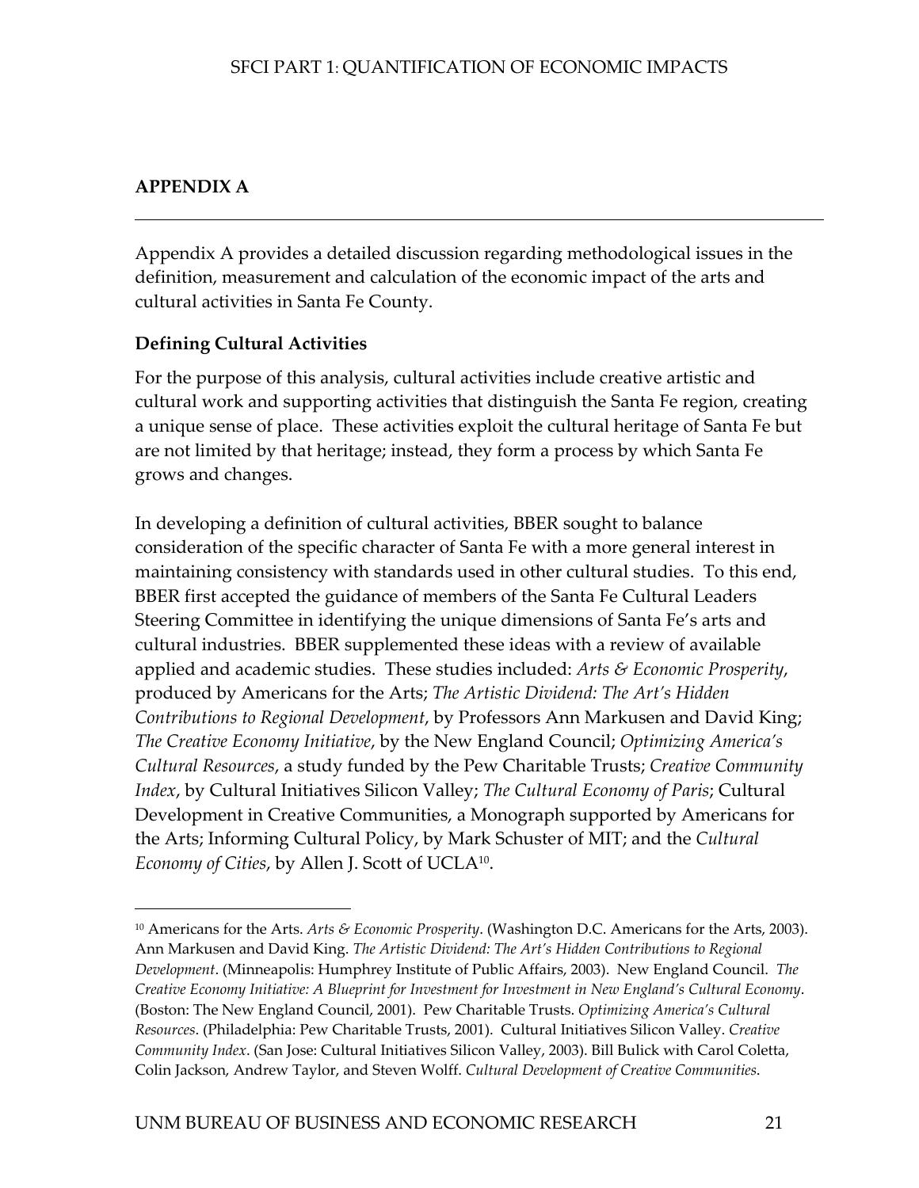## APPENDIX A

---

Appendix A provides a detailed discussion regarding methodological issues in the definition, measurement and calculation of the economic impact of the arts and cultural activities in Santa Fe County.

### Defining Cultural Activities

For the purpose of this analysis, cultural activities include creative artistic and cultural work and supporting activities that distinguish the Santa Fe region, creating a unique sense of place. These activities exploit the cultural heritage of Santa Fe but are not limited by that heritage; instead, they form a process by which Santa Fe grows and changes.

In developing a definition of cultural activities, BBER sought to balance consideration of the specific character of Santa Fe with a more general interest in maintaining consistency with standards used in other cultural studies. To this end, BBER first accepted the guidance of members of the Santa Fe Cultural Leaders Steering Committee in identifying the unique dimensions of Santa Fe's arts and cultural industries. BBER supplemented these ideas with a review of available applied and academic studies. These studies included: *Arts & Economic Prosperity*, produced by Americans for the Arts; *The Artistic Dividend: The Art's Hidden Contributions to Regional Development*, by Professors Ann Markusen and David King; *The Creative Economy Initiative*, by the New England Council; *Optimizing America's Cultural Resources*, a study funded by the Pew Charitable Trusts; *Creative Community Index*, by Cultural Initiatives Silicon Valley; *The Cultural Economy of Paris*; Cultural Development in Creative Communities, a Monograph supported by Americans for the Arts; Informing Cultural Policy, by Mark Schuster of MIT; and the *Cultural Economy of Cities*, by Allen J. Scott of UCLA[10].

---

[10] Americans for the Arts. *Arts & Economic Prosperity*. (Washington D.C. Americans for the Arts, 2003). Ann Markusen and David King. *The Artistic Dividend: The Art's Hidden Contributions to Regional Development*. (Minneapolis: Humphrey Institute of Public Affairs, 2003). New England Council. *The Creative Economy Initiative: A Blueprint for Investment for Investment in New England's Cultural Economy*. (Boston: The New England Council, 2001). Pew Charitable Trusts. *Optimizing America's Cultural Resources*. (Philadelphia: Pew Charitable Trusts, 2001). Cultural Initiatives Silicon Valley. *Creative Community Index*. (San Jose: Cultural Initiatives Silicon Valley, 2003). Bill Bulick with Carol Coletta, Colin Jackson, Andrew Taylor, and Steven Wolff. *Cultural Development of Creative Communities*.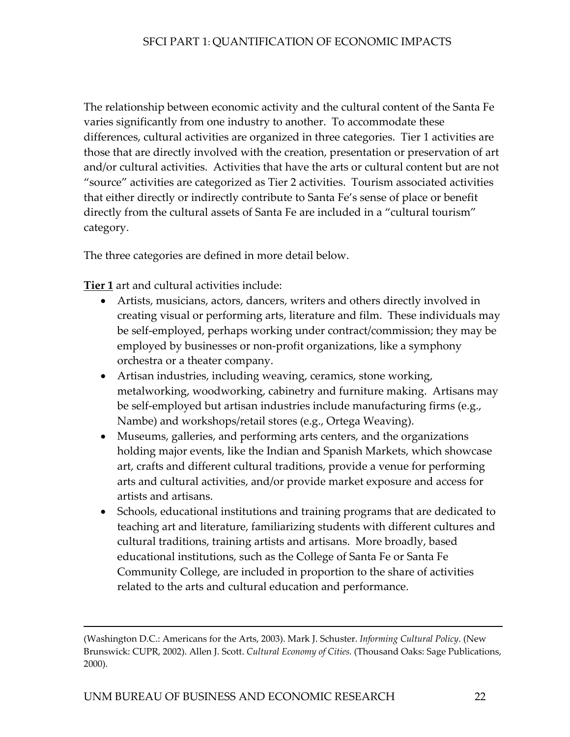The relationship between economic activity and the cultural content of the Santa Fe varies significantly from one industry to another. To accommodate these differences, cultural activities are organized in three categories. Tier 1 activities are those that are directly involved with the creation, presentation or preservation of art and/or cultural activities. Activities that have the arts or cultural content but are not "source" activities are categorized as Tier 2 activities. Tourism associated activities that either directly or indirectly contribute to Santa Fe's sense of place or benefit directly from the cultural assets of Santa Fe are included in a "cultural tourism" category.

The three categories are defined in more detail below.

**Tier 1** art and cultural activities include:

- Artists, musicians, actors, dancers, writers and others directly involved in creating visual or performing arts, literature and film. These individuals may be self-employed, perhaps working under contract/commission; they may be employed by businesses or non-profit organizations, like a symphony orchestra or a theater company.
- Artisan industries, including weaving, ceramics, stone working, metalworking, woodworking, cabinetry and furniture making. Artisans may be self-employed but artisan industries include manufacturing firms (e.g., Nambe) and workshops/retail stores (e.g., Ortega Weaving).
- Museums, galleries, and performing arts centers, and the organizations holding major events, like the Indian and Spanish Markets, which showcase art, crafts and different cultural traditions, provide a venue for performing arts and cultural activities, and/or provide market exposure and access for artists and artisans.
- Schools, educational institutions and training programs that are dedicated to teaching art and literature, familiarizing students with different cultures and cultural traditions, training artists and artisans. More broadly, based educational institutions, such as the College of Santa Fe or Santa Fe Community College, are included in proportion to the share of activities related to the arts and cultural education and performance.

---

(Washington D.C.: Americans for the Arts, 2003). Mark J. Schuster. *Informing Cultural Policy*. (New Brunswick: CUPR, 2002). Allen J. Scott. *Cultural Economy of Cities.* (Thousand Oaks: Sage Publications, 2000).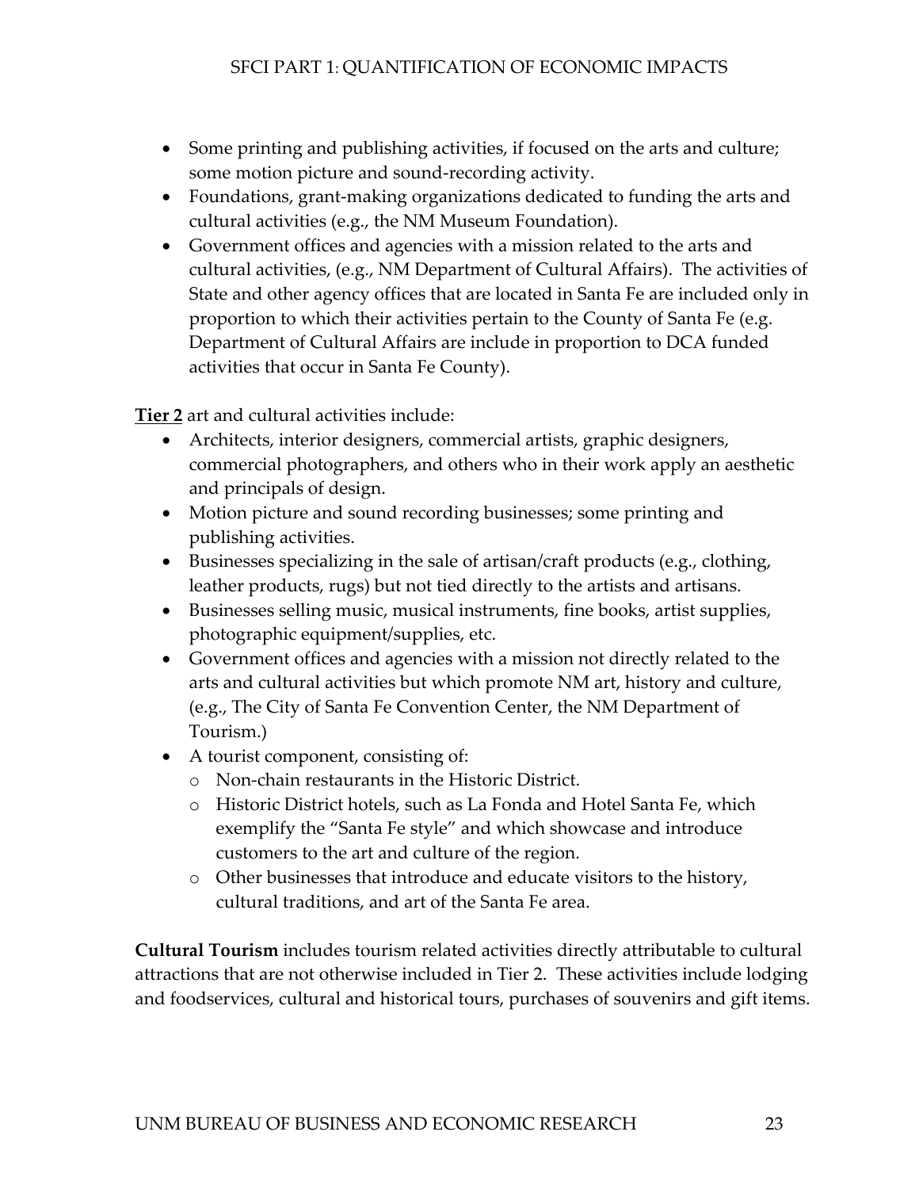- Some printing and publishing activities, if focused on the arts and culture; some motion picture and sound-recording activity.
- Foundations, grant-making organizations dedicated to funding the arts and cultural activities (e.g., the NM Museum Foundation).
- Government offices and agencies with a mission related to the arts and cultural activities, (e.g., NM Department of Cultural Affairs). The activities of State and other agency offices that are located in Santa Fe are included only in proportion to which their activities pertain to the County of Santa Fe (e.g. Department of Cultural Affairs are include in proportion to DCA funded activities that occur in Santa Fe County).

**Tier 2** art and cultural activities include:

- Architects, interior designers, commercial artists, graphic designers, commercial photographers, and others who in their work apply an aesthetic and principals of design.
- Motion picture and sound recording businesses; some printing and publishing activities.
- Businesses specializing in the sale of artisan/craft products (e.g., clothing, leather products, rugs) but not tied directly to the artists and artisans.
- Businesses selling music, musical instruments, fine books, artist supplies, photographic equipment/supplies, etc.
- Government offices and agencies with a mission not directly related to the arts and cultural activities but which promote NM art, history and culture, (e.g., The City of Santa Fe Convention Center, the NM Department of Tourism.)
- A tourist component, consisting of:
  - Non-chain restaurants in the Historic District.
  - Historic District hotels, such as La Fonda and Hotel Santa Fe, which exemplify the "Santa Fe style" and which showcase and introduce customers to the art and culture of the region.
  - Other businesses that introduce and educate visitors to the history, cultural traditions, and art of the Santa Fe area.

**Cultural Tourism** includes tourism related activities directly attributable to cultural attractions that are not otherwise included in Tier 2. These activities include lodging and foodservices, cultural and historical tours, purchases of souvenirs and gift items.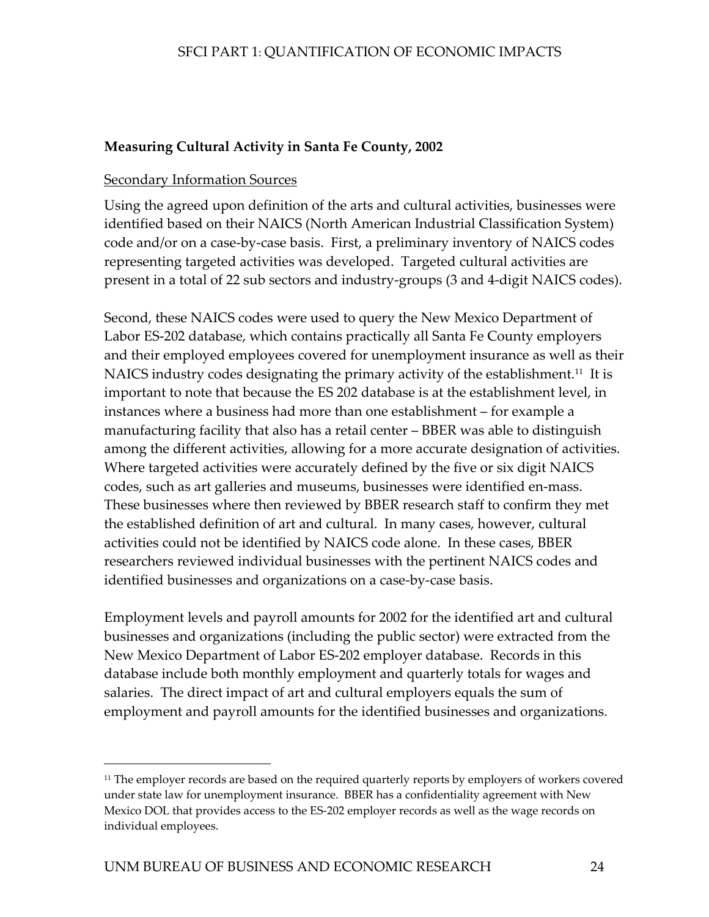**Measuring Cultural Activity in Santa Fe County, 2002**

Secondary Information Sources

Using the agreed upon definition of the arts and cultural activities, businesses were identified based on their NAICS (North American Industrial Classification System) code and/or on a case-by-case basis. First, a preliminary inventory of NAICS codes representing targeted activities was developed. Targeted cultural activities are present in a total of 22 sub sectors and industry-groups (3 and 4-digit NAICS codes).

Second, these NAICS codes were used to query the New Mexico Department of Labor ES-202 database, which contains practically all Santa Fe County employers and their employed employees covered for unemployment insurance as well as their NAICS industry codes designating the primary activity of the establishment.[11] It is important to note that because the ES 202 database is at the establishment level, in instances where a business had more than one establishment – for example a manufacturing facility that also has a retail center – BBER was able to distinguish among the different activities, allowing for a more accurate designation of activities. Where targeted activities were accurately defined by the five or six digit NAICS codes, such as art galleries and museums, businesses were identified en-mass. These businesses where then reviewed by BBER research staff to confirm they met the established definition of art and cultural. In many cases, however, cultural activities could not be identified by NAICS code alone. In these cases, BBER researchers reviewed individual businesses with the pertinent NAICS codes and identified businesses and organizations on a case-by-case basis.

Employment levels and payroll amounts for 2002 for the identified art and cultural businesses and organizations (including the public sector) were extracted from the New Mexico Department of Labor ES-202 employer database. Records in this database include both monthly employment and quarterly totals for wages and salaries. The direct impact of art and cultural employers equals the sum of employment and payroll amounts for the identified businesses and organizations.

---

[11] The employer records are based on the required quarterly reports by employers of workers covered under state law for unemployment insurance. BBER has a confidentiality agreement with New Mexico DOL that provides access to the ES-202 employer records as well as the wage records on individual employees.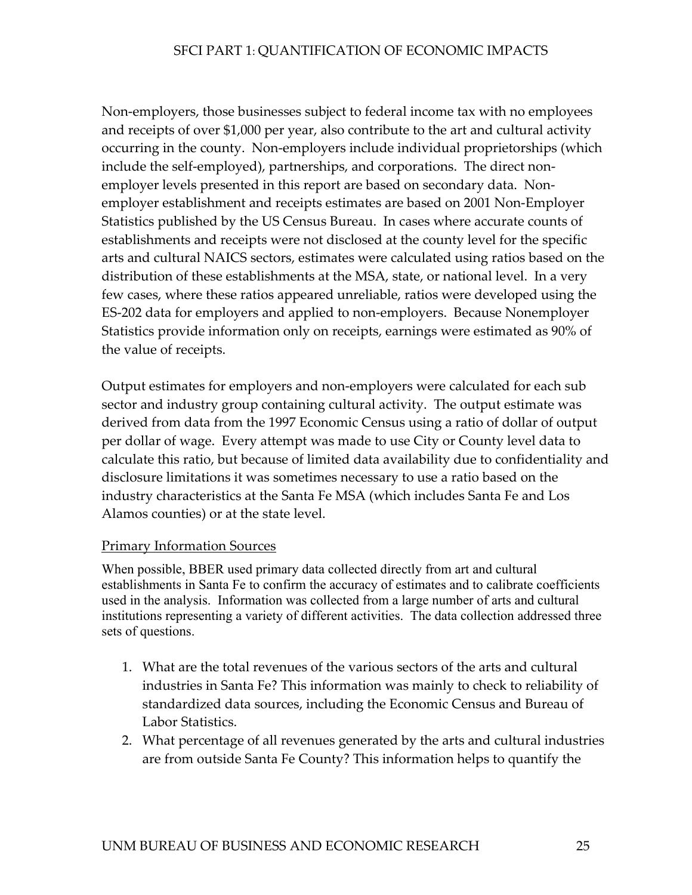Non-employers, those businesses subject to federal income tax with no employees and receipts of over $1,000 per year, also contribute to the art and cultural activity occurring in the county. Non-employers include individual proprietorships (which include the self-employed), partnerships, and corporations. The direct non-employer levels presented in this report are based on secondary data. Non-employer establishment and receipts estimates are based on 2001 Non-Employer Statistics published by the US Census Bureau. In cases where accurate counts of establishments and receipts were not disclosed at the county level for the specific arts and cultural NAICS sectors, estimates were calculated using ratios based on the distribution of these establishments at the MSA, state, or national level. In a very few cases, where these ratios appeared unreliable, ratios were developed using the ES-202 data for employers and applied to non-employers. Because Nonemployer Statistics provide information only on receipts, earnings were estimated as 90% of the value of receipts.

Output estimates for employers and non-employers were calculated for each sub sector and industry group containing cultural activity. The output estimate was derived from data from the 1997 Economic Census using a ratio of dollar of output per dollar of wage. Every attempt was made to use City or County level data to calculate this ratio, but because of limited data availability due to confidentiality and disclosure limitations it was sometimes necessary to use a ratio based on the industry characteristics at the Santa Fe MSA (which includes Santa Fe and Los Alamos counties) or at the state level.

## Primary Information Sources

When possible, BBER used primary data collected directly from art and cultural establishments in Santa Fe to confirm the accuracy of estimates and to calibrate coefficients used in the analysis. Information was collected from a large number of arts and cultural institutions representing a variety of different activities. The data collection addressed three sets of questions.

1. What are the total revenues of the various sectors of the arts and cultural industries in Santa Fe? This information was mainly to check to reliability of standardized data sources, including the Economic Census and Bureau of Labor Statistics.
2. What percentage of all revenues generated by the arts and cultural industries are from outside Santa Fe County? This information helps to quantify the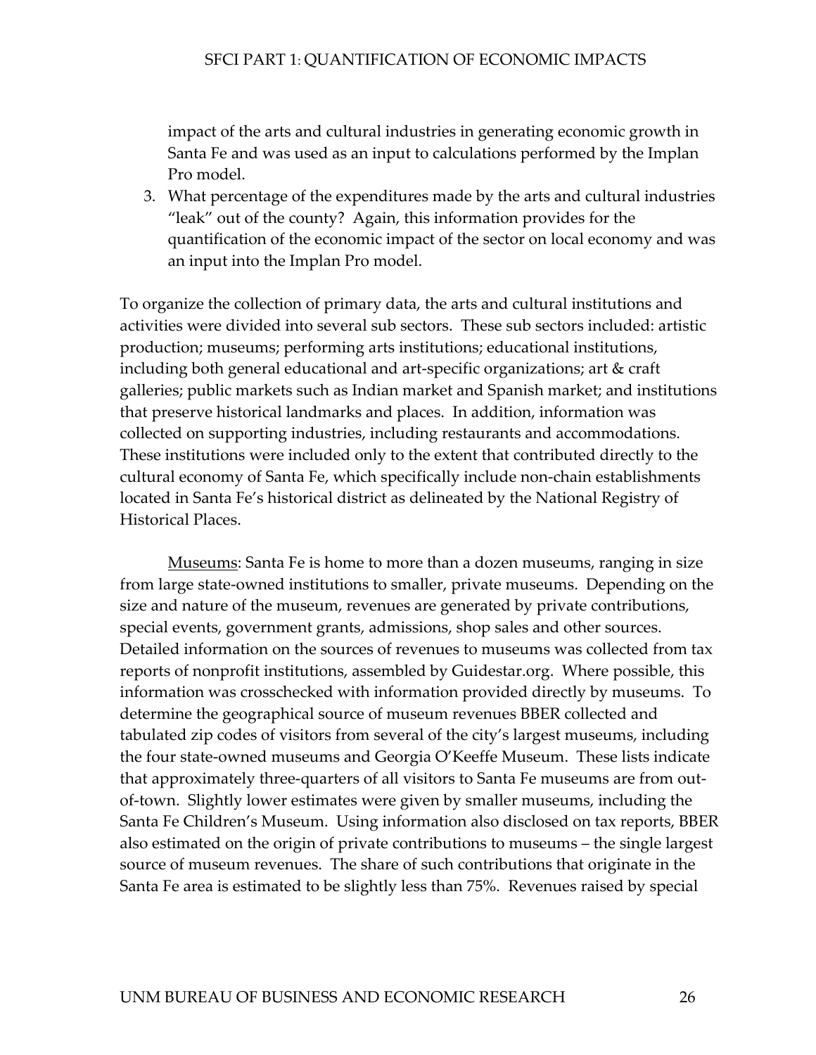impact of the arts and cultural industries in generating economic growth in Santa Fe and was used as an input to calculations performed by the Implan Pro model.

3. What percentage of the expenditures made by the arts and cultural industries "leak" out of the county? Again, this information provides for the quantification of the economic impact of the sector on local economy and was an input into the Implan Pro model.

To organize the collection of primary data, the arts and cultural institutions and activities were divided into several sub sectors. These sub sectors included: artistic production; museums; performing arts institutions; educational institutions, including both general educational and art-specific organizations; art & craft galleries; public markets such as Indian market and Spanish market; and institutions that preserve historical landmarks and places. In addition, information was collected on supporting industries, including restaurants and accommodations. These institutions were included only to the extent that contributed directly to the cultural economy of Santa Fe, which specifically include non-chain establishments located in Santa Fe's historical district as delineated by the National Registry of Historical Places.

Museums: Santa Fe is home to more than a dozen museums, ranging in size from large state-owned institutions to smaller, private museums. Depending on the size and nature of the museum, revenues are generated by private contributions, special events, government grants, admissions, shop sales and other sources. Detailed information on the sources of revenues to museums was collected from tax reports of nonprofit institutions, assembled by Guidestar.org. Where possible, this information was crosschecked with information provided directly by museums. To determine the geographical source of museum revenues BBER collected and tabulated zip codes of visitors from several of the city's largest museums, including the four state-owned museums and Georgia O'Keeffe Museum. These lists indicate that approximately three-quarters of all visitors to Santa Fe museums are from out-of-town. Slightly lower estimates were given by smaller museums, including the Santa Fe Children's Museum. Using information also disclosed on tax reports, BBER also estimated on the origin of private contributions to museums – the single largest source of museum revenues. The share of such contributions that originate in the Santa Fe area is estimated to be slightly less than 75%. Revenues raised by special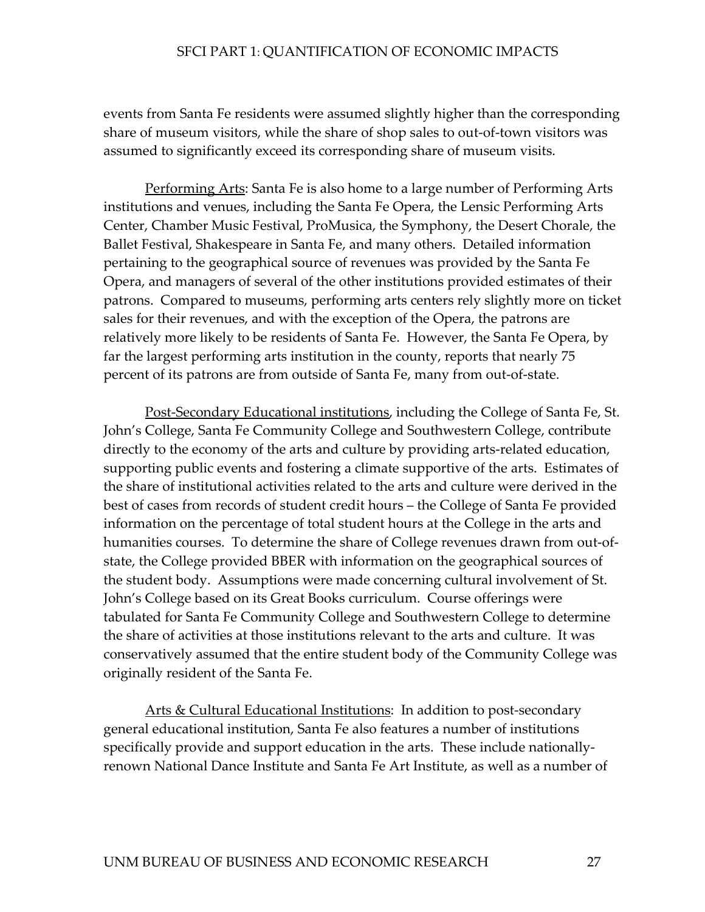events from Santa Fe residents were assumed slightly higher than the corresponding share of museum visitors, while the share of shop sales to out-of-town visitors was assumed to significantly exceed its corresponding share of museum visits.

Performing Arts: Santa Fe is also home to a large number of Performing Arts institutions and venues, including the Santa Fe Opera, the Lensic Performing Arts Center, Chamber Music Festival, ProMusica, the Symphony, the Desert Chorale, the Ballet Festival, Shakespeare in Santa Fe, and many others. Detailed information pertaining to the geographical source of revenues was provided by the Santa Fe Opera, and managers of several of the other institutions provided estimates of their patrons. Compared to museums, performing arts centers rely slightly more on ticket sales for their revenues, and with the exception of the Opera, the patrons are relatively more likely to be residents of Santa Fe. However, the Santa Fe Opera, by far the largest performing arts institution in the county, reports that nearly 75 percent of its patrons are from outside of Santa Fe, many from out-of-state.

Post-Secondary Educational institutions, including the College of Santa Fe, St. John's College, Santa Fe Community College and Southwestern College, contribute directly to the economy of the arts and culture by providing arts-related education, supporting public events and fostering a climate supportive of the arts. Estimates of the share of institutional activities related to the arts and culture were derived in the best of cases from records of student credit hours – the College of Santa Fe provided information on the percentage of total student hours at the College in the arts and humanities courses. To determine the share of College revenues drawn from out-of-state, the College provided BBER with information on the geographical sources of the student body. Assumptions were made concerning cultural involvement of St. John's College based on its Great Books curriculum. Course offerings were tabulated for Santa Fe Community College and Southwestern College to determine the share of activities at those institutions relevant to the arts and culture. It was conservatively assumed that the entire student body of the Community College was originally resident of the Santa Fe.

Arts & Cultural Educational Institutions: In addition to post-secondary general educational institution, Santa Fe also features a number of institutions specifically provide and support education in the arts. These include nationally-renown National Dance Institute and Santa Fe Art Institute, as well as a number of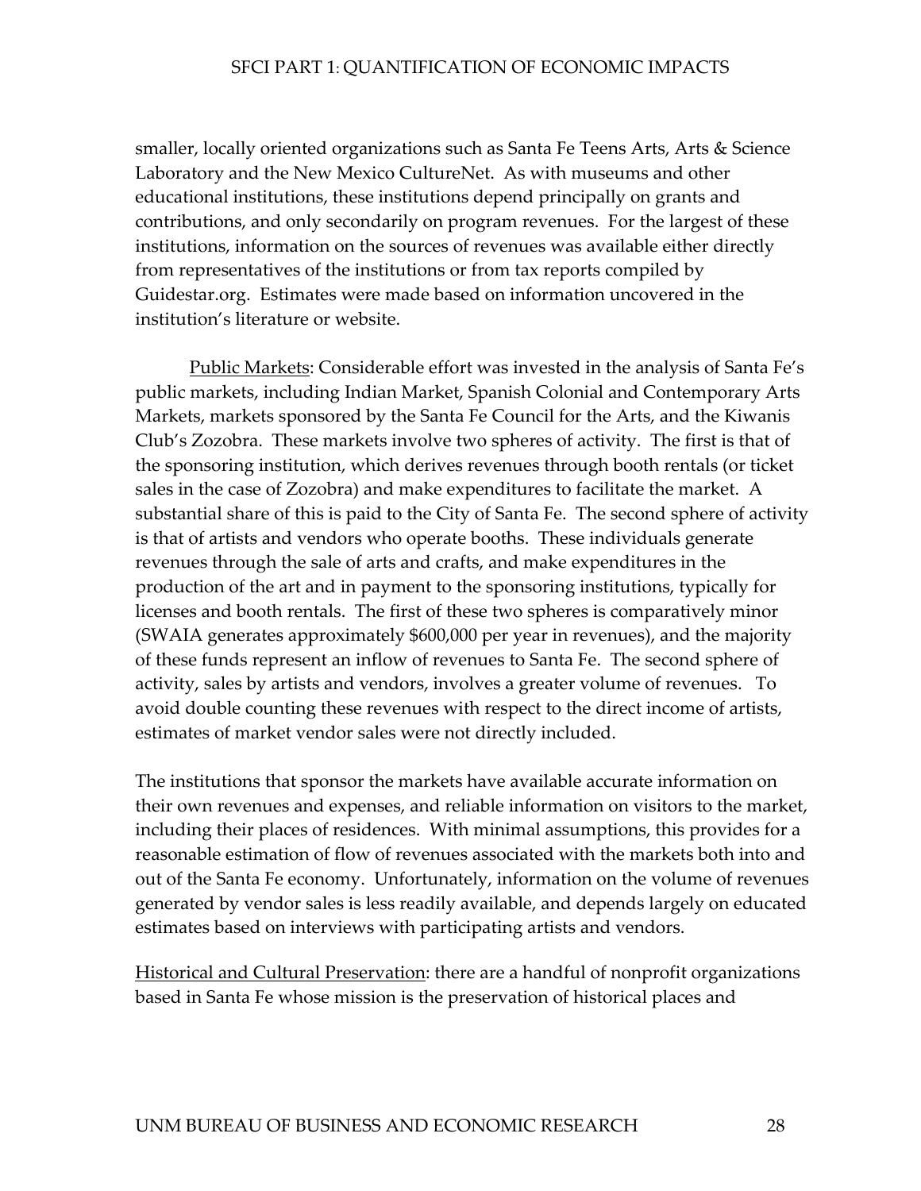smaller, locally oriented organizations such as Santa Fe Teens Arts, Arts & Science Laboratory and the New Mexico CultureNet. As with museums and other educational institutions, these institutions depend principally on grants and contributions, and only secondarily on program revenues. For the largest of these institutions, information on the sources of revenues was available either directly from representatives of the institutions or from tax reports compiled by Guidestar.org. Estimates were made based on information uncovered in the institution's literature or website.

Public Markets: Considerable effort was invested in the analysis of Santa Fe's public markets, including Indian Market, Spanish Colonial and Contemporary Arts Markets, markets sponsored by the Santa Fe Council for the Arts, and the Kiwanis Club's Zozobra. These markets involve two spheres of activity. The first is that of the sponsoring institution, which derives revenues through booth rentals (or ticket sales in the case of Zozobra) and make expenditures to facilitate the market. A substantial share of this is paid to the City of Santa Fe. The second sphere of activity is that of artists and vendors who operate booths. These individuals generate revenues through the sale of arts and crafts, and make expenditures in the production of the art and in payment to the sponsoring institutions, typically for licenses and booth rentals. The first of these two spheres is comparatively minor (SWAIA generates approximately $600,000 per year in revenues), and the majority of these funds represent an inflow of revenues to Santa Fe. The second sphere of activity, sales by artists and vendors, involves a greater volume of revenues. To avoid double counting these revenues with respect to the direct income of artists, estimates of market vendor sales were not directly included.

The institutions that sponsor the markets have available accurate information on their own revenues and expenses, and reliable information on visitors to the market, including their places of residences. With minimal assumptions, this provides for a reasonable estimation of flow of revenues associated with the markets both into and out of the Santa Fe economy. Unfortunately, information on the volume of revenues generated by vendor sales is less readily available, and depends largely on educated estimates based on interviews with participating artists and vendors.

Historical and Cultural Preservation: there are a handful of nonprofit organizations based in Santa Fe whose mission is the preservation of historical places and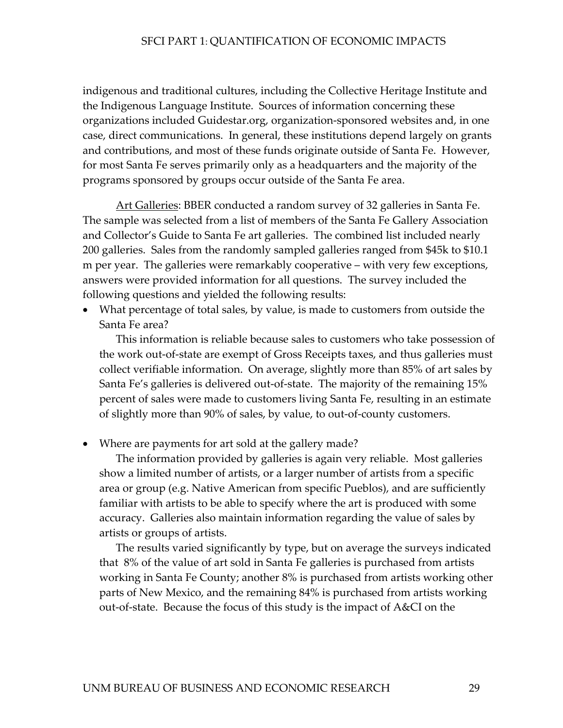indigenous and traditional cultures, including the Collective Heritage Institute and the Indigenous Language Institute. Sources of information concerning these organizations included Guidestar.org, organization-sponsored websites and, in one case, direct communications. In general, these institutions depend largely on grants and contributions, and most of these funds originate outside of Santa Fe. However, for most Santa Fe serves primarily only as a headquarters and the majority of the programs sponsored by groups occur outside of the Santa Fe area.

Art Galleries: BBER conducted a random survey of 32 galleries in Santa Fe. The sample was selected from a list of members of the Santa Fe Gallery Association and Collector's Guide to Santa Fe art galleries. The combined list included nearly 200 galleries. Sales from the randomly sampled galleries ranged from $45k to $10.1 m per year. The galleries were remarkably cooperative – with very few exceptions, answers were provided information for all questions. The survey included the following questions and yielded the following results:

- What percentage of total sales, by value, is made to customers from outside the Santa Fe area?

  This information is reliable because sales to customers who take possession of the work out-of-state are exempt of Gross Receipts taxes, and thus galleries must collect verifiable information. On average, slightly more than 85% of art sales by Santa Fe's galleries is delivered out-of-state. The majority of the remaining 15% percent of sales were made to customers living Santa Fe, resulting in an estimate of slightly more than 90% of sales, by value, to out-of-county customers.

- Where are payments for art sold at the gallery made?

  The information provided by galleries is again very reliable. Most galleries show a limited number of artists, or a larger number of artists from a specific area or group (e.g. Native American from specific Pueblos), and are sufficiently familiar with artists to be able to specify where the art is produced with some accuracy. Galleries also maintain information regarding the value of sales by artists or groups of artists.

  The results varied significantly by type, but on average the surveys indicated that 8% of the value of art sold in Santa Fe galleries is purchased from artists working in Santa Fe County; another 8% is purchased from artists working other parts of New Mexico, and the remaining 84% is purchased from artists working out-of-state. Because the focus of this study is the impact of A&CI on the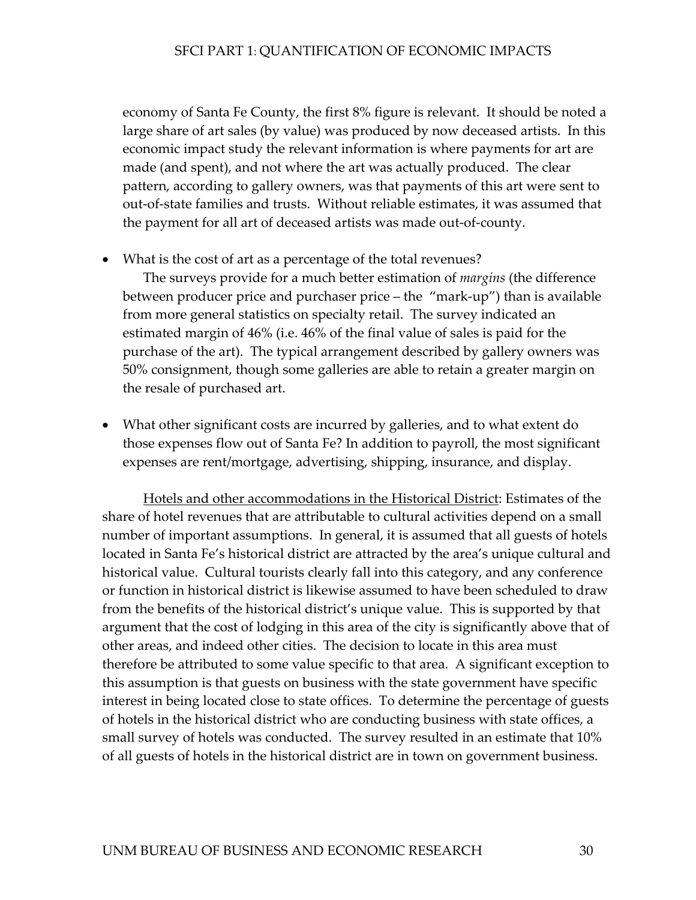economy of Santa Fe County, the first 8% figure is relevant. It should be noted a large share of art sales (by value) was produced by now deceased artists. In this economic impact study the relevant information is where payments for art are made (and spent), and not where the art was actually produced. The clear pattern, according to gallery owners, was that payments of this art were sent to out-of-state families and trusts. Without reliable estimates, it was assumed that the payment for all art of deceased artists was made out-of-county.

- What is the cost of art as a percentage of the total revenues?
  The surveys provide for a much better estimation of *margins* (the difference between producer price and purchaser price – the "mark-up") than is available from more general statistics on specialty retail. The survey indicated an estimated margin of 46% (i.e. 46% of the final value of sales is paid for the purchase of the art). The typical arrangement described by gallery owners was 50% consignment, though some galleries are able to retain a greater margin on the resale of purchased art.

- What other significant costs are incurred by galleries, and to what extent do those expenses flow out of Santa Fe? In addition to payroll, the most significant expenses are rent/mortgage, advertising, shipping, insurance, and display.

<u>Hotels and other accommodations in the Historical District</u>: Estimates of the share of hotel revenues that are attributable to cultural activities depend on a small number of important assumptions. In general, it is assumed that all guests of hotels located in Santa Fe's historical district are attracted by the area's unique cultural and historical value. Cultural tourists clearly fall into this category, and any conference or function in historical district is likewise assumed to have been scheduled to draw from the benefits of the historical district's unique value. This is supported by that argument that the cost of lodging in this area of the city is significantly above that of other areas, and indeed other cities. The decision to locate in this area must therefore be attributed to some value specific to that area. A significant exception to this assumption is that guests on business with the state government have specific interest in being located close to state offices. To determine the percentage of guests of hotels in the historical district who are conducting business with state offices, a small survey of hotels was conducted. The survey resulted in an estimate that 10% of all guests of hotels in the historical district are in town on government business.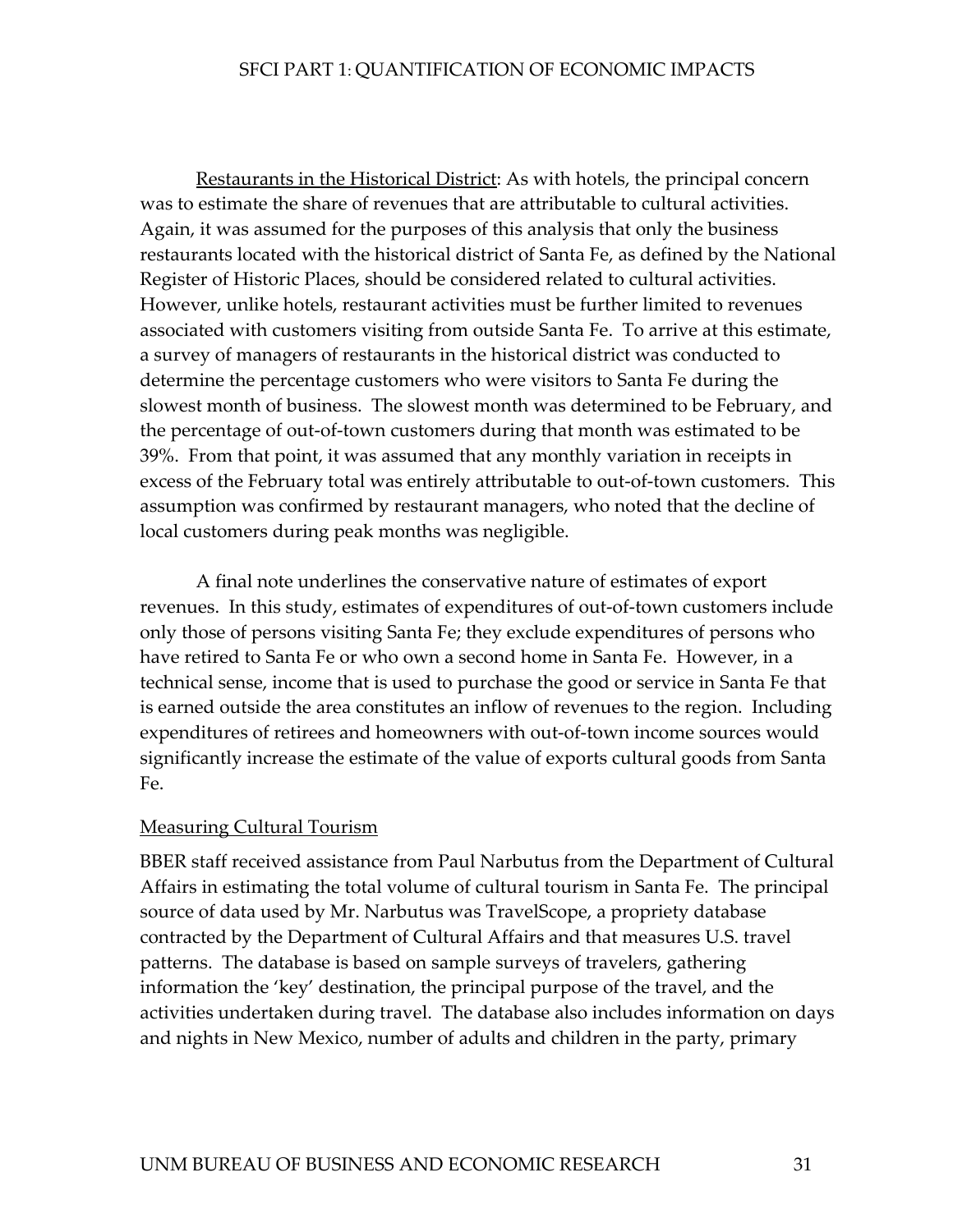Restaurants in the Historical District: As with hotels, the principal concern was to estimate the share of revenues that are attributable to cultural activities. Again, it was assumed for the purposes of this analysis that only the business restaurants located with the historical district of Santa Fe, as defined by the National Register of Historic Places, should be considered related to cultural activities. However, unlike hotels, restaurant activities must be further limited to revenues associated with customers visiting from outside Santa Fe. To arrive at this estimate, a survey of managers of restaurants in the historical district was conducted to determine the percentage customers who were visitors to Santa Fe during the slowest month of business. The slowest month was determined to be February, and the percentage of out-of-town customers during that month was estimated to be 39%. From that point, it was assumed that any monthly variation in receipts in excess of the February total was entirely attributable to out-of-town customers. This assumption was confirmed by restaurant managers, who noted that the decline of local customers during peak months was negligible.

A final note underlines the conservative nature of estimates of export revenues. In this study, estimates of expenditures of out-of-town customers include only those of persons visiting Santa Fe; they exclude expenditures of persons who have retired to Santa Fe or who own a second home in Santa Fe. However, in a technical sense, income that is used to purchase the good or service in Santa Fe that is earned outside the area constitutes an inflow of revenues to the region. Including expenditures of retirees and homeowners with out-of-town income sources would significantly increase the estimate of the value of exports cultural goods from Santa Fe.

Measuring Cultural Tourism

BBER staff received assistance from Paul Narbutus from the Department of Cultural Affairs in estimating the total volume of cultural tourism in Santa Fe. The principal source of data used by Mr. Narbutus was TravelScope, a propriety database contracted by the Department of Cultural Affairs and that measures U.S. travel patterns. The database is based on sample surveys of travelers, gathering information the 'key' destination, the principal purpose of the travel, and the activities undertaken during travel. The database also includes information on days and nights in New Mexico, number of adults and children in the party, primary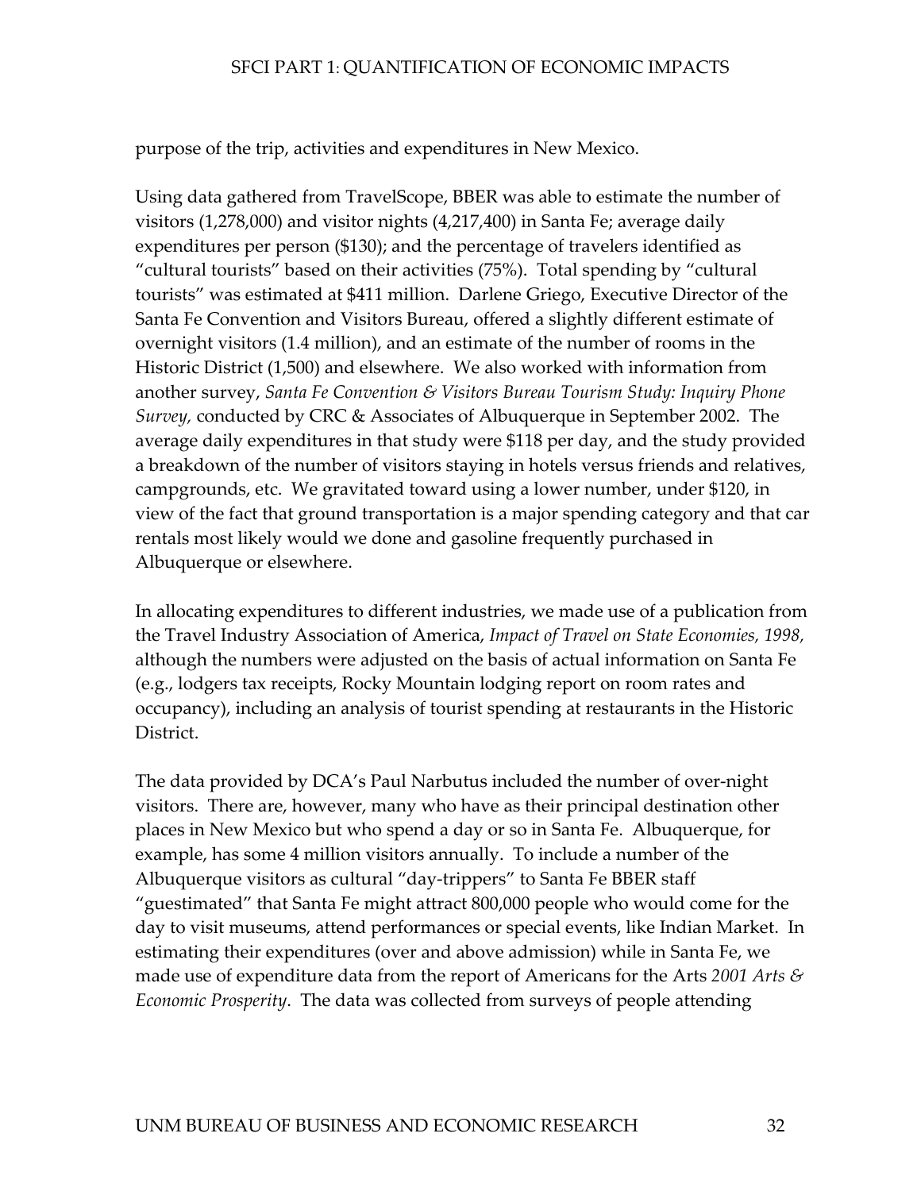purpose of the trip, activities and expenditures in New Mexico.

Using data gathered from TravelScope, BBER was able to estimate the number of visitors (1,278,000) and visitor nights (4,217,400) in Santa Fe; average daily expenditures per person ($130); and the percentage of travelers identified as "cultural tourists" based on their activities (75%). Total spending by "cultural tourists" was estimated at $411 million. Darlene Griego, Executive Director of the Santa Fe Convention and Visitors Bureau, offered a slightly different estimate of overnight visitors (1.4 million), and an estimate of the number of rooms in the Historic District (1,500) and elsewhere. We also worked with information from another survey, *Santa Fe Convention & Visitors Bureau Tourism Study: Inquiry Phone Survey,* conducted by CRC & Associates of Albuquerque in September 2002. The average daily expenditures in that study were $118 per day, and the study provided a breakdown of the number of visitors staying in hotels versus friends and relatives, campgrounds, etc. We gravitated toward using a lower number, under $120, in view of the fact that ground transportation is a major spending category and that car rentals most likely would we done and gasoline frequently purchased in Albuquerque or elsewhere.

In allocating expenditures to different industries, we made use of a publication from the Travel Industry Association of America, *Impact of Travel on State Economies, 1998,* although the numbers were adjusted on the basis of actual information on Santa Fe (e.g., lodgers tax receipts, Rocky Mountain lodging report on room rates and occupancy), including an analysis of tourist spending at restaurants in the Historic District.

The data provided by DCA's Paul Narbutus included the number of over-night visitors. There are, however, many who have as their principal destination other places in New Mexico but who spend a day or so in Santa Fe. Albuquerque, for example, has some 4 million visitors annually. To include a number of the Albuquerque visitors as cultural "day-trippers" to Santa Fe BBER staff "guestimated" that Santa Fe might attract 800,000 people who would come for the day to visit museums, attend performances or special events, like Indian Market. In estimating their expenditures (over and above admission) while in Santa Fe, we made use of expenditure data from the report of Americans for the Arts *2001 Arts & Economic Prosperity*. The data was collected from surveys of people attending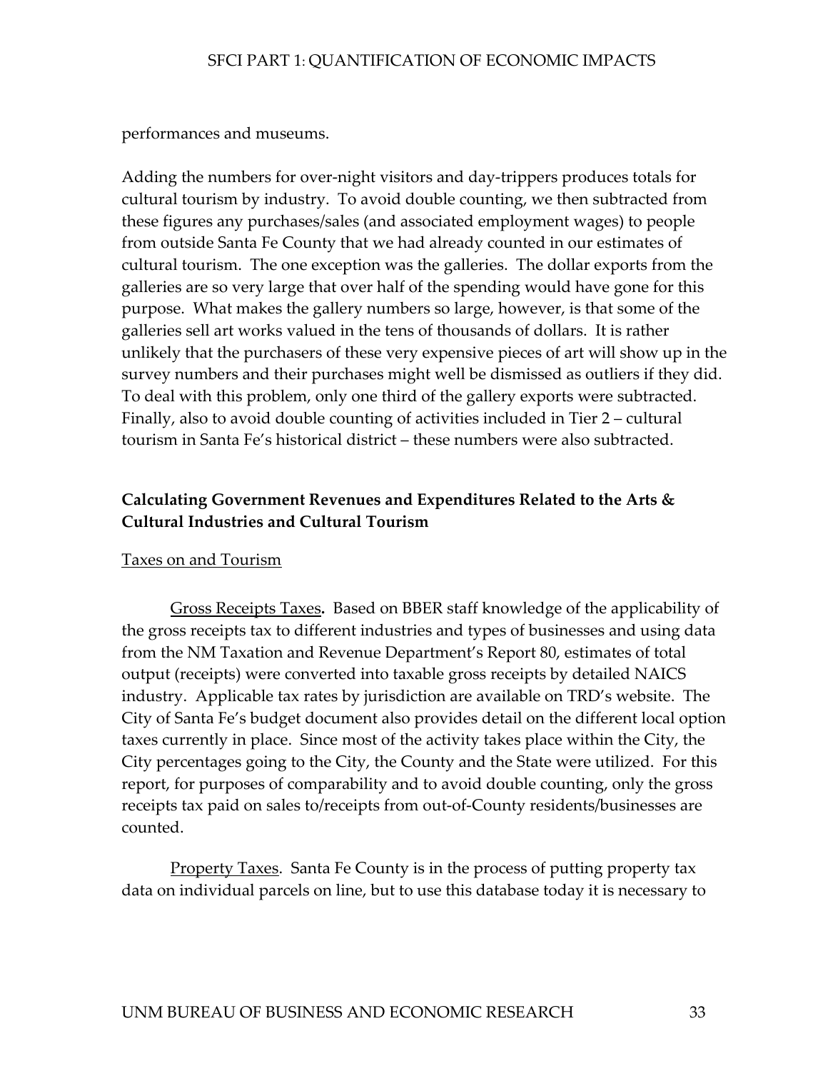performances and museums.

Adding the numbers for over-night visitors and day-trippers produces totals for cultural tourism by industry. To avoid double counting, we then subtracted from these figures any purchases/sales (and associated employment wages) to people from outside Santa Fe County that we had already counted in our estimates of cultural tourism. The one exception was the galleries. The dollar exports from the galleries are so very large that over half of the spending would have gone for this purpose. What makes the gallery numbers so large, however, is that some of the galleries sell art works valued in the tens of thousands of dollars. It is rather unlikely that the purchasers of these very expensive pieces of art will show up in the survey numbers and their purchases might well be dismissed as outliers if they did. To deal with this problem, only one third of the gallery exports were subtracted. Finally, also to avoid double counting of activities included in Tier 2 – cultural tourism in Santa Fe's historical district – these numbers were also subtracted.

### Calculating Government Revenues and Expenditures Related to the Arts & Cultural Industries and Cultural Tourism

Taxes on and Tourism

Gross Receipts Taxes**.** Based on BBER staff knowledge of the applicability of the gross receipts tax to different industries and types of businesses and using data from the NM Taxation and Revenue Department's Report 80, estimates of total output (receipts) were converted into taxable gross receipts by detailed NAICS industry. Applicable tax rates by jurisdiction are available on TRD's website. The City of Santa Fe's budget document also provides detail on the different local option taxes currently in place. Since most of the activity takes place within the City, the City percentages going to the City, the County and the State were utilized. For this report, for purposes of comparability and to avoid double counting, only the gross receipts tax paid on sales to/receipts from out-of-County residents/businesses are counted.

Property Taxes. Santa Fe County is in the process of putting property tax data on individual parcels on line, but to use this database today it is necessary to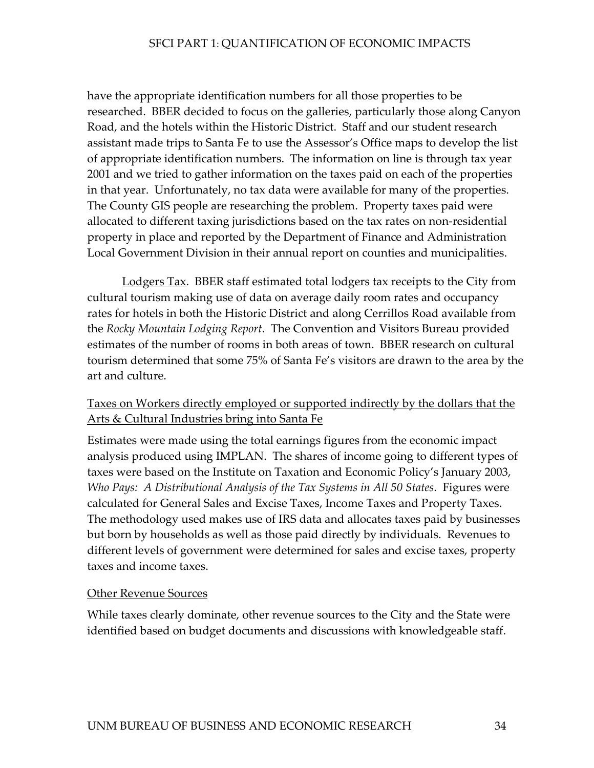have the appropriate identification numbers for all those properties to be researched. BBER decided to focus on the galleries, particularly those along Canyon Road, and the hotels within the Historic District. Staff and our student research assistant made trips to Santa Fe to use the Assessor's Office maps to develop the list of appropriate identification numbers. The information on line is through tax year 2001 and we tried to gather information on the taxes paid on each of the properties in that year. Unfortunately, no tax data were available for many of the properties. The County GIS people are researching the problem. Property taxes paid were allocated to different taxing jurisdictions based on the tax rates on non-residential property in place and reported by the Department of Finance and Administration Local Government Division in their annual report on counties and municipalities.

Lodgers Tax. BBER staff estimated total lodgers tax receipts to the City from cultural tourism making use of data on average daily room rates and occupancy rates for hotels in both the Historic District and along Cerrillos Road available from the *Rocky Mountain Lodging Report*. The Convention and Visitors Bureau provided estimates of the number of rooms in both areas of town. BBER research on cultural tourism determined that some 75% of Santa Fe's visitors are drawn to the area by the art and culture.

Taxes on Workers directly employed or supported indirectly by the dollars that the Arts & Cultural Industries bring into Santa Fe

Estimates were made using the total earnings figures from the economic impact analysis produced using IMPLAN. The shares of income going to different types of taxes were based on the Institute on Taxation and Economic Policy's January 2003, *Who Pays: A Distributional Analysis of the Tax Systems in All 50 States*. Figures were calculated for General Sales and Excise Taxes, Income Taxes and Property Taxes. The methodology used makes use of IRS data and allocates taxes paid by businesses but born by households as well as those paid directly by individuals. Revenues to different levels of government were determined for sales and excise taxes, property taxes and income taxes.

Other Revenue Sources

While taxes clearly dominate, other revenue sources to the City and the State were identified based on budget documents and discussions with knowledgeable staff.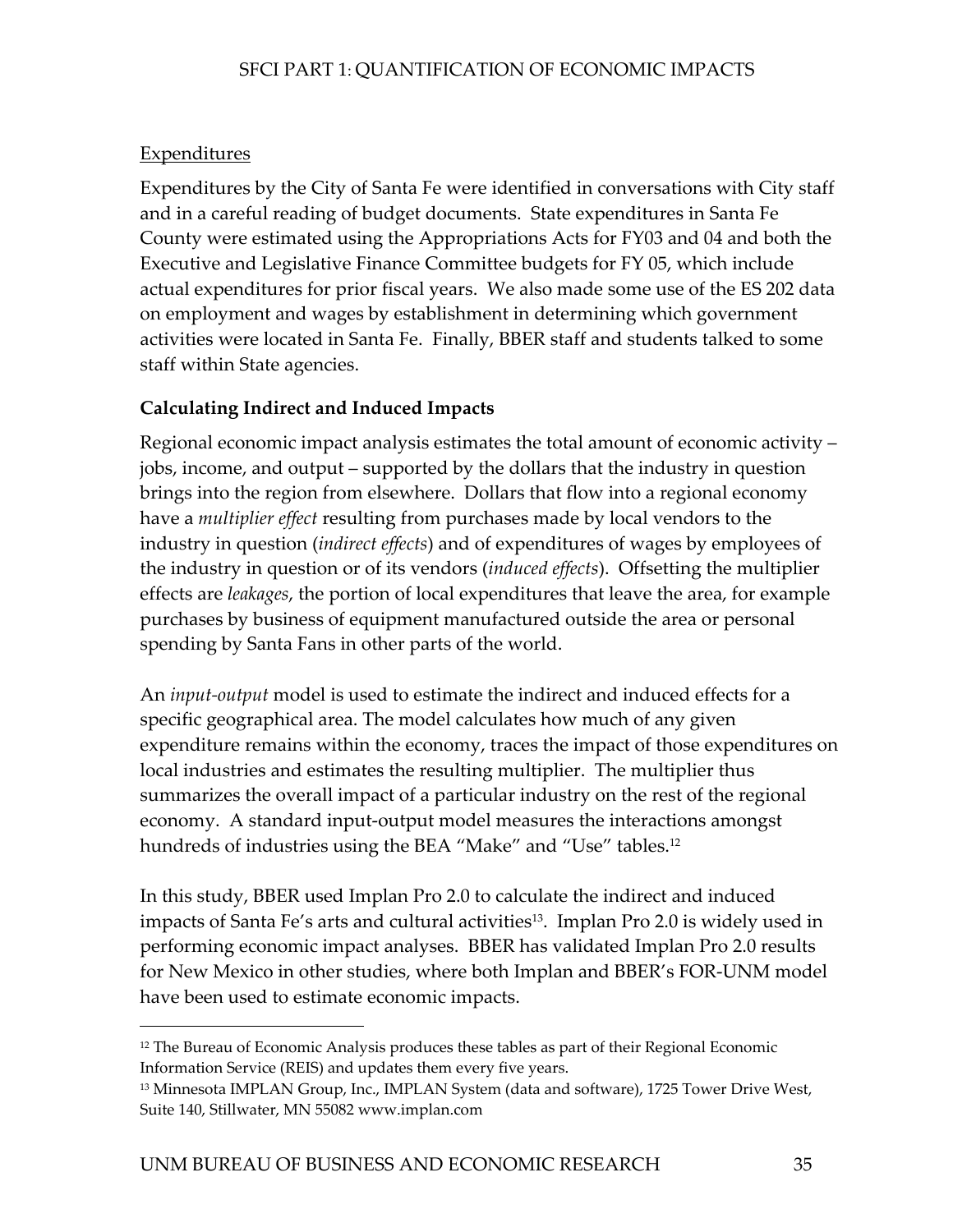Expenditures

Expenditures by the City of Santa Fe were identified in conversations with City staff and in a careful reading of budget documents. State expenditures in Santa Fe County were estimated using the Appropriations Acts for FY03 and 04 and both the Executive and Legislative Finance Committee budgets for FY 05, which include actual expenditures for prior fiscal years. We also made some use of the ES 202 data on employment and wages by establishment in determining which government activities were located in Santa Fe. Finally, BBER staff and students talked to some staff within State agencies.

### Calculating Indirect and Induced Impacts

Regional economic impact analysis estimates the total amount of economic activity – jobs, income, and output – supported by the dollars that the industry in question brings into the region from elsewhere. Dollars that flow into a regional economy have a *multiplier effect* resulting from purchases made by local vendors to the industry in question (*indirect effects*) and of expenditures of wages by employees of the industry in question or of its vendors (*induced effects*). Offsetting the multiplier effects are *leakages*, the portion of local expenditures that leave the area, for example purchases by business of equipment manufactured outside the area or personal spending by Santa Fans in other parts of the world.

An *input-output* model is used to estimate the indirect and induced effects for a specific geographical area. The model calculates how much of any given expenditure remains within the economy, traces the impact of those expenditures on local industries and estimates the resulting multiplier. The multiplier thus summarizes the overall impact of a particular industry on the rest of the regional economy. A standard input-output model measures the interactions amongst hundreds of industries using the BEA "Make" and "Use" tables.[12]

In this study, BBER used Implan Pro 2.0 to calculate the indirect and induced impacts of Santa Fe's arts and cultural activities[13]. Implan Pro 2.0 is widely used in performing economic impact analyses. BBER has validated Implan Pro 2.0 results for New Mexico in other studies, where both Implan and BBER's FOR-UNM model have been used to estimate economic impacts.

---

[12] The Bureau of Economic Analysis produces these tables as part of their Regional Economic Information Service (REIS) and updates them every five years.

[13] Minnesota IMPLAN Group, Inc., IMPLAN System (data and software), 1725 Tower Drive West, Suite 140, Stillwater, MN 55082 www.implan.com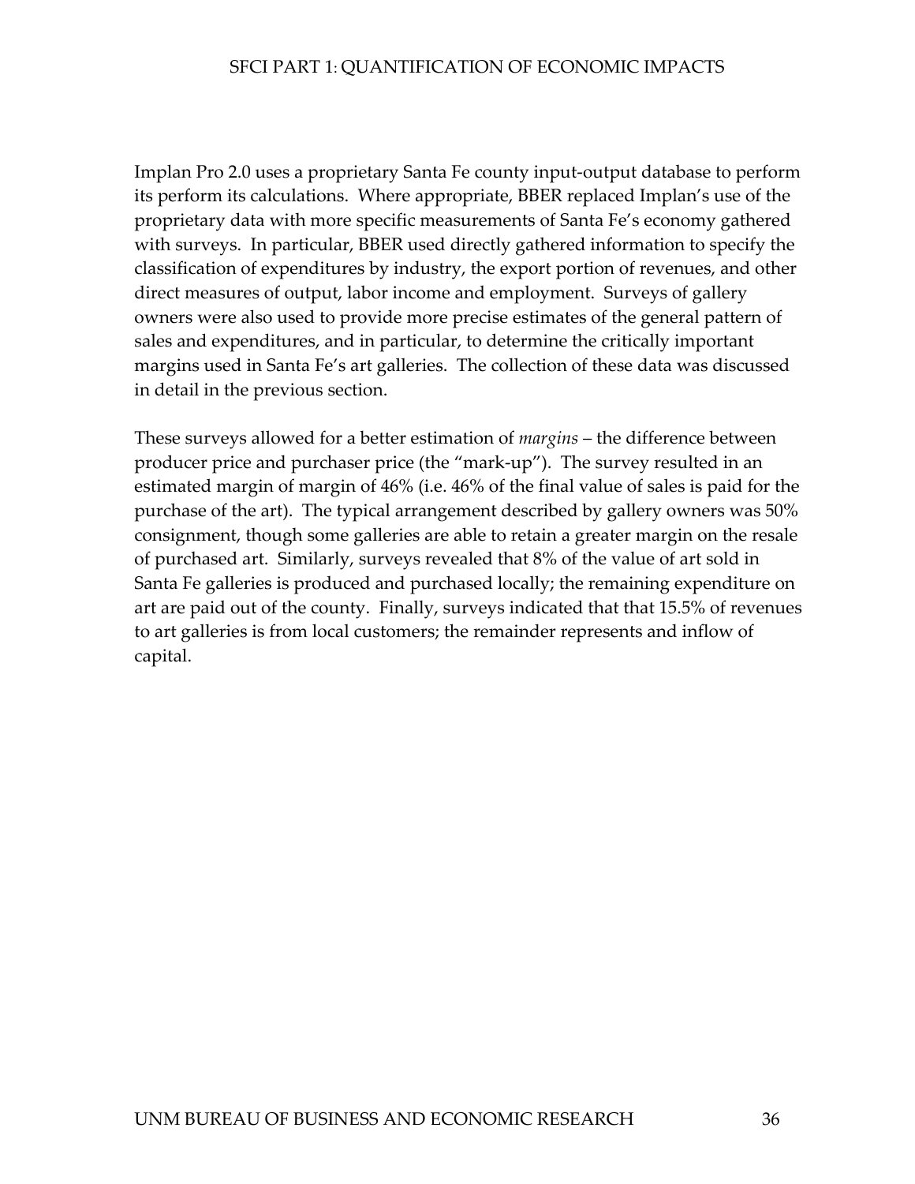Implan Pro 2.0 uses a proprietary Santa Fe county input-output database to perform its perform its calculations. Where appropriate, BBER replaced Implan's use of the proprietary data with more specific measurements of Santa Fe's economy gathered with surveys. In particular, BBER used directly gathered information to specify the classification of expenditures by industry, the export portion of revenues, and other direct measures of output, labor income and employment. Surveys of gallery owners were also used to provide more precise estimates of the general pattern of sales and expenditures, and in particular, to determine the critically important margins used in Santa Fe's art galleries. The collection of these data was discussed in detail in the previous section.

These surveys allowed for a better estimation of *margins* – the difference between producer price and purchaser price (the "mark-up"). The survey resulted in an estimated margin of margin of 46% (i.e. 46% of the final value of sales is paid for the purchase of the art). The typical arrangement described by gallery owners was 50% consignment, though some galleries are able to retain a greater margin on the resale of purchased art. Similarly, surveys revealed that 8% of the value of art sold in Santa Fe galleries is produced and purchased locally; the remaining expenditure on art are paid out of the county. Finally, surveys indicated that that 15.5% of revenues to art galleries is from local customers; the remainder represents and inflow of capital.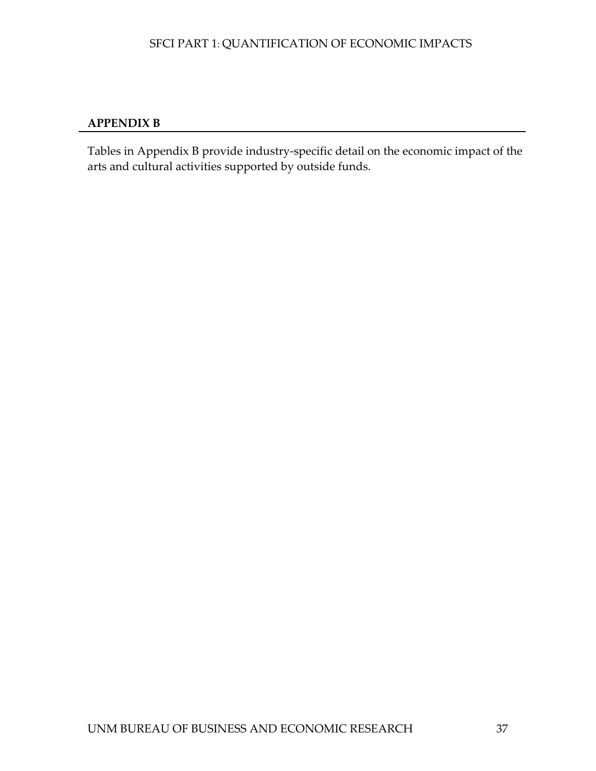## APPENDIX B

Tables in Appendix B provide industry-specific detail on the economic impact of the arts and cultural activities supported by outside funds.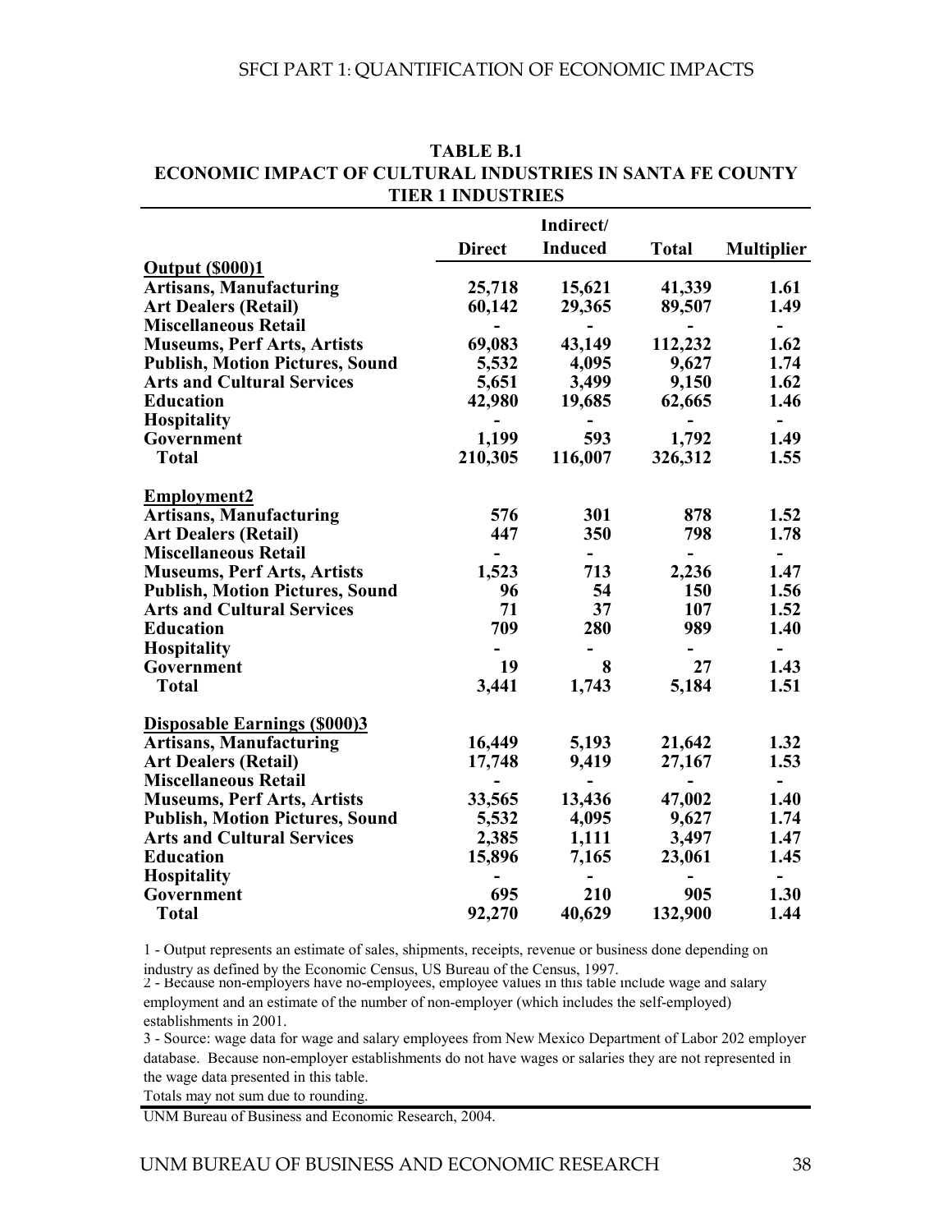**TABLE B.1**
**ECONOMIC IMPACT OF CULTURAL INDUSTRIES IN SANTA FE COUNTY**
**TIER 1 INDUSTRIES**

| | Direct | Indirect/ Induced | Total | Multiplier |
|---|---|---|---|---|
| **Output ($000)1** | | | | |
| **Artisans, Manufacturing** | **25,718** | **15,621** | **41,339** | **1.61** |
| **Art Dealers (Retail)** | **60,142** | **29,365** | **89,507** | **1.49** |
| **Miscellaneous Retail** | **-** | **-** | **-** | **-** |
| **Museums, Perf Arts, Artists** | **69,083** | **43,149** | **112,232** | **1.62** |
| **Publish, Motion Pictures, Sound** | **5,532** | **4,095** | **9,627** | **1.74** |
| **Arts and Cultural Services** | **5,651** | **3,499** | **9,150** | **1.62** |
| **Education** | **42,980** | **19,685** | **62,665** | **1.46** |
| **Hospitality** | **-** | **-** | **-** | **-** |
| **Government** | **1,199** | **593** | **1,792** | **1.49** |
| **Total** | **210,305** | **116,007** | **326,312** | **1.55** |
| **Employment2** | | | | |
| **Artisans, Manufacturing** | **576** | **301** | **878** | **1.52** |
| **Art Dealers (Retail)** | **447** | **350** | **798** | **1.78** |
| **Miscellaneous Retail** | **-** | **-** | **-** | **-** |
| **Museums, Perf Arts, Artists** | **1,523** | **713** | **2,236** | **1.47** |
| **Publish, Motion Pictures, Sound** | **96** | **54** | **150** | **1.56** |
| **Arts and Cultural Services** | **71** | **37** | **107** | **1.52** |
| **Education** | **709** | **280** | **989** | **1.40** |
| **Hospitality** | **-** | **-** | **-** | **-** |
| **Government** | **19** | **8** | **27** | **1.43** |
| **Total** | **3,441** | **1,743** | **5,184** | **1.51** |
| **Disposable Earnings ($000)3** | | | | |
| **Artisans, Manufacturing** | **16,449** | **5,193** | **21,642** | **1.32** |
| **Art Dealers (Retail)** | **17,748** | **9,419** | **27,167** | **1.53** |
| **Miscellaneous Retail** | **-** | **-** | **-** | **-** |
| **Museums, Perf Arts, Artists** | **33,565** | **13,436** | **47,002** | **1.40** |
| **Publish, Motion Pictures, Sound** | **5,532** | **4,095** | **9,627** | **1.74** |
| **Arts and Cultural Services** | **2,385** | **1,111** | **3,497** | **1.47** |
| **Education** | **15,896** | **7,165** | **23,061** | **1.45** |
| **Hospitality** | **-** | **-** | **-** | **-** |
| **Government** | **695** | **210** | **905** | **1.30** |
| **Total** | **92,270** | **40,629** | **132,900** | **1.44** |

1 - Output represents an estimate of sales, shipments, receipts, revenue or business done depending on industry as defined by the Economic Census, US Bureau of the Census, 1997.
2 - Because non-employers have no-employees, employee values in this table include wage and salary employment and an estimate of the number of non-employer (which includes the self-employed) establishments in 2001.
3 - Source: wage data for wage and salary employees from New Mexico Department of Labor 202 employer database. Because non-employer establishments do not have wages or salaries they are not represented in the wage data presented in this table.
Totals may not sum due to rounding.

UNM Bureau of Business and Economic Research, 2004.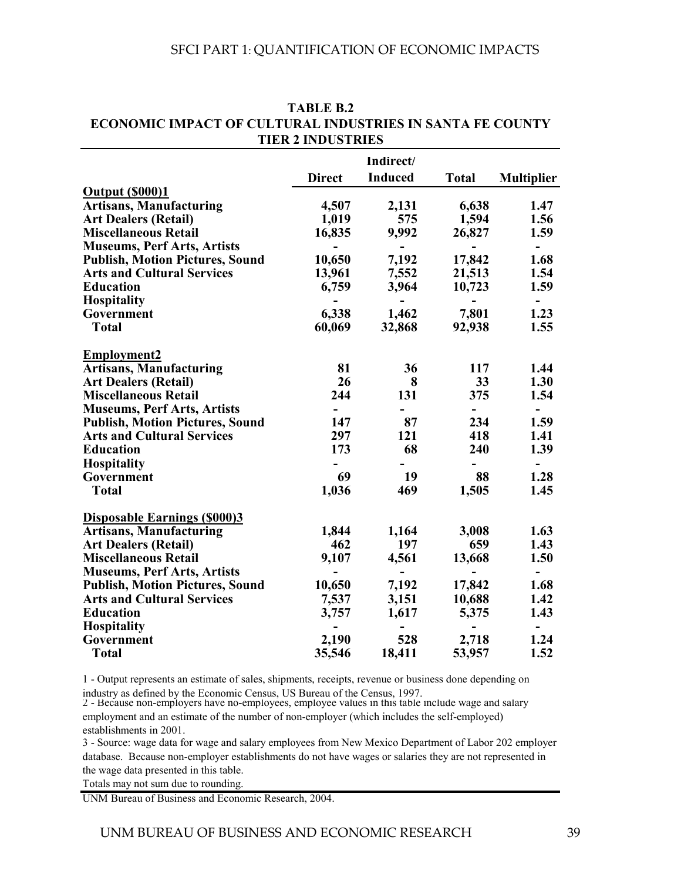**TABLE B.2**
**ECONOMIC IMPACT OF CULTURAL INDUSTRIES IN SANTA FE COUNTY**
**TIER 2 INDUSTRIES**

| | Direct | Indirect/ Induced | Total | Multiplier |
|---|---|---|---|---|
| **Output ($000)1** | | | | |
| **Artisans, Manufacturing** | 4,507 | 2,131 | 6,638 | 1.47 |
| **Art Dealers (Retail)** | 1,019 | 575 | 1,594 | 1.56 |
| **Miscellaneous Retail** | 16,835 | 9,992 | 26,827 | 1.59 |
| **Museums, Perf Arts, Artists** | - | - | - | - |
| **Publish, Motion Pictures, Sound** | 10,650 | 7,192 | 17,842 | 1.68 |
| **Arts and Cultural Services** | 13,961 | 7,552 | 21,513 | 1.54 |
| **Education** | 6,759 | 3,964 | 10,723 | 1.59 |
| **Hospitality** | - | - | - | - |
| **Government** | 6,338 | 1,462 | 7,801 | 1.23 |
| **Total** | 60,069 | 32,868 | 92,938 | 1.55 |
| **Employment2** | | | | |
| **Artisans, Manufacturing** | 81 | 36 | 117 | 1.44 |
| **Art Dealers (Retail)** | 26 | 8 | 33 | 1.30 |
| **Miscellaneous Retail** | 244 | 131 | 375 | 1.54 |
| **Museums, Perf Arts, Artists** | - | - | - | - |
| **Publish, Motion Pictures, Sound** | 147 | 87 | 234 | 1.59 |
| **Arts and Cultural Services** | 297 | 121 | 418 | 1.41 |
| **Education** | 173 | 68 | 240 | 1.39 |
| **Hospitality** | - | - | - | - |
| **Government** | 69 | 19 | 88 | 1.28 |
| **Total** | 1,036 | 469 | 1,505 | 1.45 |
| **Disposable Earnings ($000)3** | | | | |
| **Artisans, Manufacturing** | 1,844 | 1,164 | 3,008 | 1.63 |
| **Art Dealers (Retail)** | 462 | 197 | 659 | 1.43 |
| **Miscellaneous Retail** | 9,107 | 4,561 | 13,668 | 1.50 |
| **Museums, Perf Arts, Artists** | - | - | - | - |
| **Publish, Motion Pictures, Sound** | 10,650 | 7,192 | 17,842 | 1.68 |
| **Arts and Cultural Services** | 7,537 | 3,151 | 10,688 | 1.42 |
| **Education** | 3,757 | 1,617 | 5,375 | 1.43 |
| **Hospitality** | - | - | - | - |
| **Government** | 2,190 | 528 | 2,718 | 1.24 |
| **Total** | 35,546 | 18,411 | 53,957 | 1.52 |

1 - Output represents an estimate of sales, shipments, receipts, revenue or business done depending on industry as defined by the Economic Census, US Bureau of the Census, 1997.
2 - Because non-employers have no-employees, employee values in this table include wage and salary employment and an estimate of the number of non-employer (which includes the self-employed) establishments in 2001.
3 - Source: wage data for wage and salary employees from New Mexico Department of Labor 202 employer database. Because non-employer establishments do not have wages or salaries they are not represented in the wage data presented in this table.
Totals may not sum due to rounding.

UNM Bureau of Business and Economic Research, 2004.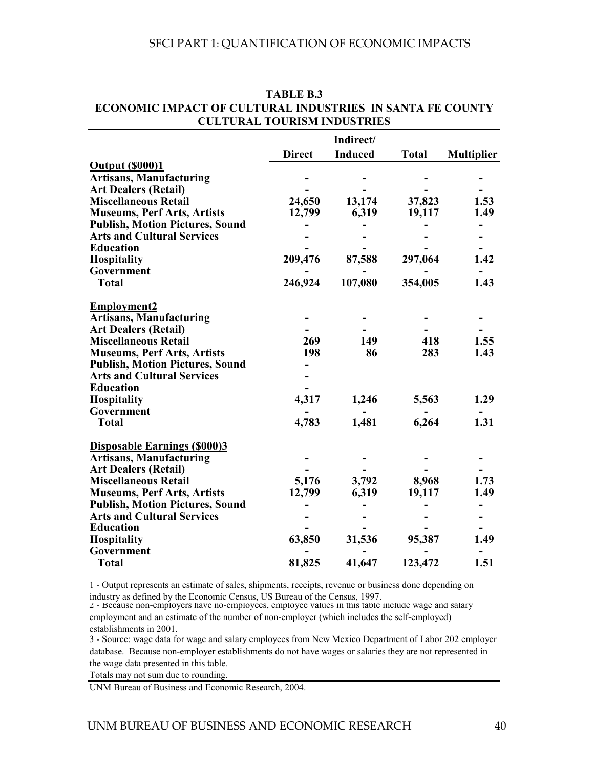**TABLE B.3**
**ECONOMIC IMPACT OF CULTURAL INDUSTRIES IN SANTA FE COUNTY**
**CULTURAL TOURISM INDUSTRIES**

| | Direct | Indirect/ Induced | Total | Multiplier |
|---|---|---|---|---|
| **Output ($000)1** | | | | |
| **Artisans, Manufacturing** | - | - | - | - |
| **Art Dealers (Retail)** | - | - | - | - |
| **Miscellaneous Retail** | 24,650 | 13,174 | 37,823 | 1.53 |
| **Museums, Perf Arts, Artists** | 12,799 | 6,319 | 19,117 | 1.49 |
| **Publish, Motion Pictures, Sound** | - | - | - | - |
| **Arts and Cultural Services** | - | - | - | - |
| **Education** | - | - | - | - |
| **Hospitality** | 209,476 | 87,588 | 297,064 | 1.42 |
| **Government** | - | - | - | - |
| **Total** | 246,924 | 107,080 | 354,005 | 1.43 |
| **Employment2** | | | | |
| **Artisans, Manufacturing** | - | - | - | - |
| **Art Dealers (Retail)** | - | - | - | - |
| **Miscellaneous Retail** | 269 | 149 | 418 | 1.55 |
| **Museums, Perf Arts, Artists** | 198 | 86 | 283 | 1.43 |
| **Publish, Motion Pictures, Sound** | - | | | |
| **Arts and Cultural Services** | - | | | |
| **Education** | - | | | |
| **Hospitality** | 4,317 | 1,246 | 5,563 | 1.29 |
| **Government** | - | - | - | - |
| **Total** | 4,783 | 1,481 | 6,264 | 1.31 |
| **Disposable Earnings ($000)3** | | | | |
| **Artisans, Manufacturing** | - | - | - | - |
| **Art Dealers (Retail)** | - | - | - | - |
| **Miscellaneous Retail** | 5,176 | 3,792 | 8,968 | 1.73 |
| **Museums, Perf Arts, Artists** | 12,799 | 6,319 | 19,117 | 1.49 |
| **Publish, Motion Pictures, Sound** | - | - | - | - |
| **Arts and Cultural Services** | - | - | - | - |
| **Education** | - | - | - | - |
| **Hospitality** | 63,850 | 31,536 | 95,387 | 1.49 |
| **Government** | - | - | - | - |
| **Total** | 81,825 | 41,647 | 123,472 | 1.51 |

1 - Output represents an estimate of sales, shipments, receipts, revenue or business done depending on industry as defined by the Economic Census, US Bureau of the Census, 1997.
2 - Because non-employers have no-employees, employee values in this table include wage and salary employment and an estimate of the number of non-employer (which includes the self-employed) establishments in 2001.
3 - Source: wage data for wage and salary employees from New Mexico Department of Labor 202 employer database. Because non-employer establishments do not have wages or salaries they are not represented in the wage data presented in this table.
Totals may not sum due to rounding.

UNM Bureau of Business and Economic Research, 2004.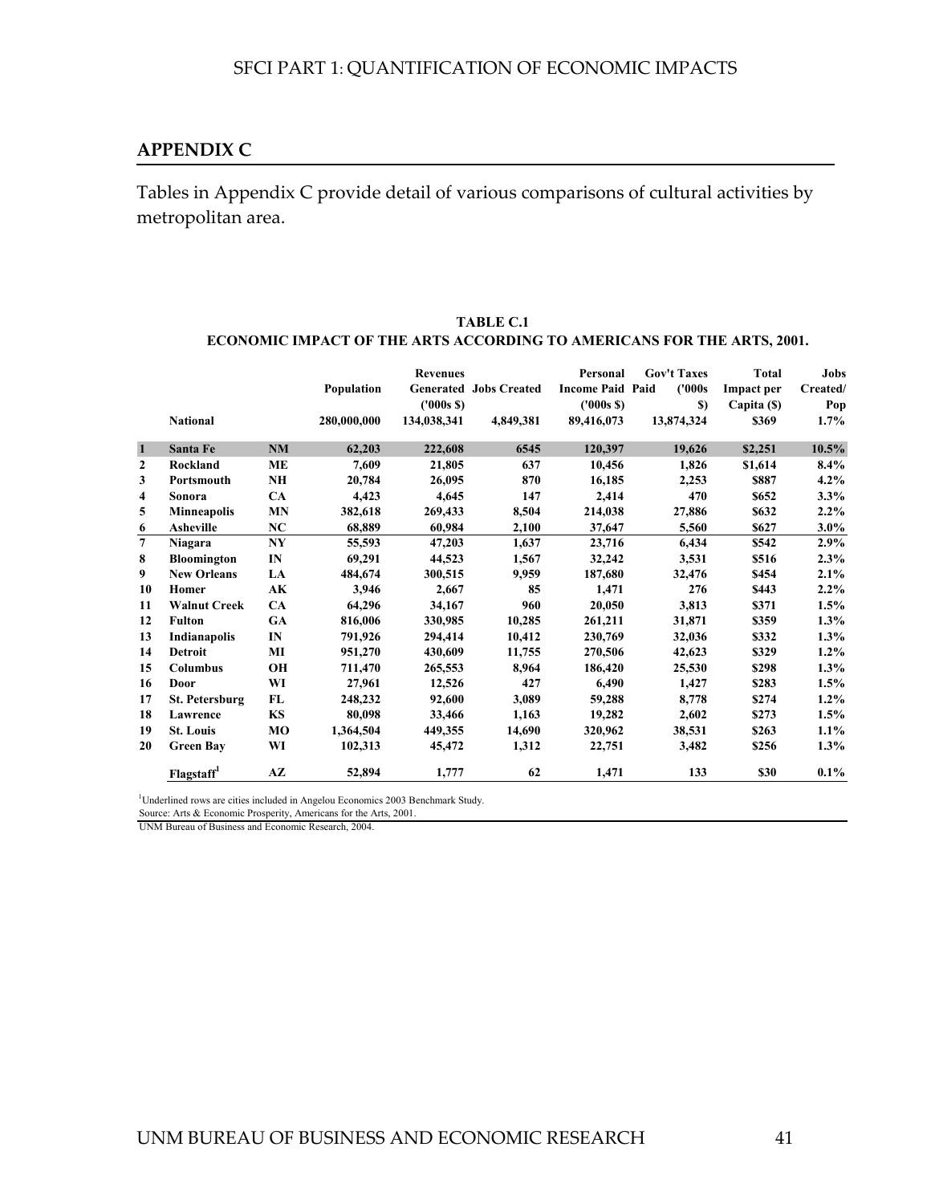## APPENDIX C

Tables in Appendix C provide detail of various comparisons of cultural activities by metropolitan area.

**TABLE C.1**
**ECONOMIC IMPACT OF THE ARTS ACCORDING TO AMERICANS FOR THE ARTS, 2001.**

| | | | Population | Revenues Generated ('000s $) | Jobs Created | Personal Income Paid ('000s $) | Paid Gov't Taxes ('000s $) | Total Impact per Capita ($) | Jobs Created/ Pop |
|---|---|---|---|---|---|---|---|---|---|
| | **National** | | 280,000,000 | 134,038,341 | 4,849,381 | 89,416,073 | 13,874,324 | $369 | 1.7% |
| 1 | Santa Fe | NM | 62,203 | 222,608 | 6545 | 120,397 | 19,626 | $2,251 | 10.5% |
| 2 | Rockland | ME | 7,609 | 21,805 | 637 | 10,456 | 1,826 | $1,614 | 8.4% |
| 3 | Portsmouth | NH | 20,784 | 26,095 | 870 | 16,185 | 2,253 | $887 | 4.2% |
| 4 | Sonora | CA | 4,423 | 4,645 | 147 | 2,414 | 470 | $652 | 3.3% |
| 5 | Minneapolis | MN | 382,618 | 269,433 | 8,504 | 214,038 | 27,886 | $632 | 2.2% |
| 6 | Asheville | NC | 68,889 | 60,984 | 2,100 | 37,647 | 5,560 | $627 | 3.0% |
| 7 | Niagara | NY | 55,593 | 47,203 | 1,637 | 23,716 | 6,434 | $542 | 2.9% |
| 8 | Bloomington | IN | 69,291 | 44,523 | 1,567 | 32,242 | 3,531 | $516 | 2.3% |
| 9 | New Orleans | LA | 484,674 | 300,515 | 9,959 | 187,680 | 32,476 | $454 | 2.1% |
| 10 | Homer | AK | 3,946 | 2,667 | 85 | 1,471 | 276 | $443 | 2.2% |
| 11 | Walnut Creek | CA | 64,296 | 34,167 | 960 | 20,050 | 3,813 | $371 | 1.5% |
| 12 | Fulton | GA | 816,006 | 330,985 | 10,285 | 261,211 | 31,871 | $359 | 1.3% |
| 13 | Indianapolis | IN | 791,926 | 294,414 | 10,412 | 230,769 | 32,036 | $332 | 1.3% |
| 14 | Detroit | MI | 951,270 | 430,609 | 11,755 | 270,506 | 42,623 | $329 | 1.2% |
| 15 | Columbus | OH | 711,470 | 265,553 | 8,964 | 186,420 | 25,530 | $298 | 1.3% |
| 16 | Door | WI | 27,961 | 12,526 | 427 | 6,490 | 1,427 | $283 | 1.5% |
| 17 | St. Petersburg | FL | 248,232 | 92,600 | 3,089 | 59,288 | 8,778 | $274 | 1.2% |
| 18 | Lawrence | KS | 80,098 | 33,466 | 1,163 | 19,282 | 2,602 | $273 | 1.5% |
| 19 | St. Louis | MO | 1,364,504 | 449,355 | 14,690 | 320,962 | 38,531 | $263 | 1.1% |
| 20 | Green Bay | WI | 102,313 | 45,472 | 1,312 | 22,751 | 3,482 | $256 | 1.3% |
| | Flagstaff[1] | AZ | 52,894 | 1,777 | 62 | 1,471 | 133 | $30 | 0.1% |

[1]Underlined rows are cities included in Angelou Economics 2003 Benchmark Study.
Source: Arts & Economic Prosperity, Americans for the Arts, 2001.
UNM Bureau of Business and Economic Research, 2004.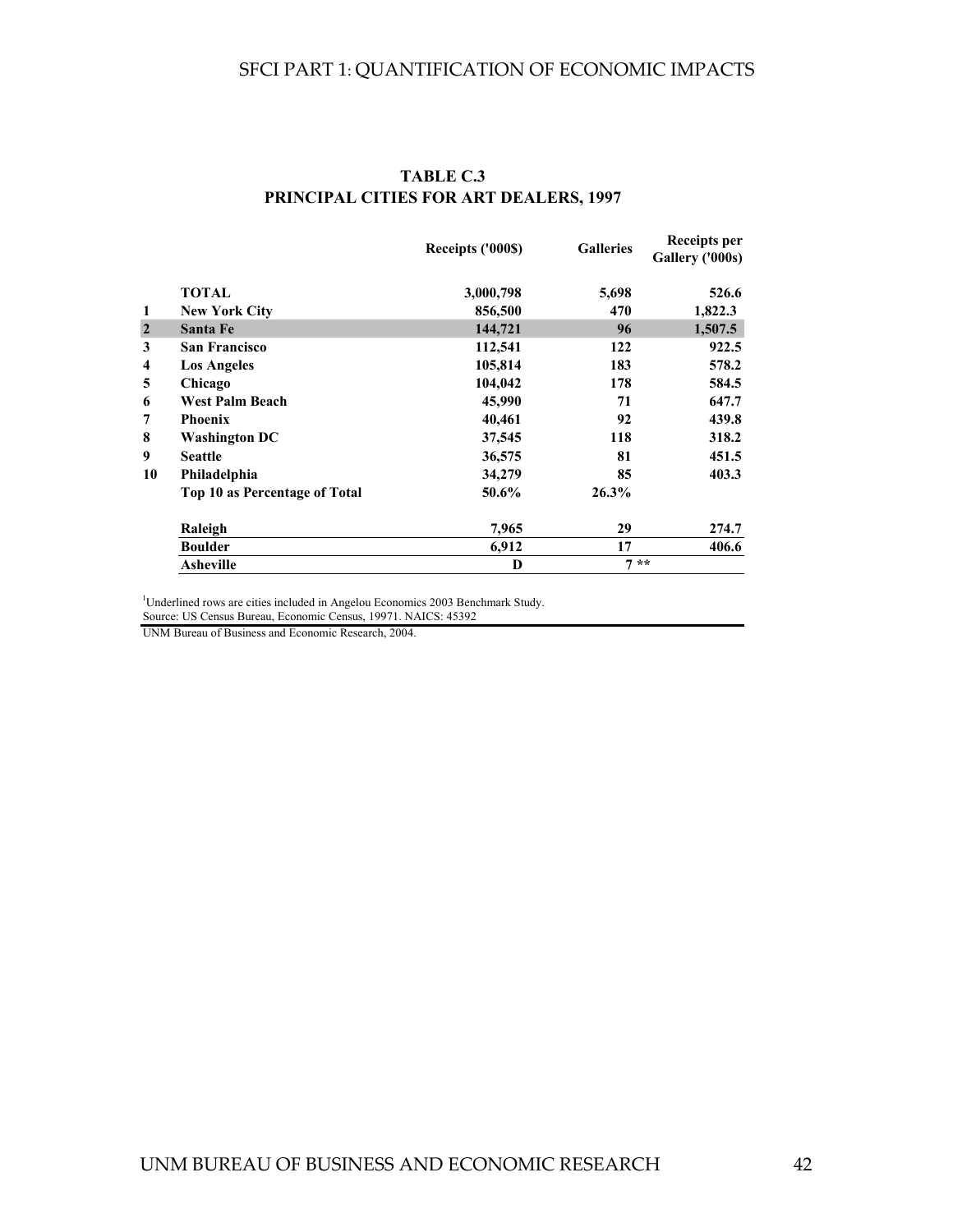**TABLE C.3**
**PRINCIPAL CITIES FOR ART DEALERS, 1997**

| | | Receipts ('000$) | Galleries | Receipts per Gallery ('000s) |
|---|---|---|---|---|
| | **TOTAL** | **3,000,798** | **5,698** | **526.6** |
| **1** | **New York City** | **856,500** | **470** | **1,822.3** |
| **2** | **Santa Fe** | **144,721** | **96** | **1,507.5** |
| **3** | **San Francisco** | **112,541** | **122** | **922.5** |
| **4** | **Los Angeles** | **105,814** | **183** | **578.2** |
| **5** | **Chicago** | **104,042** | **178** | **584.5** |
| **6** | **West Palm Beach** | **45,990** | **71** | **647.7** |
| **7** | **Phoenix** | **40,461** | **92** | **439.8** |
| **8** | **Washington DC** | **37,545** | **118** | **318.2** |
| **9** | **Seattle** | **36,575** | **81** | **451.5** |
| **10** | **Philadelphia** | **34,279** | **85** | **403.3** |
| | **Top 10 as Percentage of Total** | **50.6%** | **26.3%** | |
| | **Raleigh** | **7,965** | **29** | **274.7** |
| | **Boulder** | **6,912** | **17** | **406.6** |
| | **Asheville** | **D** | **7 \*\*** | |

[1]Underlined rows are cities included in Angelou Economics 2003 Benchmark Study.
Source: US Census Bureau, Economic Census, 19971. NAICS: 45392

UNM Bureau of Business and Economic Research, 2004.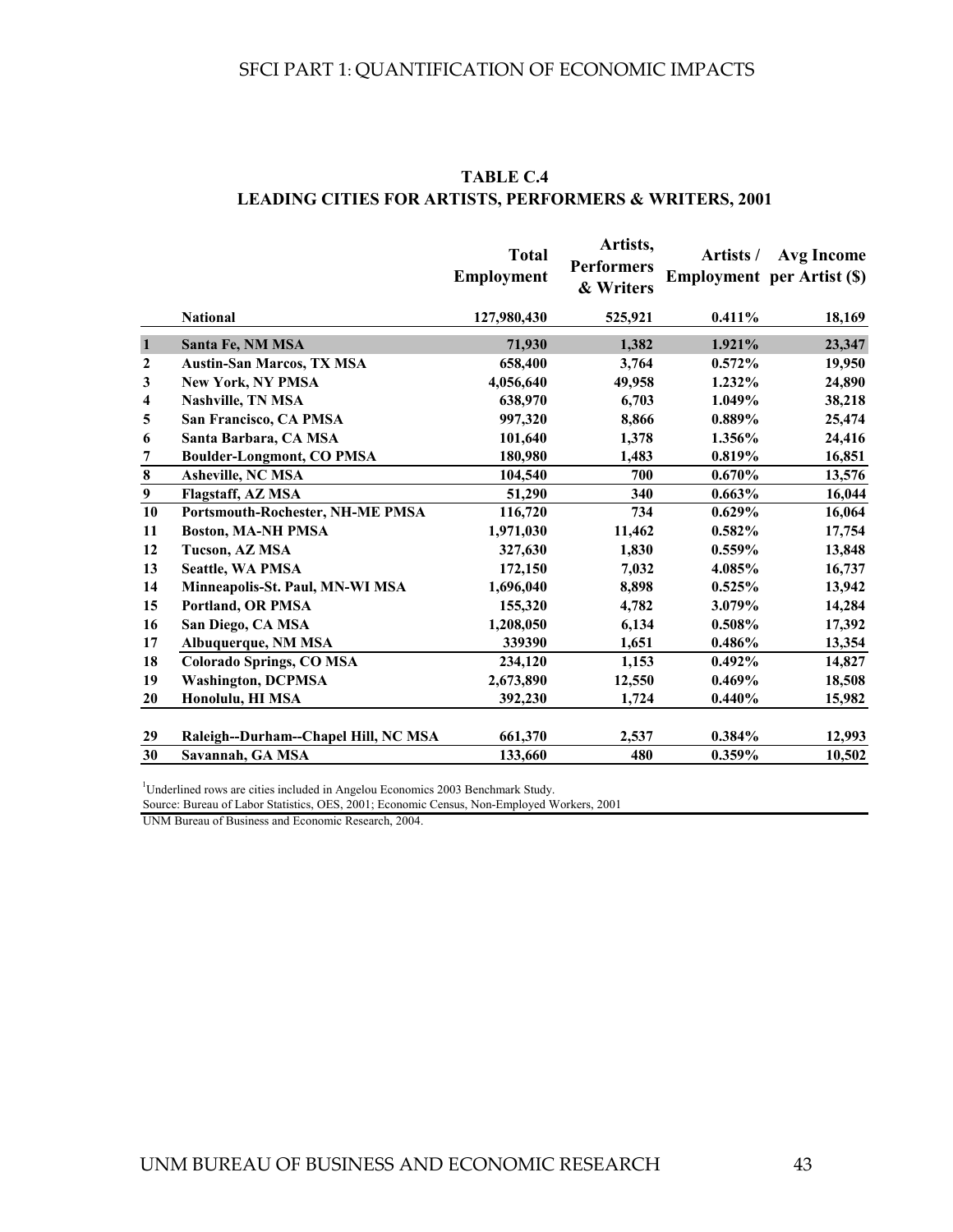**TABLE C.4**
**LEADING CITIES FOR ARTISTS, PERFORMERS & WRITERS, 2001**

| | | Total Employment | Artists, Performers & Writers | Artists / Employment | Avg Income per Artist ($) |
|---|---|---|---|---|---|
| | **National** | 127,980,430 | 525,921 | 0.411% | 18,169 |
| 1 | **Santa Fe, NM MSA** | 71,930 | 1,382 | 1.921% | 23,347 |
| 2 | **Austin-San Marcos, TX MSA** | 658,400 | 3,764 | 0.572% | 19,950 |
| 3 | **New York, NY PMSA** | 4,056,640 | 49,958 | 1.232% | 24,890 |
| 4 | **Nashville, TN MSA** | 638,970 | 6,703 | 1.049% | 38,218 |
| 5 | **San Francisco, CA PMSA** | 997,320 | 8,866 | 0.889% | 25,474 |
| 6 | **Santa Barbara, CA MSA** | 101,640 | 1,378 | 1.356% | 24,416 |
| 7 | **Boulder-Longmont, CO PMSA** | 180,980 | 1,483 | 0.819% | 16,851 |
| 8 | **Asheville, NC MSA** | 104,540 | 700 | 0.670% | 13,576 |
| 9 | **Flagstaff, AZ MSA** | 51,290 | 340 | 0.663% | 16,044 |
| 10 | **Portsmouth-Rochester, NH-ME PMSA** | 116,720 | 734 | 0.629% | 16,064 |
| 11 | **Boston, MA-NH PMSA** | 1,971,030 | 11,462 | 0.582% | 17,754 |
| 12 | **Tucson, AZ MSA** | 327,630 | 1,830 | 0.559% | 13,848 |
| 13 | **Seattle, WA PMSA** | 172,150 | 7,032 | 4.085% | 16,737 |
| 14 | **Minneapolis-St. Paul, MN-WI MSA** | 1,696,040 | 8,898 | 0.525% | 13,942 |
| 15 | **Portland, OR PMSA** | 155,320 | 4,782 | 3.079% | 14,284 |
| 16 | **San Diego, CA MSA** | 1,208,050 | 6,134 | 0.508% | 17,392 |
| 17 | **Albuquerque, NM MSA** | 339390 | 1,651 | 0.486% | 13,354 |
| 18 | **Colorado Springs, CO MSA** | 234,120 | 1,153 | 0.492% | 14,827 |
| 19 | **Washington, DCPMSA** | 2,673,890 | 12,550 | 0.469% | 18,508 |
| 20 | **Honolulu, HI MSA** | 392,230 | 1,724 | 0.440% | 15,982 |
| | | | | | |
| 29 | **Raleigh--Durham--Chapel Hill, NC MSA** | 661,370 | 2,537 | 0.384% | 12,993 |
| 30 | **Savannah, GA MSA** | 133,660 | 480 | 0.359% | 10,502 |

[1]Underlined rows are cities included in Angelou Economics 2003 Benchmark Study.
Source: Bureau of Labor Statistics, OES, 2001; Economic Census, Non-Employed Workers, 2001

UNM Bureau of Business and Economic Research, 2004.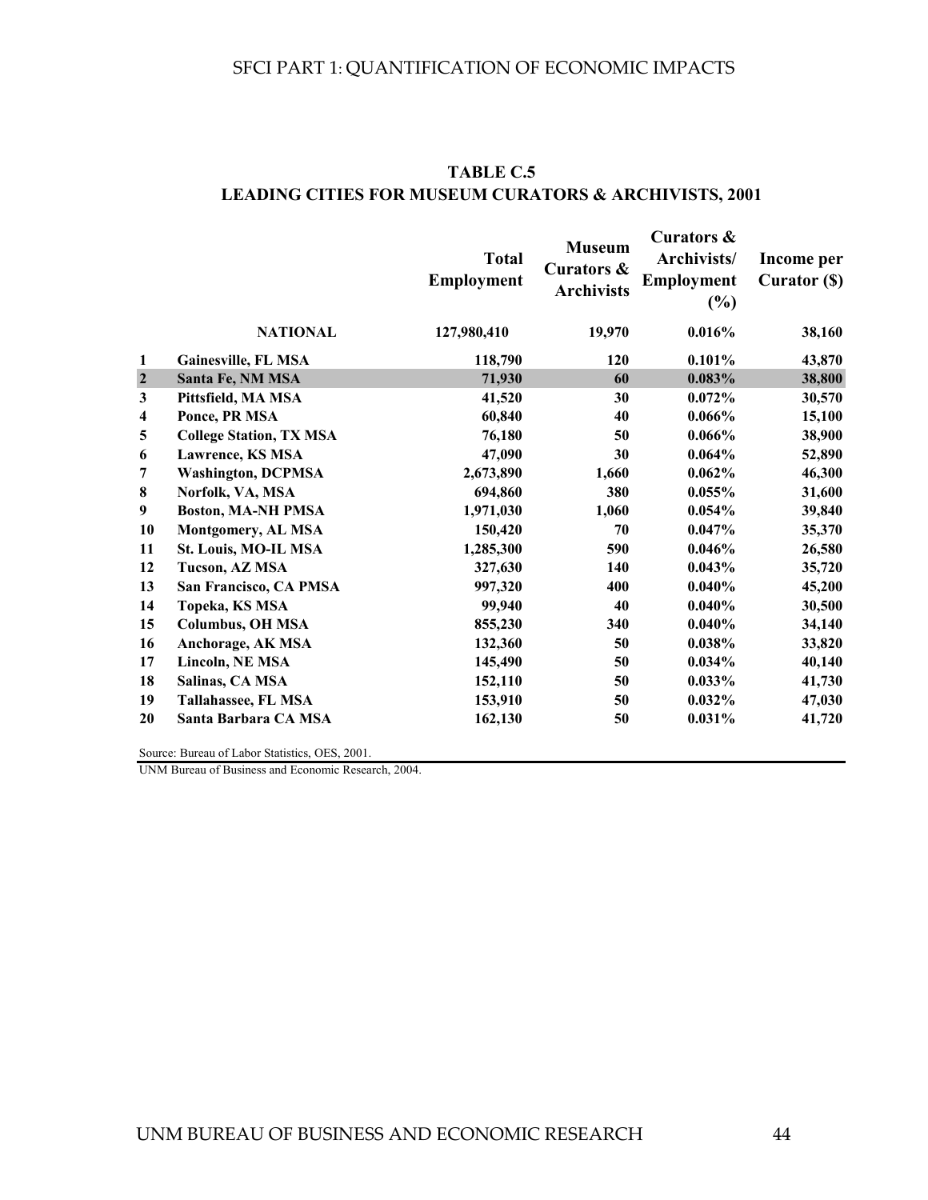## TABLE C.5
## LEADING CITIES FOR MUSEUM CURATORS & ARCHIVISTS, 2001

| | | Total Employment | Museum Curators & Archivists | Curators & Archivists/ Employment (%) | Income per Curator ($) |
|---|---|---|---|---|---|
| | **NATIONAL** | **127,980,410** | **19,970** | **0.016%** | **38,160** |
| **1** | **Gainesville, FL MSA** | **118,790** | **120** | **0.101%** | **43,870** |
| **2** | **Santa Fe, NM MSA** | **71,930** | **60** | **0.083%** | **38,800** |
| **3** | **Pittsfield, MA MSA** | **41,520** | **30** | **0.072%** | **30,570** |
| **4** | **Ponce, PR MSA** | **60,840** | **40** | **0.066%** | **15,100** |
| **5** | **College Station, TX MSA** | **76,180** | **50** | **0.066%** | **38,900** |
| **6** | **Lawrence, KS MSA** | **47,090** | **30** | **0.064%** | **52,890** |
| **7** | **Washington, DCPMSA** | **2,673,890** | **1,660** | **0.062%** | **46,300** |
| **8** | **Norfolk, VA, MSA** | **694,860** | **380** | **0.055%** | **31,600** |
| **9** | **Boston, MA-NH PMSA** | **1,971,030** | **1,060** | **0.054%** | **39,840** |
| **10** | **Montgomery, AL MSA** | **150,420** | **70** | **0.047%** | **35,370** |
| **11** | **St. Louis, MO-IL MSA** | **1,285,300** | **590** | **0.046%** | **26,580** |
| **12** | **Tucson, AZ MSA** | **327,630** | **140** | **0.043%** | **35,720** |
| **13** | **San Francisco, CA PMSA** | **997,320** | **400** | **0.040%** | **45,200** |
| **14** | **Topeka, KS MSA** | **99,940** | **40** | **0.040%** | **30,500** |
| **15** | **Columbus, OH MSA** | **855,230** | **340** | **0.040%** | **34,140** |
| **16** | **Anchorage, AK MSA** | **132,360** | **50** | **0.038%** | **33,820** |
| **17** | **Lincoln, NE MSA** | **145,490** | **50** | **0.034%** | **40,140** |
| **18** | **Salinas, CA MSA** | **152,110** | **50** | **0.033%** | **41,730** |
| **19** | **Tallahassee, FL MSA** | **153,910** | **50** | **0.032%** | **47,030** |
| **20** | **Santa Barbara CA MSA** | **162,130** | **50** | **0.031%** | **41,720** |

Source: Bureau of Labor Statistics, OES, 2001.

UNM Bureau of Business and Economic Research, 2004.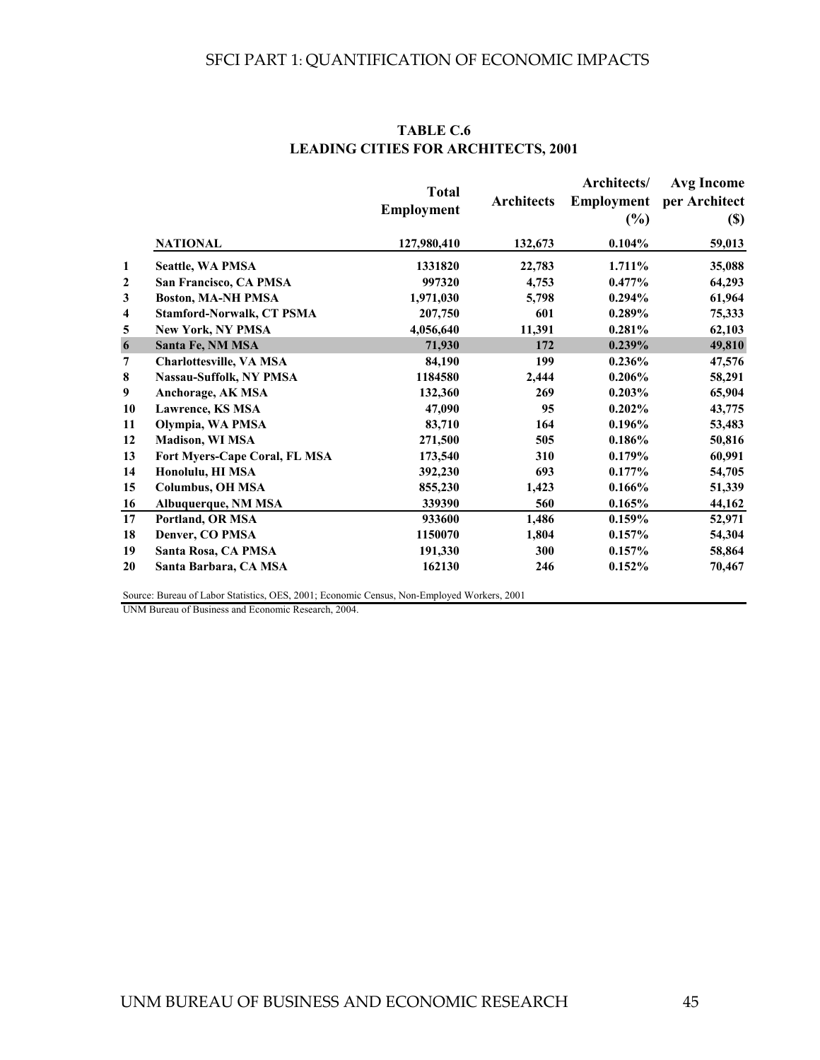## TABLE C.6
## LEADING CITIES FOR ARCHITECTS, 2001

| | | Total Employment | Architects | Architects/ Employment (%) | Avg Income per Architect ($) |
|---|---|---|---|---|---|
| | **NATIONAL** | **127,980,410** | **132,673** | **0.104%** | **59,013** |
| **1** | **Seattle, WA PMSA** | **1331820** | **22,783** | **1.711%** | **35,088** |
| **2** | **San Francisco, CA PMSA** | **997320** | **4,753** | **0.477%** | **64,293** |
| **3** | **Boston, MA-NH PMSA** | **1,971,030** | **5,798** | **0.294%** | **61,964** |
| **4** | **Stamford-Norwalk, CT PSMA** | **207,750** | **601** | **0.289%** | **75,333** |
| **5** | **New York, NY PMSA** | **4,056,640** | **11,391** | **0.281%** | **62,103** |
| **6** | **Santa Fe, NM MSA** | **71,930** | **172** | **0.239%** | **49,810** |
| **7** | **Charlottesville, VA MSA** | **84,190** | **199** | **0.236%** | **47,576** |
| **8** | **Nassau-Suffolk, NY PMSA** | **1184580** | **2,444** | **0.206%** | **58,291** |
| **9** | **Anchorage, AK MSA** | **132,360** | **269** | **0.203%** | **65,904** |
| **10** | **Lawrence, KS MSA** | **47,090** | **95** | **0.202%** | **43,775** |
| **11** | **Olympia, WA PMSA** | **83,710** | **164** | **0.196%** | **53,483** |
| **12** | **Madison, WI MSA** | **271,500** | **505** | **0.186%** | **50,816** |
| **13** | **Fort Myers-Cape Coral, FL MSA** | **173,540** | **310** | **0.179%** | **60,991** |
| **14** | **Honolulu, HI MSA** | **392,230** | **693** | **0.177%** | **54,705** |
| **15** | **Columbus, OH MSA** | **855,230** | **1,423** | **0.166%** | **51,339** |
| **16** | **Albuquerque, NM MSA** | **339390** | **560** | **0.165%** | **44,162** |
| **17** | **Portland, OR MSA** | **933600** | **1,486** | **0.159%** | **52,971** |
| **18** | **Denver, CO PMSA** | **1150070** | **1,804** | **0.157%** | **54,304** |
| **19** | **Santa Rosa, CA PMSA** | **191,330** | **300** | **0.157%** | **58,864** |
| **20** | **Santa Barbara, CA MSA** | **162130** | **246** | **0.152%** | **70,467** |

Source: Bureau of Labor Statistics, OES, 2001; Economic Census, Non-Employed Workers, 2001

UNM Bureau of Business and Economic Research, 2004.